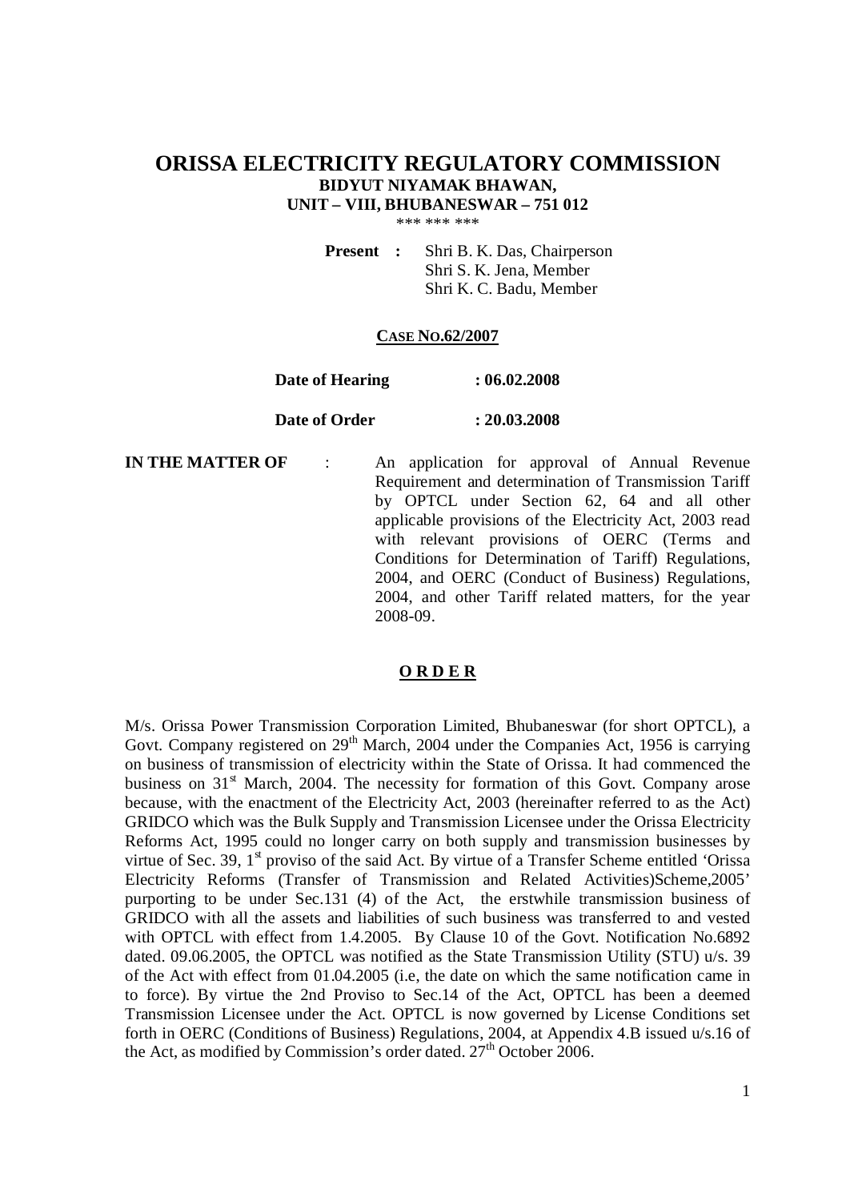# ORISSA ELECTRICITY REGULATORY COMMISSION

**BIDYUT NIYAMAK BHAWAN,**
**UNIT – VIII, BHUBANESWAR – 751 012**

\*\*\* \*\*\* \*\*\*

**Present :** Shri B. K. Das, Chairperson
Shri S. K. Jena, Member
Shri K. C. Badu, Member

**CASE NO.62/2007**

**Date of Hearing : 06.02.2008**

**Date of Order : 20.03.2008**

**IN THE MATTER OF** : An application for approval of Annual Revenue Requirement and determination of Transmission Tariff by OPTCL under Section 62, 64 and all other applicable provisions of the Electricity Act, 2003 read with relevant provisions of OERC (Terms and Conditions for Determination of Tariff) Regulations, 2004, and OERC (Conduct of Business) Regulations, 2004, and other Tariff related matters, for the year 2008-09.

## ORDER

M/s. Orissa Power Transmission Corporation Limited, Bhubaneswar (for short OPTCL), a Govt. Company registered on 29th March, 2004 under the Companies Act, 1956 is carrying on business of transmission of electricity within the State of Orissa. It had commenced the business on 31st March, 2004. The necessity for formation of this Govt. Company arose because, with the enactment of the Electricity Act, 2003 (hereinafter referred to as the Act) GRIDCO which was the Bulk Supply and Transmission Licensee under the Orissa Electricity Reforms Act, 1995 could no longer carry on both supply and transmission businesses by virtue of Sec. 39, 1st proviso of the said Act. By virtue of a Transfer Scheme entitled 'Orissa Electricity Reforms (Transfer of Transmission and Related Activities)Scheme,2005' purporting to be under Sec.131 (4) of the Act, the erstwhile transmission business of GRIDCO with all the assets and liabilities of such business was transferred to and vested with OPTCL with effect from 1.4.2005. By Clause 10 of the Govt. Notification No.6892 dated. 09.06.2005, the OPTCL was notified as the State Transmission Utility (STU) u/s. 39 of the Act with effect from 01.04.2005 (i.e, the date on which the same notification came in to force). By virtue the 2nd Proviso to Sec.14 of the Act, OPTCL has been a deemed Transmission Licensee under the Act. OPTCL is now governed by License Conditions set forth in OERC (Conditions of Business) Regulations, 2004, at Appendix 4.B issued u/s.16 of the Act, as modified by Commission's order dated. 27th October 2006.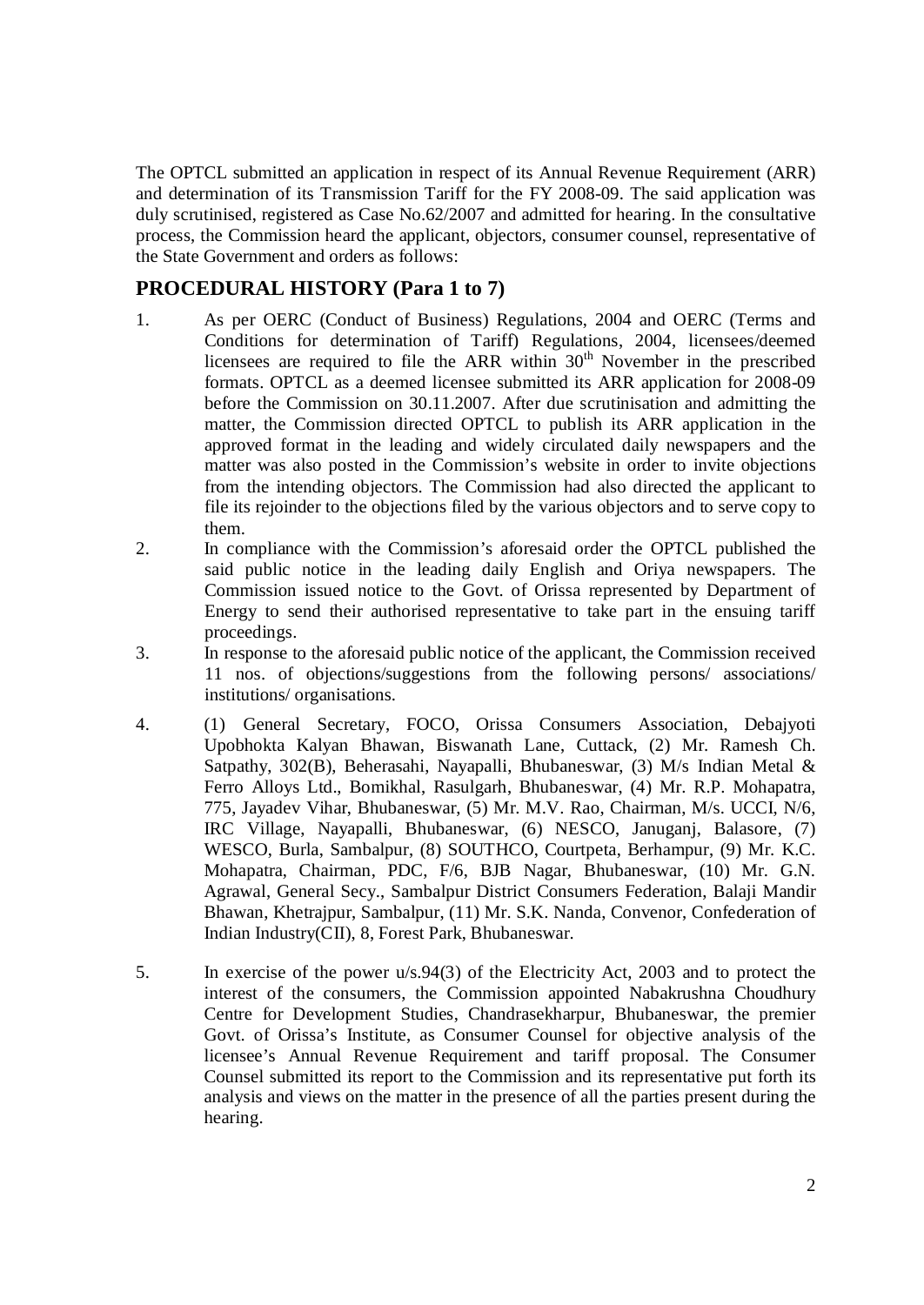The OPTCL submitted an application in respect of its Annual Revenue Requirement (ARR) and determination of its Transmission Tariff for the FY 2008-09. The said application was duly scrutinised, registered as Case No.62/2007 and admitted for hearing. In the consultative process, the Commission heard the applicant, objectors, consumer counsel, representative of the State Government and orders as follows:

## PROCEDURAL HISTORY (Para 1 to 7)

1. As per OERC (Conduct of Business) Regulations, 2004 and OERC (Terms and Conditions for determination of Tariff) Regulations, 2004, licensees/deemed licensees are required to file the ARR within 30th November in the prescribed formats. OPTCL as a deemed licensee submitted its ARR application for 2008-09 before the Commission on 30.11.2007. After due scrutinisation and admitting the matter, the Commission directed OPTCL to publish its ARR application in the approved format in the leading and widely circulated daily newspapers and the matter was also posted in the Commission's website in order to invite objections from the intending objectors. The Commission had also directed the applicant to file its rejoinder to the objections filed by the various objectors and to serve copy to them.

2. In compliance with the Commission's aforesaid order the OPTCL published the said public notice in the leading daily English and Oriya newspapers. The Commission issued notice to the Govt. of Orissa represented by Department of Energy to send their authorised representative to take part in the ensuing tariff proceedings.

3. In response to the aforesaid public notice of the applicant, the Commission received 11 nos. of objections/suggestions from the following persons/ associations/ institutions/ organisations.

4. (1) General Secretary, FOCO, Orissa Consumers Association, Debajyoti Upobhokta Kalyan Bhawan, Biswanath Lane, Cuttack, (2) Mr. Ramesh Ch. Satpathy, 302(B), Beherasahi, Nayapalli, Bhubaneswar, (3) M/s Indian Metal & Ferro Alloys Ltd., Bomikhal, Rasulgarh, Bhubaneswar, (4) Mr. R.P. Mohapatra, 775, Jayadev Vihar, Bhubaneswar, (5) Mr. M.V. Rao, Chairman, M/s. UCCI, N/6, IRC Village, Nayapalli, Bhubaneswar, (6) NESCO, Januganj, Balasore, (7) WESCO, Burla, Sambalpur, (8) SOUTHCO, Courtpeta, Berhampur, (9) Mr. K.C. Mohapatra, Chairman, PDC, F/6, BJB Nagar, Bhubaneswar, (10) Mr. G.N. Agrawal, General Secy., Sambalpur District Consumers Federation, Balaji Mandir Bhawan, Khetrajpur, Sambalpur, (11) Mr. S.K. Nanda, Convenor, Confederation of Indian Industry(CII), 8, Forest Park, Bhubaneswar.

5. In exercise of the power u/s.94(3) of the Electricity Act, 2003 and to protect the interest of the consumers, the Commission appointed Nabakrushna Choudhury Centre for Development Studies, Chandrasekharpur, Bhubaneswar, the premier Govt. of Orissa's Institute, as Consumer Counsel for objective analysis of the licensee's Annual Revenue Requirement and tariff proposal. The Consumer Counsel submitted its report to the Commission and its representative put forth its analysis and views on the matter in the presence of all the parties present during the hearing.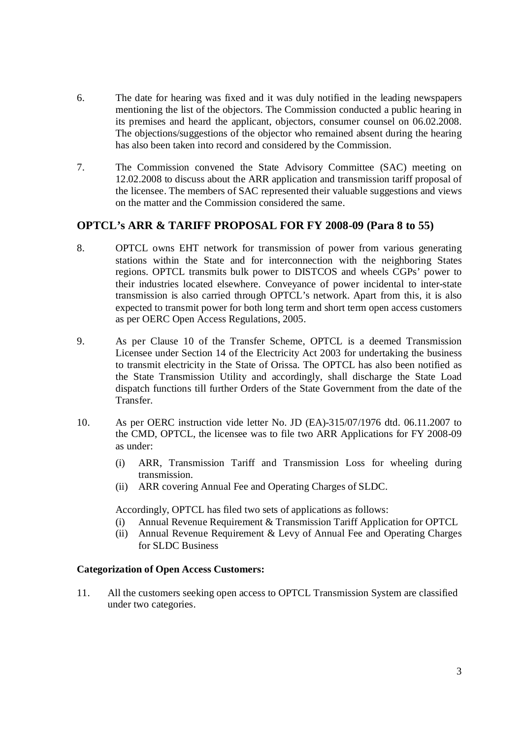6. The date for hearing was fixed and it was duly notified in the leading newspapers mentioning the list of the objectors. The Commission conducted a public hearing in its premises and heard the applicant, objectors, consumer counsel on 06.02.2008. The objections/suggestions of the objector who remained absent during the hearing has also been taken into record and considered by the Commission.

7. The Commission convened the State Advisory Committee (SAC) meeting on 12.02.2008 to discuss about the ARR application and transmission tariff proposal of the licensee. The members of SAC represented their valuable suggestions and views on the matter and the Commission considered the same.

## OPTCL's ARR & TARIFF PROPOSAL FOR FY 2008-09 (Para 8 to 55)

8. OPTCL owns EHT network for transmission of power from various generating stations within the State and for interconnection with the neighboring States regions. OPTCL transmits bulk power to DISTCOS and wheels CGPs' power to their industries located elsewhere. Conveyance of power incidental to inter-state transmission is also carried through OPTCL's network. Apart from this, it is also expected to transmit power for both long term and short term open access customers as per OERC Open Access Regulations, 2005.

9. As per Clause 10 of the Transfer Scheme, OPTCL is a deemed Transmission Licensee under Section 14 of the Electricity Act 2003 for undertaking the business to transmit electricity in the State of Orissa. The OPTCL has also been notified as the State Transmission Utility and accordingly, shall discharge the State Load dispatch functions till further Orders of the State Government from the date of the Transfer.

10. As per OERC instruction vide letter No. JD (EA)-315/07/1976 dtd. 06.11.2007 to the CMD, OPTCL, the licensee was to file two ARR Applications for FY 2008-09 as under:

    (i) ARR, Transmission Tariff and Transmission Loss for wheeling during transmission.
    (ii) ARR covering Annual Fee and Operating Charges of SLDC.

    Accordingly, OPTCL has filed two sets of applications as follows:
    (i) Annual Revenue Requirement & Transmission Tariff Application for OPTCL
    (ii) Annual Revenue Requirement & Levy of Annual Fee and Operating Charges for SLDC Business

**Categorization of Open Access Customers:**

11. All the customers seeking open access to OPTCL Transmission System are classified under two categories.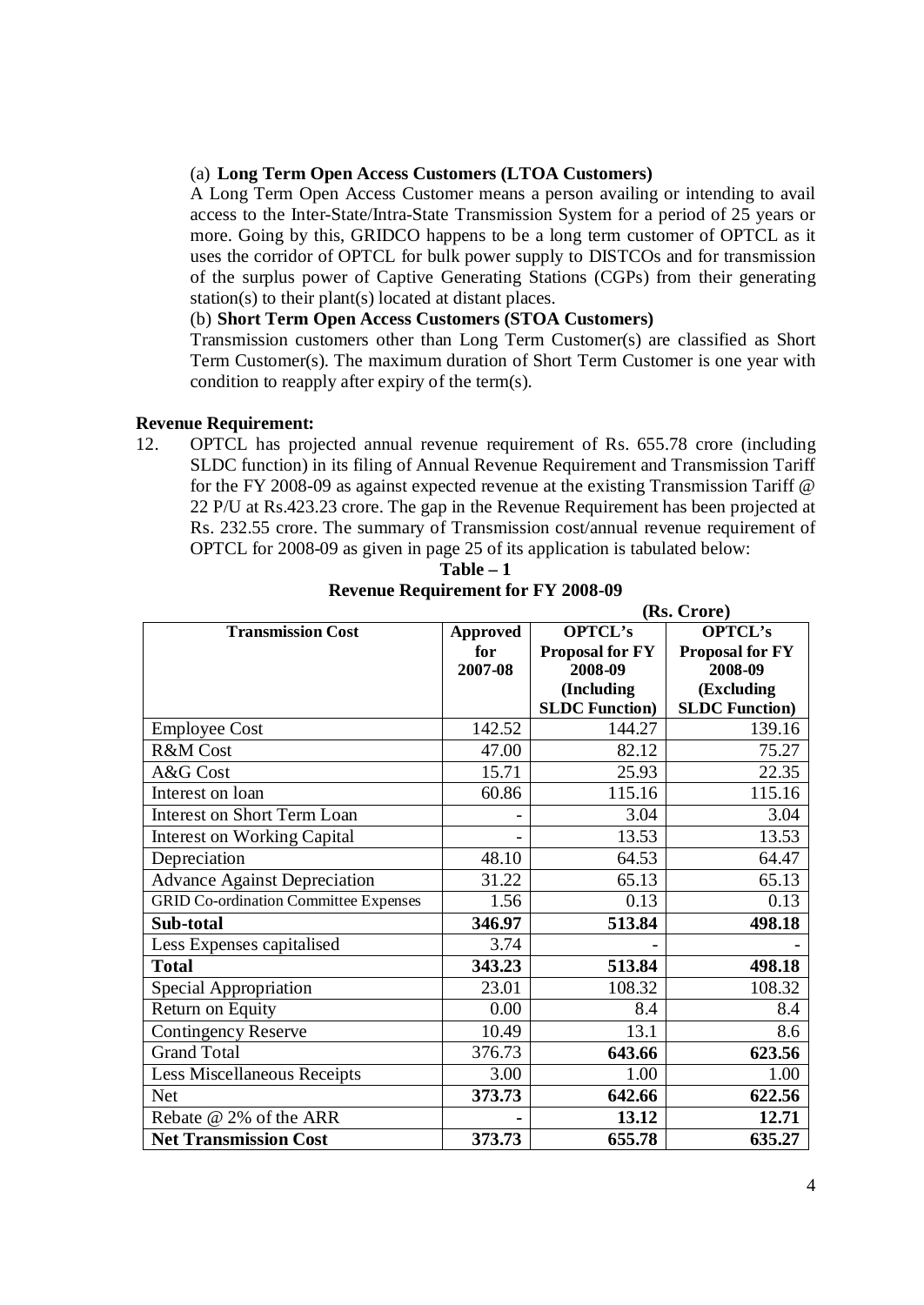(a) **Long Term Open Access Customers (LTOA Customers)**

A Long Term Open Access Customer means a person availing or intending to avail access to the Inter-State/Intra-State Transmission System for a period of 25 years or more. Going by this, GRIDCO happens to be a long term customer of OPTCL as it uses the corridor of OPTCL for bulk power supply to DISTCOs and for transmission of the surplus power of Captive Generating Stations (CGPs) from their generating station(s) to their plant(s) located at distant places.

(b) **Short Term Open Access Customers (STOA Customers)**

Transmission customers other than Long Term Customer(s) are classified as Short Term Customer(s). The maximum duration of Short Term Customer is one year with condition to reapply after expiry of the term(s).

**Revenue Requirement:**

12. OPTCL has projected annual revenue requirement of Rs. 655.78 crore (including SLDC function) in its filing of Annual Revenue Requirement and Transmission Tariff for the FY 2008-09 as against expected revenue at the existing Transmission Tariff @ 22 P/U at Rs.423.23 crore. The gap in the Revenue Requirement has been projected at Rs. 232.55 crore. The summary of Transmission cost/annual revenue requirement of OPTCL for 2008-09 as given in page 25 of its application is tabulated below:

**Table – 1**

**Revenue Requirement for FY 2008-09**

**(Rs. Crore)**

| Transmission Cost | Approved for 2007-08 | OPTCL's Proposal for FY 2008-09 (Including SLDC Function) | OPTCL's Proposal for FY 2008-09 (Excluding SLDC Function) |
|---|---|---|---|
| Employee Cost | 142.52 | 144.27 | 139.16 |
| R&M Cost | 47.00 | 82.12 | 75.27 |
| A&G Cost | 15.71 | 25.93 | 22.35 |
| Interest on loan | 60.86 | 115.16 | 115.16 |
| Interest on Short Term Loan | - | 3.04 | 3.04 |
| Interest on Working Capital | - | 13.53 | 13.53 |
| Depreciation | 48.10 | 64.53 | 64.47 |
| Advance Against Depreciation | 31.22 | 65.13 | 65.13 |
| GRID Co-ordination Committee Expenses | 1.56 | 0.13 | 0.13 |
| **Sub-total** | **346.97** | **513.84** | **498.18** |
| Less Expenses capitalised | 3.74 | - | - |
| **Total** | **343.23** | **513.84** | **498.18** |
| Special Appropriation | 23.01 | 108.32 | 108.32 |
| Return on Equity | 0.00 | 8.4 | 8.4 |
| Contingency Reserve | 10.49 | 13.1 | 8.6 |
| Grand Total | 376.73 | **643.66** | **623.56** |
| Less Miscellaneous Receipts | 3.00 | 1.00 | 1.00 |
| Net | **373.73** | **642.66** | **622.56** |
| Rebate @ 2% of the ARR | **-** | **13.12** | **12.71** |
| **Net Transmission Cost** | **373.73** | **655.78** | **635.27** |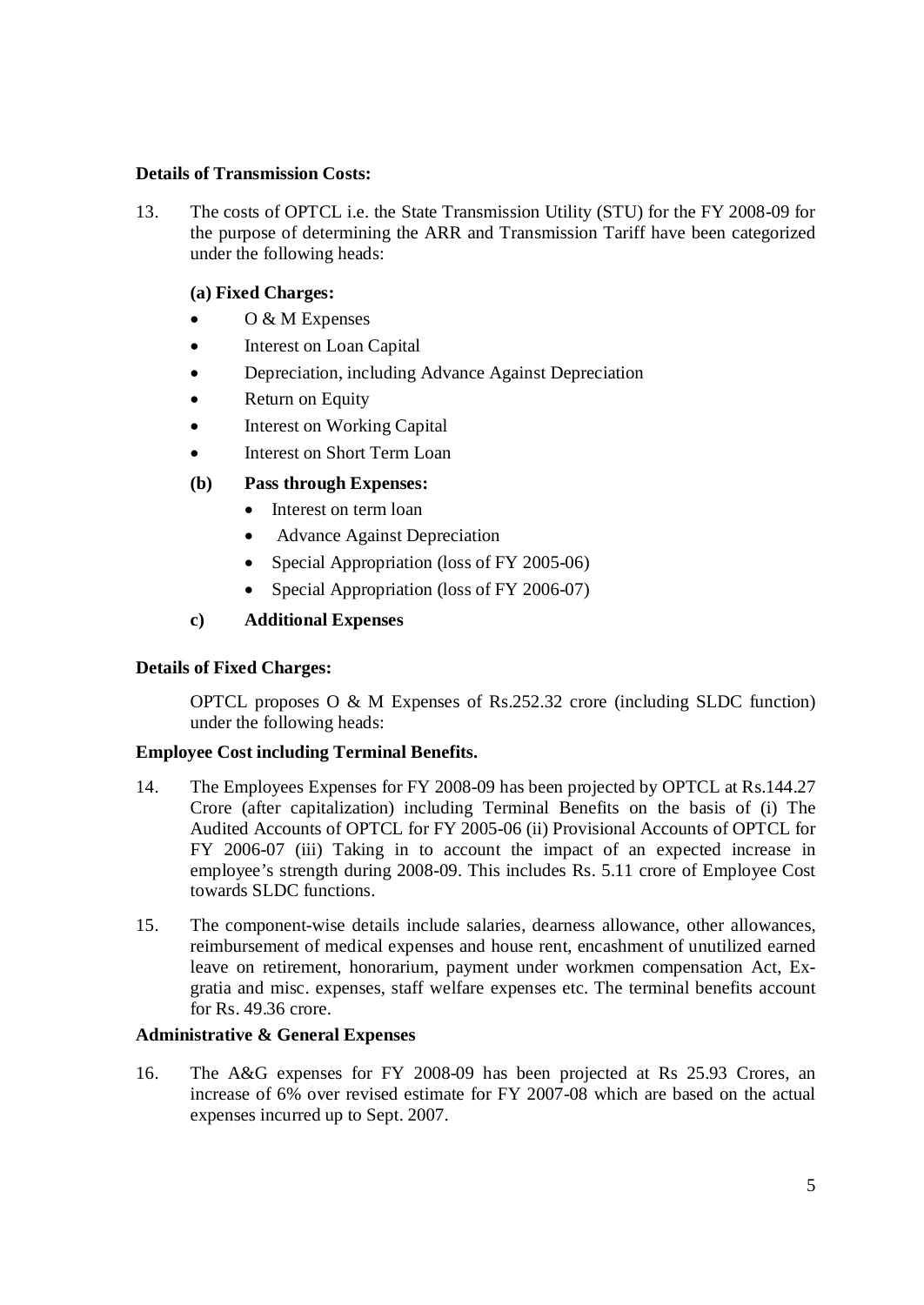**Details of Transmission Costs:**

13. The costs of OPTCL i.e. the State Transmission Utility (STU) for the FY 2008-09 for the purpose of determining the ARR and Transmission Tariff have been categorized under the following heads:

    **(a) Fixed Charges:**

    - O & M Expenses
    - Interest on Loan Capital
    - Depreciation, including Advance Against Depreciation
    - Return on Equity
    - Interest on Working Capital
    - Interest on Short Term Loan

    **(b) Pass through Expenses:**

    - Interest on term loan
    - Advance Against Depreciation
    - Special Appropriation (loss of FY 2005-06)
    - Special Appropriation (loss of FY 2006-07)

    **c) Additional Expenses**

**Details of Fixed Charges:**

OPTCL proposes O & M Expenses of Rs.252.32 crore (including SLDC function) under the following heads:

**Employee Cost including Terminal Benefits.**

14. The Employees Expenses for FY 2008-09 has been projected by OPTCL at Rs.144.27 Crore (after capitalization) including Terminal Benefits on the basis of (i) The Audited Accounts of OPTCL for FY 2005-06 (ii) Provisional Accounts of OPTCL for FY 2006-07 (iii) Taking in to account the impact of an expected increase in employee's strength during 2008-09. This includes Rs. 5.11 crore of Employee Cost towards SLDC functions.

15. The component-wise details include salaries, dearness allowance, other allowances, reimbursement of medical expenses and house rent, encashment of unutilized earned leave on retirement, honorarium, payment under workmen compensation Act, Ex-gratia and misc. expenses, staff welfare expenses etc. The terminal benefits account for Rs. 49.36 crore.

**Administrative & General Expenses**

16. The A&G expenses for FY 2008-09 has been projected at Rs 25.93 Crores, an increase of 6% over revised estimate for FY 2007-08 which are based on the actual expenses incurred up to Sept. 2007.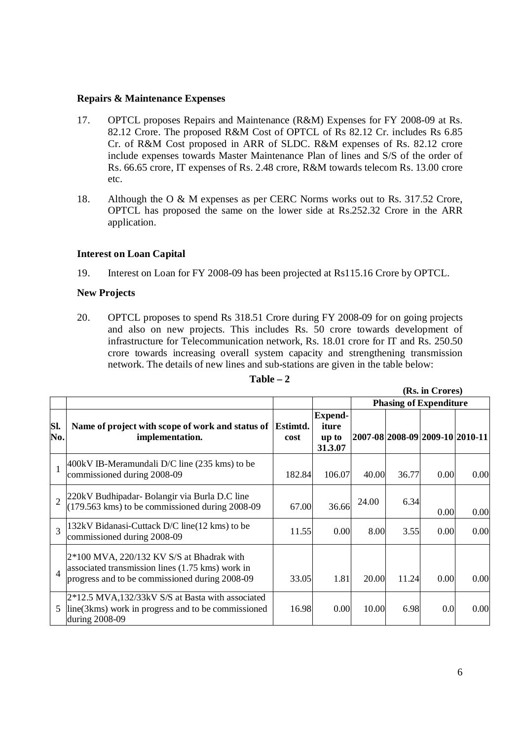### Repairs & Maintenance Expenses

17. OPTCL proposes Repairs and Maintenance (R&M) Expenses for FY 2008-09 at Rs. 82.12 Crore. The proposed R&M Cost of OPTCL of Rs 82.12 Cr. includes Rs 6.85 Cr. of R&M Cost proposed in ARR of SLDC. R&M expenses of Rs. 82.12 crore include expenses towards Master Maintenance Plan of lines and S/S of the order of Rs. 66.65 crore, IT expenses of Rs. 2.48 crore, R&M towards telecom Rs. 13.00 crore etc.

18. Although the O & M expenses as per CERC Norms works out to Rs. 317.52 Crore, OPTCL has proposed the same on the lower side at Rs.252.32 Crore in the ARR application.

### Interest on Loan Capital

19. Interest on Loan for FY 2008-09 has been projected at Rs115.16 Crore by OPTCL.

### New Projects

20. OPTCL proposes to spend Rs 318.51 Crore during FY 2008-09 for on going projects and also on new projects. This includes Rs. 50 crore towards development of infrastructure for Telecommunication network, Rs. 18.01 crore for IT and Rs. 250.50 crore towards increasing overall system capacity and strengthening transmission network. The details of new lines and sub-stations are given in the table below:

**Table – 2**

**(Rs. in Crores)**

| Sl. No. | Name of project with scope of work and status of implementation. | Estimtd. cost | Expend-iture up to 31.3.07 | Phasing of Expenditure | | | |
|---|---|---|---|---|---|---|---|
| | | | | 2007-08 | 2008-09 | 2009-10 | 2010-11 |
| 1 | 400kV IB-Meramundali D/C line (235 kms) to be commissioned during 2008-09 | 182.84 | 106.07 | 40.00 | 36.77 | 0.00 | 0.00 |
| 2 | 220kV Budhipadar- Bolangir via Burla D.C line (179.563 kms) to be commissioned during 2008-09 | 67.00 | 36.66 | 24.00 | 6.34 | 0.00 | 0.00 |
| 3 | 132kV Bidanasi-Cuttack D/C line(12 kms) to be commissioned during 2008-09 | 11.55 | 0.00 | 8.00 | 3.55 | 0.00 | 0.00 |
| 4 | 2*100 MVA, 220/132 KV S/S at Bhadrak with associated transmission lines (1.75 kms) work in progress and to be commissioned during 2008-09 | 33.05 | 1.81 | 20.00 | 11.24 | 0.00 | 0.00 |
| 5 | 2*12.5 MVA,132/33kV S/S at Basta with associated line(3kms) work in progress and to be commissioned during 2008-09 | 16.98 | 0.00 | 10.00 | 6.98 | 0.0 | 0.00 |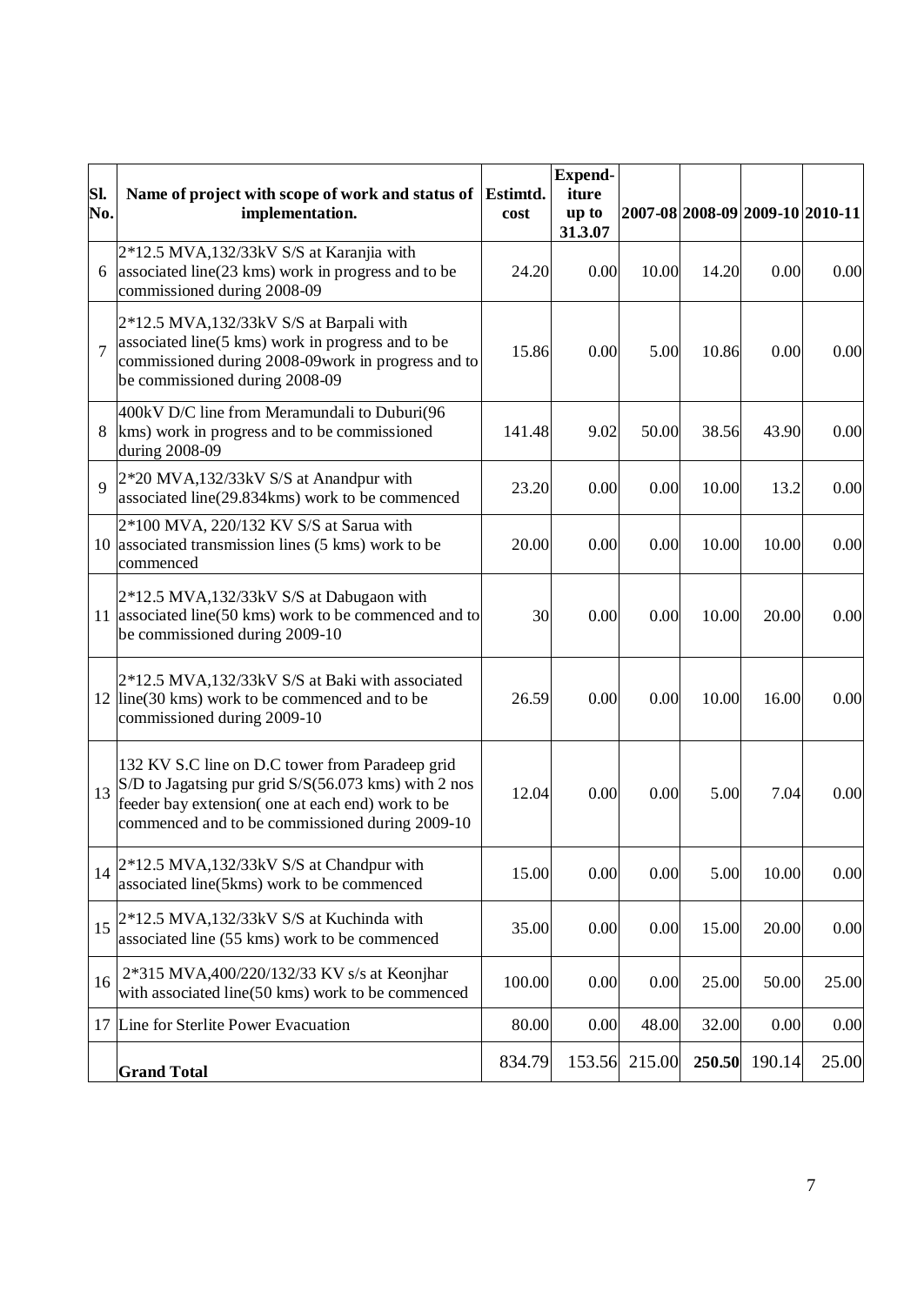| Sl. No. | Name of project with scope of work and status of implementation. | Estimtd. cost | Expend-iture up to 31.3.07 | 2007-08 | 2008-09 | 2009-10 | 2010-11 |
|---|---|---|---|---|---|---|---|
| 6 | 2*12.5 MVA,132/33kV S/S at Karanjia with associated line(23 kms) work in progress and to be commissioned during 2008-09 | 24.20 | 0.00 | 10.00 | 14.20 | 0.00 | 0.00 |
| 7 | 2*12.5 MVA,132/33kV S/S at Barpali with associated line(5 kms) work in progress and to be commissioned during 2008-09work in progress and to be commissioned during 2008-09 | 15.86 | 0.00 | 5.00 | 10.86 | 0.00 | 0.00 |
| 8 | 400kV D/C line from Meramundali to Duburi(96 kms) work in progress and to be commissioned during 2008-09 | 141.48 | 9.02 | 50.00 | 38.56 | 43.90 | 0.00 |
| 9 | 2*20 MVA,132/33kV S/S at Anandpur with associated line(29.834kms) work to be commenced | 23.20 | 0.00 | 0.00 | 10.00 | 13.2 | 0.00 |
| 10 | 2*100 MVA, 220/132 KV S/S at Sarua with associated transmission lines (5 kms) work to be commenced | 20.00 | 0.00 | 0.00 | 10.00 | 10.00 | 0.00 |
| 11 | 2*12.5 MVA,132/33kV S/S at Dabugaon with associated line(50 kms) work to be commenced and to be commissioned during 2009-10 | 30 | 0.00 | 0.00 | 10.00 | 20.00 | 0.00 |
| 12 | 2*12.5 MVA,132/33kV S/S at Baki with associated line(30 kms) work to be commenced and to be commissioned during 2009-10 | 26.59 | 0.00 | 0.00 | 10.00 | 16.00 | 0.00 |
| 13 | 132 KV S.C line on D.C tower from Paradeep grid S/D to Jagatsing pur grid S/S(56.073 kms) with 2 nos feeder bay extension( one at each end) work to be commenced and to be commissioned during 2009-10 | 12.04 | 0.00 | 0.00 | 5.00 | 7.04 | 0.00 |
| 14 | 2*12.5 MVA,132/33kV S/S at Chandpur with associated line(5kms) work to be commenced | 15.00 | 0.00 | 0.00 | 5.00 | 10.00 | 0.00 |
| 15 | 2*12.5 MVA,132/33kV S/S at Kuchinda with associated line (55 kms) work to be commenced | 35.00 | 0.00 | 0.00 | 15.00 | 20.00 | 0.00 |
| 16 | 2*315 MVA,400/220/132/33 KV s/s at Keonjhar with associated line(50 kms) work to be commenced | 100.00 | 0.00 | 0.00 | 25.00 | 50.00 | 25.00 |
| 17 | Line for Sterlite Power Evacuation | 80.00 | 0.00 | 48.00 | 32.00 | 0.00 | 0.00 |
| | **Grand Total** | 834.79 | 153.56 | 215.00 | **250.50** | 190.14 | 25.00 |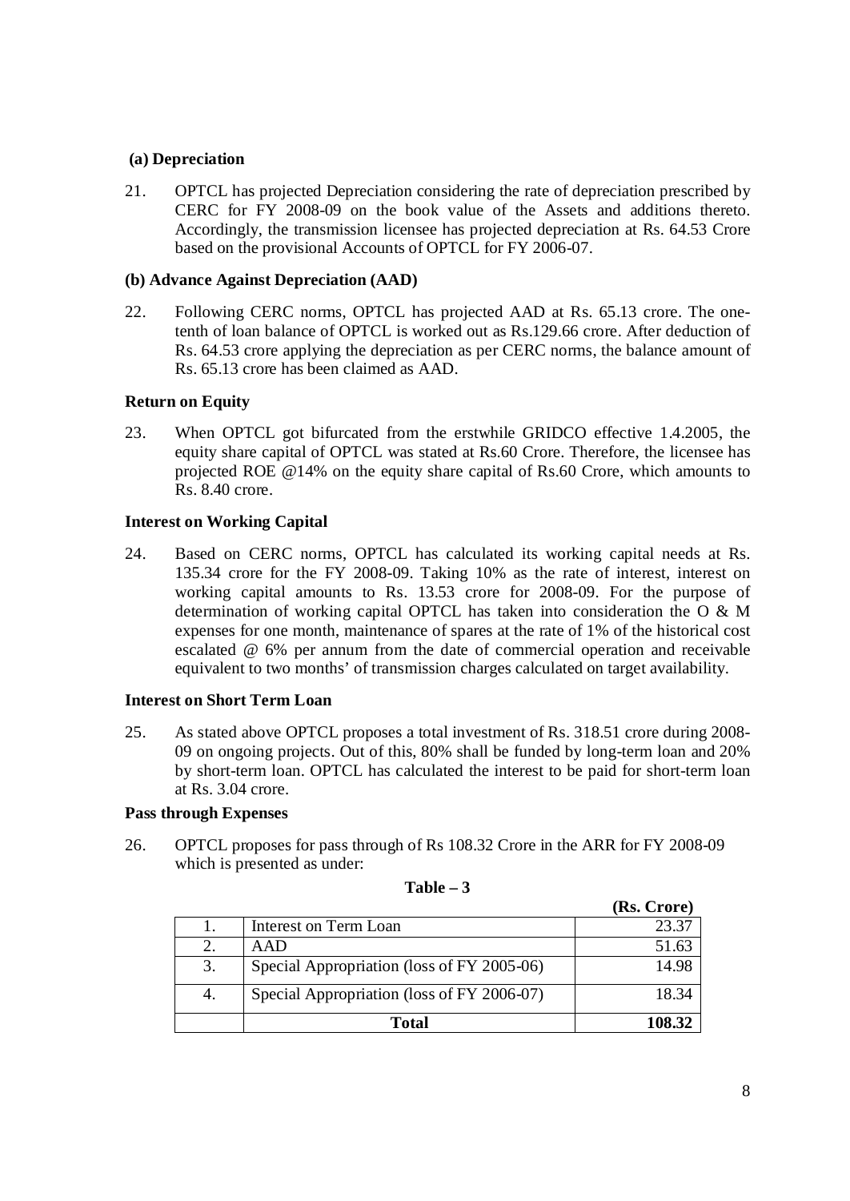**(a) Depreciation**

21. OPTCL has projected Depreciation considering the rate of depreciation prescribed by CERC for FY 2008-09 on the book value of the Assets and additions thereto. Accordingly, the transmission licensee has projected depreciation at Rs. 64.53 Crore based on the provisional Accounts of OPTCL for FY 2006-07.

**(b) Advance Against Depreciation (AAD)**

22. Following CERC norms, OPTCL has projected AAD at Rs. 65.13 crore. The one-tenth of loan balance of OPTCL is worked out as Rs.129.66 crore. After deduction of Rs. 64.53 crore applying the depreciation as per CERC norms, the balance amount of Rs. 65.13 crore has been claimed as AAD.

**Return on Equity**

23. When OPTCL got bifurcated from the erstwhile GRIDCO effective 1.4.2005, the equity share capital of OPTCL was stated at Rs.60 Crore. Therefore, the licensee has projected ROE @14% on the equity share capital of Rs.60 Crore, which amounts to Rs. 8.40 crore.

**Interest on Working Capital**

24. Based on CERC norms, OPTCL has calculated its working capital needs at Rs. 135.34 crore for the FY 2008-09. Taking 10% as the rate of interest, interest on working capital amounts to Rs. 13.53 crore for 2008-09. For the purpose of determination of working capital OPTCL has taken into consideration the O & M expenses for one month, maintenance of spares at the rate of 1% of the historical cost escalated @ 6% per annum from the date of commercial operation and receivable equivalent to two months' of transmission charges calculated on target availability.

**Interest on Short Term Loan**

25. As stated above OPTCL proposes a total investment of Rs. 318.51 crore during 2008-09 on ongoing projects. Out of this, 80% shall be funded by long-term loan and 20% by short-term loan. OPTCL has calculated the interest to be paid for short-term loan at Rs. 3.04 crore.

**Pass through Expenses**

26. OPTCL proposes for pass through of Rs 108.32 Crore in the ARR for FY 2008-09 which is presented as under:

**Table – 3**

| | | (Rs. Crore) |
|---|---|---|
| 1. | Interest on Term Loan | 23.37 |
| 2. | AAD | 51.63 |
| 3. | Special Appropriation (loss of FY 2005-06) | 14.98 |
| 4. | Special Appropriation (loss of FY 2006-07) | 18.34 |
| | **Total** | **108.32** |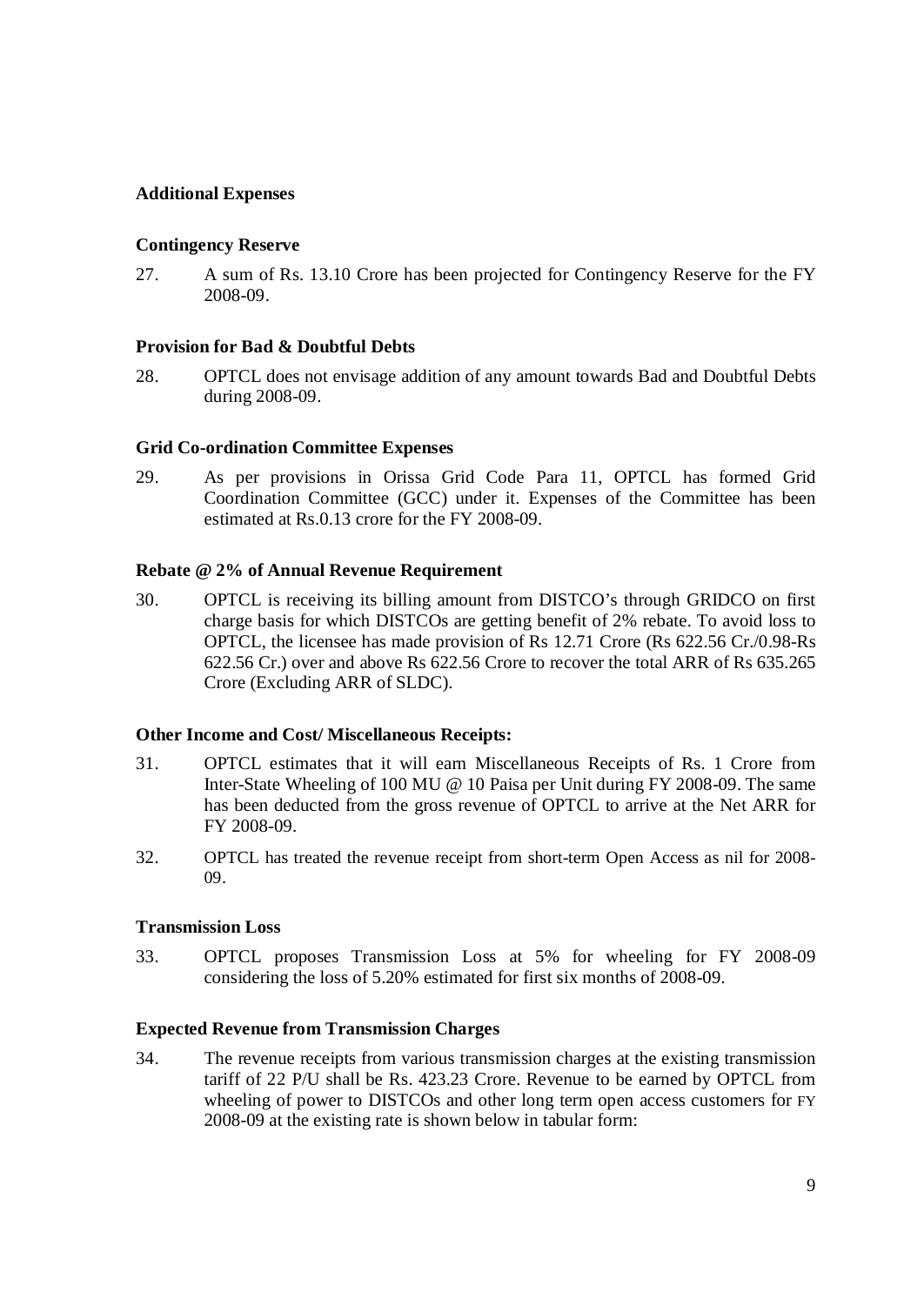**Additional Expenses**

**Contingency Reserve**

27. A sum of Rs. 13.10 Crore has been projected for Contingency Reserve for the FY 2008-09.

**Provision for Bad & Doubtful Debts**

28. OPTCL does not envisage addition of any amount towards Bad and Doubtful Debts during 2008-09.

**Grid Co-ordination Committee Expenses**

29. As per provisions in Orissa Grid Code Para 11, OPTCL has formed Grid Coordination Committee (GCC) under it. Expenses of the Committee has been estimated at Rs.0.13 crore for the FY 2008-09.

**Rebate @ 2% of Annual Revenue Requirement**

30. OPTCL is receiving its billing amount from DISTCO's through GRIDCO on first charge basis for which DISTCOs are getting benefit of 2% rebate. To avoid loss to OPTCL, the licensee has made provision of Rs 12.71 Crore (Rs 622.56 Cr./0.98-Rs 622.56 Cr.) over and above Rs 622.56 Crore to recover the total ARR of Rs 635.265 Crore (Excluding ARR of SLDC).

**Other Income and Cost/ Miscellaneous Receipts:**

31. OPTCL estimates that it will earn Miscellaneous Receipts of Rs. 1 Crore from Inter-State Wheeling of 100 MU @ 10 Paisa per Unit during FY 2008-09. The same has been deducted from the gross revenue of OPTCL to arrive at the Net ARR for FY 2008-09.

32. OPTCL has treated the revenue receipt from short-term Open Access as nil for 2008-09.

**Transmission Loss**

33. OPTCL proposes Transmission Loss at 5% for wheeling for FY 2008-09 considering the loss of 5.20% estimated for first six months of 2008-09.

**Expected Revenue from Transmission Charges**

34. The revenue receipts from various transmission charges at the existing transmission tariff of 22 P/U shall be Rs. 423.23 Crore. Revenue to be earned by OPTCL from wheeling of power to DISTCOs and other long term open access customers for FY 2008-09 at the existing rate is shown below in tabular form: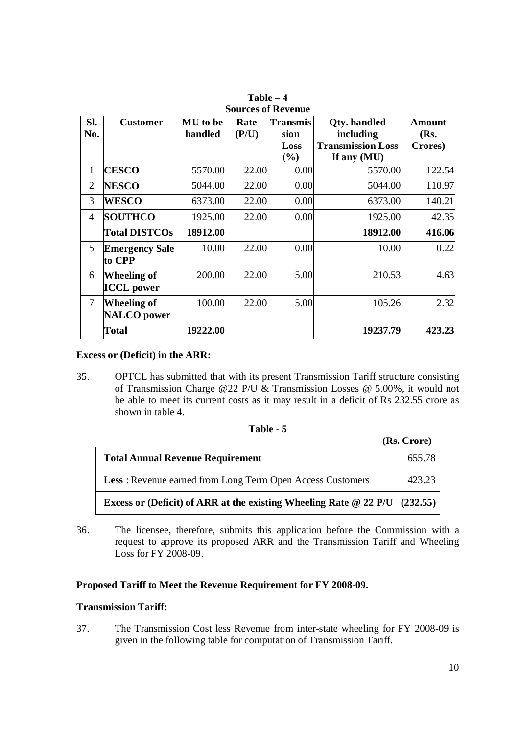**Table – 4**
**Sources of Revenue**

| Sl. No. | Customer | MU to be handled | Rate (P/U) | Transmission Loss (%) | Qty. handled including Transmission Loss If any (MU) | Amount (Rs. Crores) |
|---|---|---|---|---|---|---|
| 1 | **CESCO** | 5570.00 | 22.00 | 0.00 | 5570.00 | 122.54 |
| 2 | **NESCO** | 5044.00 | 22.00 | 0.00 | 5044.00 | 110.97 |
| 3 | **WESCO** | 6373.00 | 22.00 | 0.00 | 6373.00 | 140.21 |
| 4 | **SOUTHCO** | 1925.00 | 22.00 | 0.00 | 1925.00 | 42.35 |
| | **Total DISTCOs** | **18912.00** | | | **18912.00** | **416.06** |
| 5 | **Emergency Sale to CPP** | 10.00 | 22.00 | 0.00 | 10.00 | 0.22 |
| 6 | **Wheeling of ICCL power** | 200.00 | 22.00 | 5.00 | 210.53 | 4.63 |
| 7 | **Wheeling of NALCO power** | 100.00 | 22.00 | 5.00 | 105.26 | 2.32 |
| | **Total** | **19222.00** | | | **19237.79** | **423.23** |

**Excess or (Deficit) in the ARR:**

35. OPTCL has submitted that with its present Transmission Tariff structure consisting of Transmission Charge @22 P/U & Transmission Losses @ 5.00%, it would not be able to meet its current costs as it may result in a deficit of Rs 232.55 crore as shown in table 4.

**Table - 5**

| | **(Rs. Crore)** |
|---|---|
| **Total Annual Revenue Requirement** | 655.78 |
| **Less** : Revenue earned from Long Term Open Access Customers | 423.23 |
| **Excess or (Deficit) of ARR at the existing Wheeling Rate @ 22 P/U** | **(232.55)** |

36. The licensee, therefore, submits this application before the Commission with a request to approve its proposed ARR and the Transmission Tariff and Wheeling Loss for FY 2008-09.

**Proposed Tariff to Meet the Revenue Requirement for FY 2008-09.**

**Transmission Tariff:**

37. The Transmission Cost less Revenue from inter-state wheeling for FY 2008-09 is given in the following table for computation of Transmission Tariff.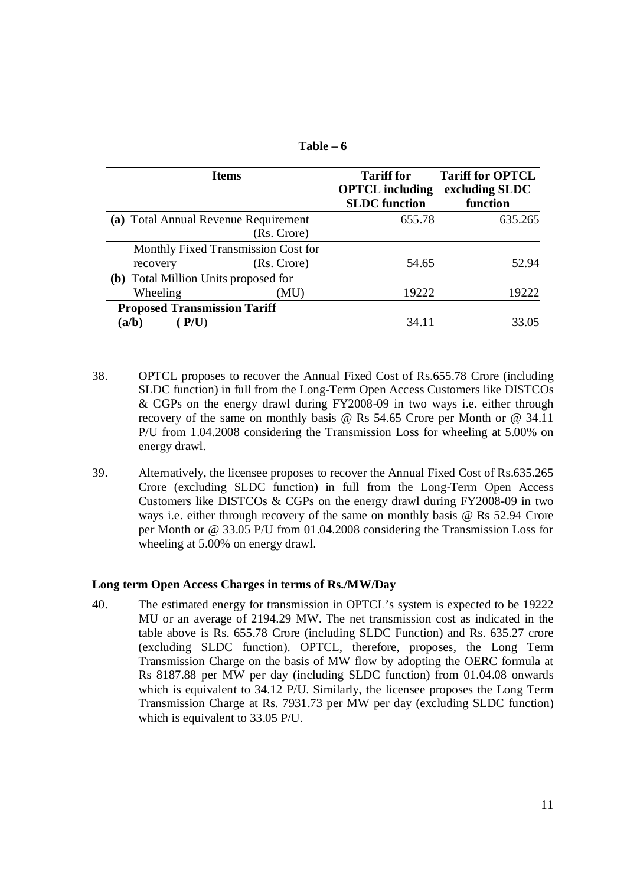**Table – 6**

| Items | Tariff for OPTCL including SLDC function | Tariff for OPTCL excluding SLDC function |
|---|---|---|
| **(a)** Total Annual Revenue Requirement (Rs. Crore) | 655.78 | 635.265 |
| Monthly Fixed Transmission Cost for recovery (Rs. Crore) | 54.65 | 52.94 |
| **(b)** Total Million Units proposed for Wheeling (MU) | 19222 | 19222 |
| **Proposed Transmission Tariff (a/b) ( P/U)** | 34.11 | 33.05 |

38. OPTCL proposes to recover the Annual Fixed Cost of Rs.655.78 Crore (including SLDC function) in full from the Long-Term Open Access Customers like DISTCOs & CGPs on the energy drawl during FY2008-09 in two ways i.e. either through recovery of the same on monthly basis @ Rs 54.65 Crore per Month or @ 34.11 P/U from 1.04.2008 considering the Transmission Loss for wheeling at 5.00% on energy drawl.

39. Alternatively, the licensee proposes to recover the Annual Fixed Cost of Rs.635.265 Crore (excluding SLDC function) in full from the Long-Term Open Access Customers like DISTCOs & CGPs on the energy drawl during FY2008-09 in two ways i.e. either through recovery of the same on monthly basis @ Rs 52.94 Crore per Month or @ 33.05 P/U from 01.04.2008 considering the Transmission Loss for wheeling at 5.00% on energy drawl.

**Long term Open Access Charges in terms of Rs./MW/Day**

40. The estimated energy for transmission in OPTCL's system is expected to be 19222 MU or an average of 2194.29 MW. The net transmission cost as indicated in the table above is Rs. 655.78 Crore (including SLDC Function) and Rs. 635.27 crore (excluding SLDC function). OPTCL, therefore, proposes, the Long Term Transmission Charge on the basis of MW flow by adopting the OERC formula at Rs 8187.88 per MW per day (including SLDC function) from 01.04.08 onwards which is equivalent to 34.12 P/U. Similarly, the licensee proposes the Long Term Transmission Charge at Rs. 7931.73 per MW per day (excluding SLDC function) which is equivalent to 33.05 P/U.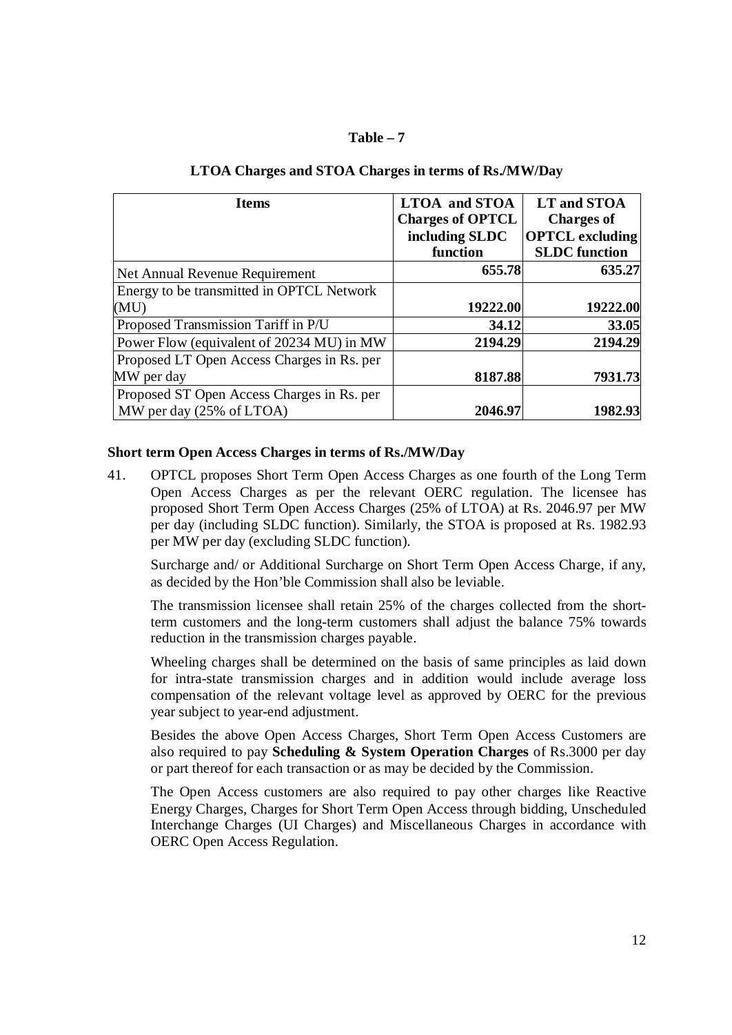**Table – 7**

**LTOA Charges and STOA Charges in terms of Rs./MW/Day**

| Items | LTOA and STOA Charges of OPTCL including SLDC function | LT and STOA Charges of OPTCL excluding SLDC function |
|---|---|---|
| Net Annual Revenue Requirement | 655.78 | 635.27 |
| Energy to be transmitted in OPTCL Network (MU) | 19222.00 | 19222.00 |
| Proposed Transmission Tariff in P/U | 34.12 | 33.05 |
| Power Flow (equivalent of 20234 MU) in MW | 2194.29 | 2194.29 |
| Proposed LT Open Access Charges in Rs. per MW per day | 8187.88 | 7931.73 |
| Proposed ST Open Access Charges in Rs. per MW per day (25% of LTOA) | 2046.97 | 1982.93 |

**Short term Open Access Charges in terms of Rs./MW/Day**

41. OPTCL proposes Short Term Open Access Charges as one fourth of the Long Term Open Access Charges as per the relevant OERC regulation. The licensee has proposed Short Term Open Access Charges (25% of LTOA) at Rs. 2046.97 per MW per day (including SLDC function). Similarly, the STOA is proposed at Rs. 1982.93 per MW per day (excluding SLDC function).

    Surcharge and/ or Additional Surcharge on Short Term Open Access Charge, if any, as decided by the Hon'ble Commission shall also be leviable.

    The transmission licensee shall retain 25% of the charges collected from the short-term customers and the long-term customers shall adjust the balance 75% towards reduction in the transmission charges payable.

    Wheeling charges shall be determined on the basis of same principles as laid down for intra-state transmission charges and in addition would include average loss compensation of the relevant voltage level as approved by OERC for the previous year subject to year-end adjustment.

    Besides the above Open Access Charges, Short Term Open Access Customers are also required to pay **Scheduling & System Operation Charges** of Rs.3000 per day or part thereof for each transaction or as may be decided by the Commission.

    The Open Access customers are also required to pay other charges like Reactive Energy Charges, Charges for Short Term Open Access through bidding, Unscheduled Interchange Charges (UI Charges) and Miscellaneous Charges in accordance with OERC Open Access Regulation.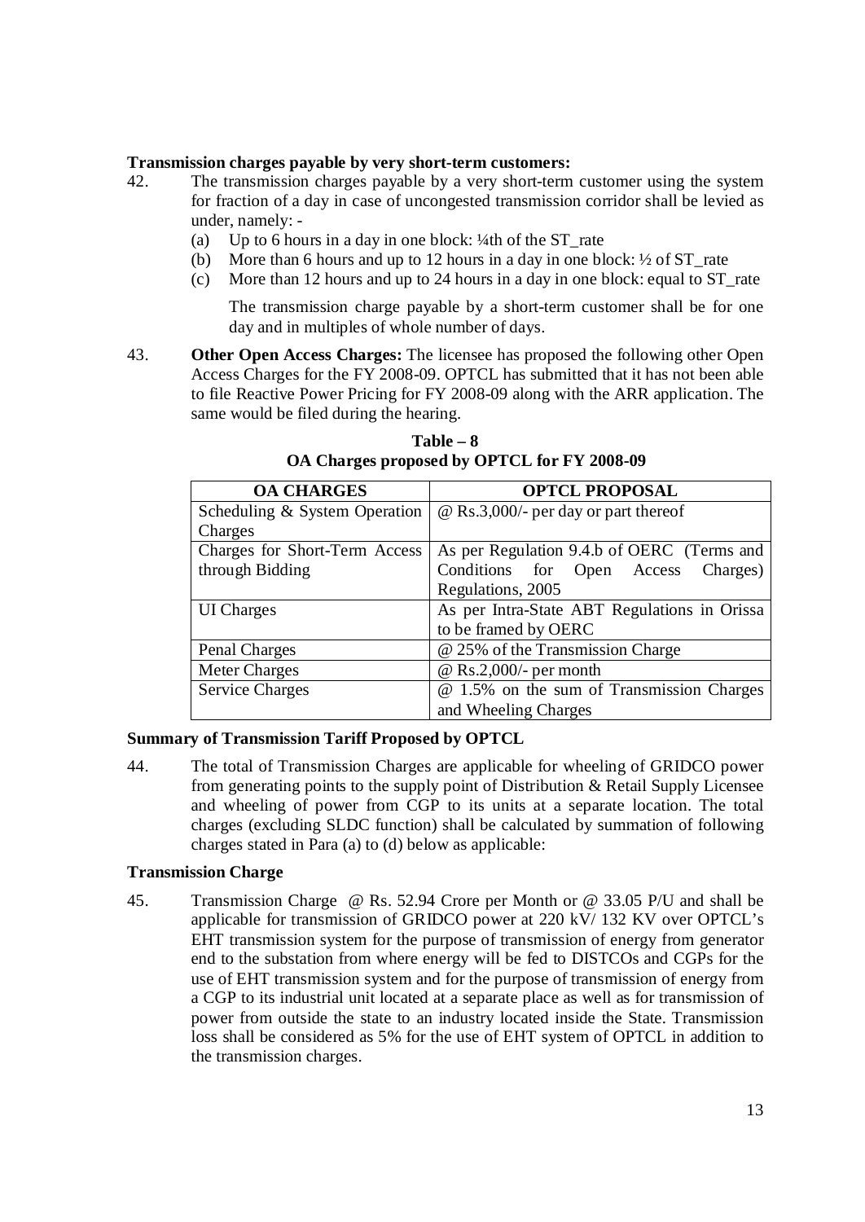**Transmission charges payable by very short-term customers:**

42. The transmission charges payable by a very short-term customer using the system for fraction of a day in case of uncongested transmission corridor shall be levied as under, namely: -

    (a) Up to 6 hours in a day in one block: ¼th of the ST_rate

    (b) More than 6 hours and up to 12 hours in a day in one block: ½ of ST_rate

    (c) More than 12 hours and up to 24 hours in a day in one block: equal to ST_rate

    The transmission charge payable by a short-term customer shall be for one day and in multiples of whole number of days.

43. **Other Open Access Charges:** The licensee has proposed the following other Open Access Charges for the FY 2008-09. OPTCL has submitted that it has not been able to file Reactive Power Pricing for FY 2008-09 along with the ARR application. The same would be filed during the hearing.

**Table – 8**
**OA Charges proposed by OPTCL for FY 2008-09**

| OA CHARGES | OPTCL PROPOSAL |
|---|---|
| Scheduling & System Operation Charges | @ Rs.3,000/- per day or part thereof |
| Charges for Short-Term Access through Bidding | As per Regulation 9.4.b of OERC (Terms and Conditions for Open Access Charges) Regulations, 2005 |
| UI Charges | As per Intra-State ABT Regulations in Orissa to be framed by OERC |
| Penal Charges | @ 25% of the Transmission Charge |
| Meter Charges | @ Rs.2,000/- per month |
| Service Charges | @ 1.5% on the sum of Transmission Charges and Wheeling Charges |

**Summary of Transmission Tariff Proposed by OPTCL**

44. The total of Transmission Charges are applicable for wheeling of GRIDCO power from generating points to the supply point of Distribution & Retail Supply Licensee and wheeling of power from CGP to its units at a separate location. The total charges (excluding SLDC function) shall be calculated by summation of following charges stated in Para (a) to (d) below as applicable:

**Transmission Charge**

45. Transmission Charge @ Rs. 52.94 Crore per Month or @ 33.05 P/U and shall be applicable for transmission of GRIDCO power at 220 kV/ 132 KV over OPTCL's EHT transmission system for the purpose of transmission of energy from generator end to the substation from where energy will be fed to DISTCOs and CGPs for the use of EHT transmission system and for the purpose of transmission of energy from a CGP to its industrial unit located at a separate place as well as for transmission of power from outside the state to an industry located inside the State. Transmission loss shall be considered as 5% for the use of EHT system of OPTCL in addition to the transmission charges.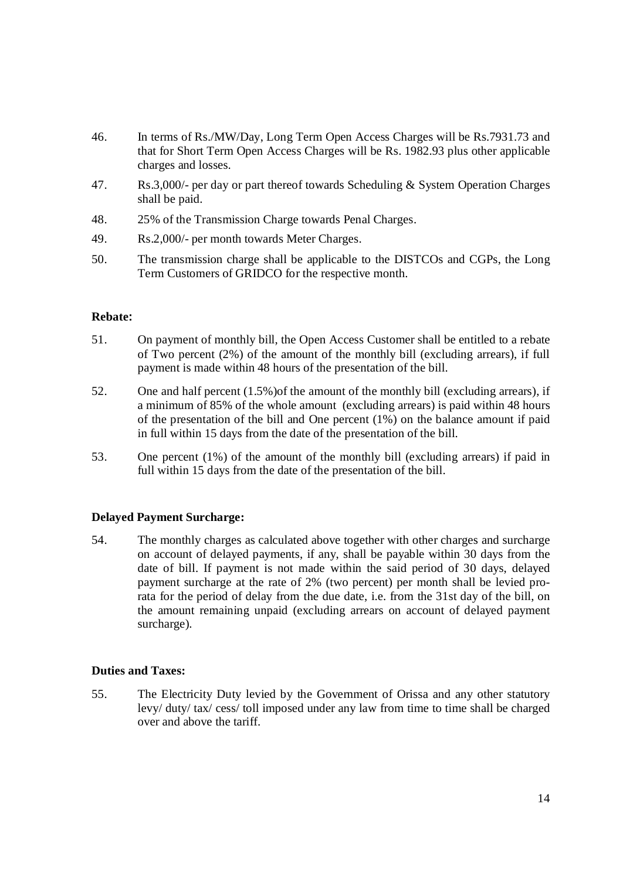46. In terms of Rs./MW/Day, Long Term Open Access Charges will be Rs.7931.73 and that for Short Term Open Access Charges will be Rs. 1982.93 plus other applicable charges and losses.

47. Rs.3,000/- per day or part thereof towards Scheduling & System Operation Charges shall be paid.

48. 25% of the Transmission Charge towards Penal Charges.

49. Rs.2,000/- per month towards Meter Charges.

50. The transmission charge shall be applicable to the DISTCOs and CGPs, the Long Term Customers of GRIDCO for the respective month.

**Rebate:**

51. On payment of monthly bill, the Open Access Customer shall be entitled to a rebate of Two percent (2%) of the amount of the monthly bill (excluding arrears), if full payment is made within 48 hours of the presentation of the bill.

52. One and half percent (1.5%)of the amount of the monthly bill (excluding arrears), if a minimum of 85% of the whole amount (excluding arrears) is paid within 48 hours of the presentation of the bill and One percent (1%) on the balance amount if paid in full within 15 days from the date of the presentation of the bill.

53. One percent (1%) of the amount of the monthly bill (excluding arrears) if paid in full within 15 days from the date of the presentation of the bill.

**Delayed Payment Surcharge:**

54. The monthly charges as calculated above together with other charges and surcharge on account of delayed payments, if any, shall be payable within 30 days from the date of bill. If payment is not made within the said period of 30 days, delayed payment surcharge at the rate of 2% (two percent) per month shall be levied pro-rata for the period of delay from the due date, i.e. from the 31st day of the bill, on the amount remaining unpaid (excluding arrears on account of delayed payment surcharge).

**Duties and Taxes:**

55. The Electricity Duty levied by the Government of Orissa and any other statutory levy/ duty/ tax/ cess/ toll imposed under any law from time to time shall be charged over and above the tariff.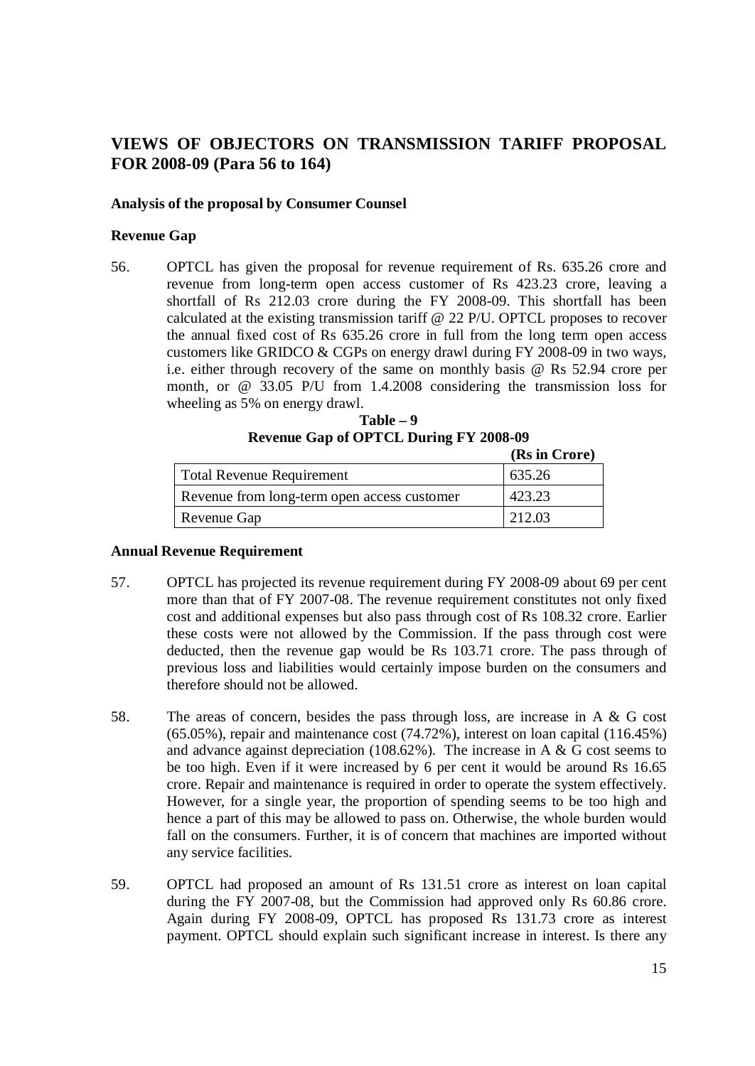## VIEWS OF OBJECTORS ON TRANSMISSION TARIFF PROPOSAL FOR 2008-09 (Para 56 to 164)

**Analysis of the proposal by Consumer Counsel**

**Revenue Gap**

56. OPTCL has given the proposal for revenue requirement of Rs. 635.26 crore and revenue from long-term open access customer of Rs 423.23 crore, leaving a shortfall of Rs 212.03 crore during the FY 2008-09. This shortfall has been calculated at the existing transmission tariff @ 22 P/U. OPTCL proposes to recover the annual fixed cost of Rs 635.26 crore in full from the long term open access customers like GRIDCO & CGPs on energy drawl during FY 2008-09 in two ways, i.e. either through recovery of the same on monthly basis @ Rs 52.94 crore per month, or @ 33.05 P/U from 1.4.2008 considering the transmission loss for wheeling as 5% on energy drawl.

**Table – 9**
**Revenue Gap of OPTCL During FY 2008-09**

**(Rs in Crore)**

| | |
|---|---|
| Total Revenue Requirement | 635.26 |
| Revenue from long-term open access customer | 423.23 |
| Revenue Gap | 212.03 |

**Annual Revenue Requirement**

57. OPTCL has projected its revenue requirement during FY 2008-09 about 69 per cent more than that of FY 2007-08. The revenue requirement constitutes not only fixed cost and additional expenses but also pass through cost of Rs 108.32 crore. Earlier these costs were not allowed by the Commission. If the pass through cost were deducted, then the revenue gap would be Rs 103.71 crore. The pass through of previous loss and liabilities would certainly impose burden on the consumers and therefore should not be allowed.

58. The areas of concern, besides the pass through loss, are increase in A & G cost (65.05%), repair and maintenance cost (74.72%), interest on loan capital (116.45%) and advance against depreciation (108.62%). The increase in A & G cost seems to be too high. Even if it were increased by 6 per cent it would be around Rs 16.65 crore. Repair and maintenance is required in order to operate the system effectively. However, for a single year, the proportion of spending seems to be too high and hence a part of this may be allowed to pass on. Otherwise, the whole burden would fall on the consumers. Further, it is of concern that machines are imported without any service facilities.

59. OPTCL had proposed an amount of Rs 131.51 crore as interest on loan capital during the FY 2007-08, but the Commission had approved only Rs 60.86 crore. Again during FY 2008-09, OPTCL has proposed Rs 131.73 crore as interest payment. OPTCL should explain such significant increase in interest. Is there any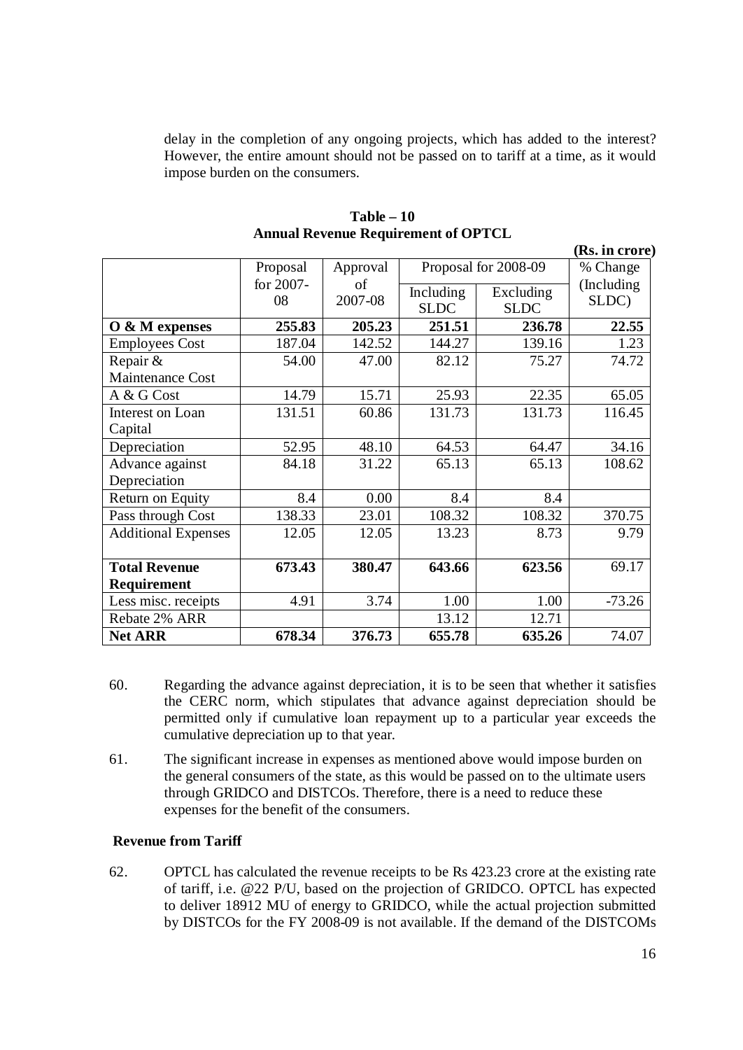delay in the completion of any ongoing projects, which has added to the interest? However, the entire amount should not be passed on to tariff at a time, as it would impose burden on the consumers.

**Table – 10**
**Annual Revenue Requirement of OPTCL**

**(Rs. in crore)**

| | Proposal for 2007-08 | Approval of 2007-08 | Proposal for 2008-09 | | % Change (Including SLDC) |
|---|---|---|---|---|---|
| | | | Including SLDC | Excluding SLDC | |
| **O & M expenses** | **255.83** | **205.23** | **251.51** | **236.78** | **22.55** |
| Employees Cost | 187.04 | 142.52 | 144.27 | 139.16 | 1.23 |
| Repair & Maintenance Cost | 54.00 | 47.00 | 82.12 | 75.27 | 74.72 |
| A & G Cost | 14.79 | 15.71 | 25.93 | 22.35 | 65.05 |
| Interest on Loan Capital | 131.51 | 60.86 | 131.73 | 131.73 | 116.45 |
| Depreciation | 52.95 | 48.10 | 64.53 | 64.47 | 34.16 |
| Advance against Depreciation | 84.18 | 31.22 | 65.13 | 65.13 | 108.62 |
| Return on Equity | 8.4 | 0.00 | 8.4 | 8.4 | |
| Pass through Cost | 138.33 | 23.01 | 108.32 | 108.32 | 370.75 |
| Additional Expenses | 12.05 | 12.05 | 13.23 | 8.73 | 9.79 |
| **Total Revenue Requirement** | **673.43** | **380.47** | **643.66** | **623.56** | 69.17 |
| Less misc. receipts | 4.91 | 3.74 | 1.00 | 1.00 | -73.26 |
| Rebate 2% ARR | | | 13.12 | 12.71 | |
| **Net ARR** | **678.34** | **376.73** | **655.78** | **635.26** | 74.07 |

60. Regarding the advance against depreciation, it is to be seen that whether it satisfies the CERC norm, which stipulates that advance against depreciation should be permitted only if cumulative loan repayment up to a particular year exceeds the cumulative depreciation up to that year.

61. The significant increase in expenses as mentioned above would impose burden on the general consumers of the state, as this would be passed on to the ultimate users through GRIDCO and DISTCOs. Therefore, there is a need to reduce these expenses for the benefit of the consumers.

**Revenue from Tariff**

62. OPTCL has calculated the revenue receipts to be Rs 423.23 crore at the existing rate of tariff, i.e. @22 P/U, based on the projection of GRIDCO. OPTCL has expected to deliver 18912 MU of energy to GRIDCO, while the actual projection submitted by DISTCOs for the FY 2008-09 is not available. If the demand of the DISTCOMs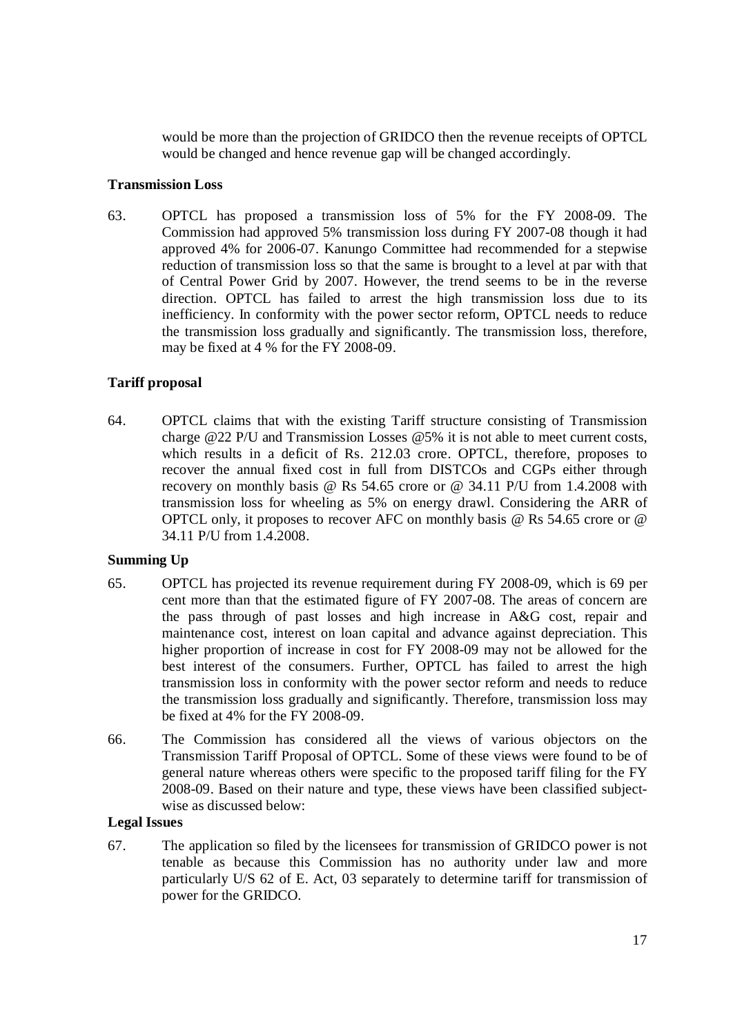would be more than the projection of GRIDCO then the revenue receipts of OPTCL would be changed and hence revenue gap will be changed accordingly.

**Transmission Loss**

63. OPTCL has proposed a transmission loss of 5% for the FY 2008-09. The Commission had approved 5% transmission loss during FY 2007-08 though it had approved 4% for 2006-07. Kanungo Committee had recommended for a stepwise reduction of transmission loss so that the same is brought to a level at par with that of Central Power Grid by 2007. However, the trend seems to be in the reverse direction. OPTCL has failed to arrest the high transmission loss due to its inefficiency. In conformity with the power sector reform, OPTCL needs to reduce the transmission loss gradually and significantly. The transmission loss, therefore, may be fixed at 4 % for the FY 2008-09.

**Tariff proposal**

64. OPTCL claims that with the existing Tariff structure consisting of Transmission charge @22 P/U and Transmission Losses @5% it is not able to meet current costs, which results in a deficit of Rs. 212.03 crore. OPTCL, therefore, proposes to recover the annual fixed cost in full from DISTCOs and CGPs either through recovery on monthly basis @ Rs 54.65 crore or @ 34.11 P/U from 1.4.2008 with transmission loss for wheeling as 5% on energy drawl. Considering the ARR of OPTCL only, it proposes to recover AFC on monthly basis @ Rs 54.65 crore or @ 34.11 P/U from 1.4.2008.

**Summing Up**

65. OPTCL has projected its revenue requirement during FY 2008-09, which is 69 per cent more than that the estimated figure of FY 2007-08. The areas of concern are the pass through of past losses and high increase in A&G cost, repair and maintenance cost, interest on loan capital and advance against depreciation. This higher proportion of increase in cost for FY 2008-09 may not be allowed for the best interest of the consumers. Further, OPTCL has failed to arrest the high transmission loss in conformity with the power sector reform and needs to reduce the transmission loss gradually and significantly. Therefore, transmission loss may be fixed at 4% for the FY 2008-09.

66. The Commission has considered all the views of various objectors on the Transmission Tariff Proposal of OPTCL. Some of these views were found to be of general nature whereas others were specific to the proposed tariff filing for the FY 2008-09. Based on their nature and type, these views have been classified subject-wise as discussed below:

**Legal Issues**

67. The application so filed by the licensees for transmission of GRIDCO power is not tenable as because this Commission has no authority under law and more particularly U/S 62 of E. Act, 03 separately to determine tariff for transmission of power for the GRIDCO.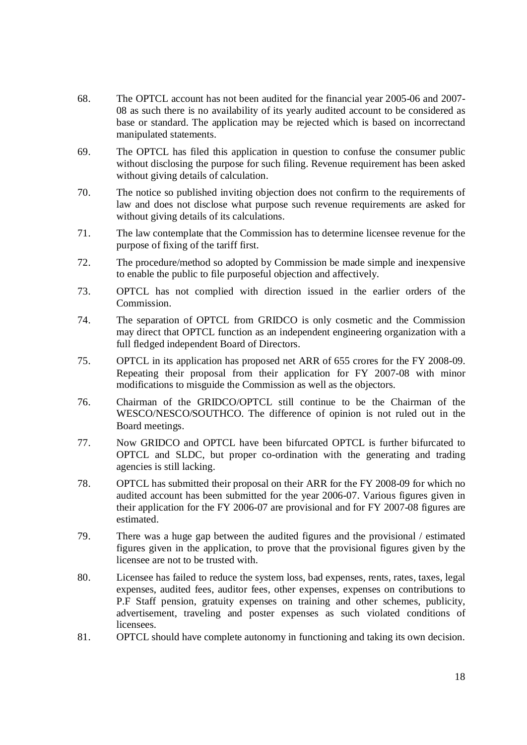68. The OPTCL account has not been audited for the financial year 2005-06 and 2007-08 as such there is no availability of its yearly audited account to be considered as base or standard. The application may be rejected which is based on incorrectand manipulated statements.

69. The OPTCL has filed this application in question to confuse the consumer public without disclosing the purpose for such filing. Revenue requirement has been asked without giving details of calculation.

70. The notice so published inviting objection does not confirm to the requirements of law and does not disclose what purpose such revenue requirements are asked for without giving details of its calculations.

71. The law contemplate that the Commission has to determine licensee revenue for the purpose of fixing of the tariff first.

72. The procedure/method so adopted by Commission be made simple and inexpensive to enable the public to file purposeful objection and affectively.

73. OPTCL has not complied with direction issued in the earlier orders of the Commission.

74. The separation of OPTCL from GRIDCO is only cosmetic and the Commission may direct that OPTCL function as an independent engineering organization with a full fledged independent Board of Directors.

75. OPTCL in its application has proposed net ARR of 655 crores for the FY 2008-09. Repeating their proposal from their application for FY 2007-08 with minor modifications to misguide the Commission as well as the objectors.

76. Chairman of the GRIDCO/OPTCL still continue to be the Chairman of the WESCO/NESCO/SOUTHCO. The difference of opinion is not ruled out in the Board meetings.

77. Now GRIDCO and OPTCL have been bifurcated OPTCL is further bifurcated to OPTCL and SLDC, but proper co-ordination with the generating and trading agencies is still lacking.

78. OPTCL has submitted their proposal on their ARR for the FY 2008-09 for which no audited account has been submitted for the year 2006-07. Various figures given in their application for the FY 2006-07 are provisional and for FY 2007-08 figures are estimated.

79. There was a huge gap between the audited figures and the provisional / estimated figures given in the application, to prove that the provisional figures given by the licensee are not to be trusted with.

80. Licensee has failed to reduce the system loss, bad expenses, rents, rates, taxes, legal expenses, audited fees, auditor fees, other expenses, expenses on contributions to P.F Staff pension, gratuity expenses on training and other schemes, publicity, advertisement, traveling and poster expenses as such violated conditions of licensees.

81. OPTCL should have complete autonomy in functioning and taking its own decision.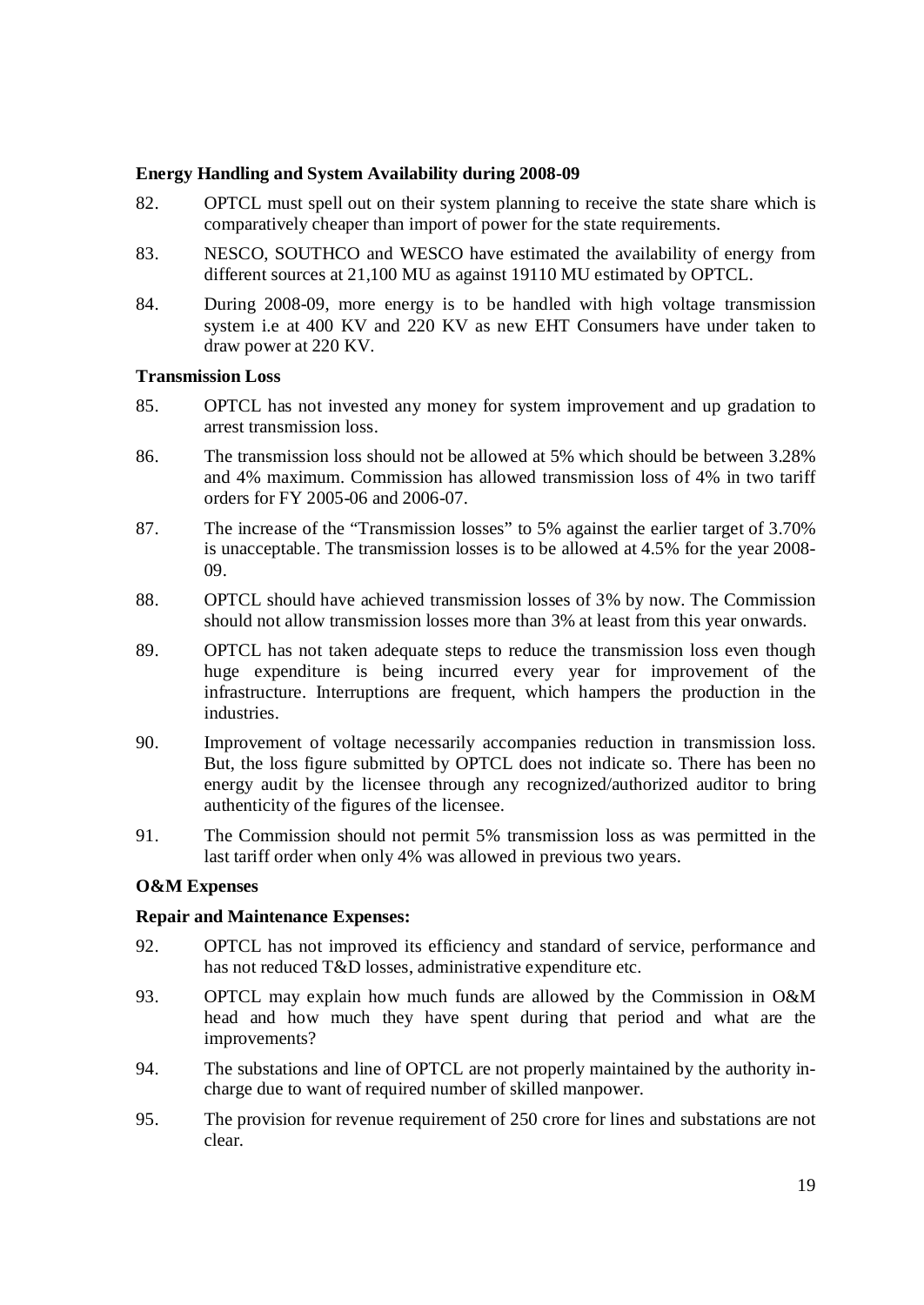**Energy Handling and System Availability during 2008-09**

82. OPTCL must spell out on their system planning to receive the state share which is comparatively cheaper than import of power for the state requirements.

83. NESCO, SOUTHCO and WESCO have estimated the availability of energy from different sources at 21,100 MU as against 19110 MU estimated by OPTCL.

84. During 2008-09, more energy is to be handled with high voltage transmission system i.e at 400 KV and 220 KV as new EHT Consumers have under taken to draw power at 220 KV.

**Transmission Loss**

85. OPTCL has not invested any money for system improvement and up gradation to arrest transmission loss.

86. The transmission loss should not be allowed at 5% which should be between 3.28% and 4% maximum. Commission has allowed transmission loss of 4% in two tariff orders for FY 2005-06 and 2006-07.

87. The increase of the "Transmission losses" to 5% against the earlier target of 3.70% is unacceptable. The transmission losses is to be allowed at 4.5% for the year 2008-09.

88. OPTCL should have achieved transmission losses of 3% by now. The Commission should not allow transmission losses more than 3% at least from this year onwards.

89. OPTCL has not taken adequate steps to reduce the transmission loss even though huge expenditure is being incurred every year for improvement of the infrastructure. Interruptions are frequent, which hampers the production in the industries.

90. Improvement of voltage necessarily accompanies reduction in transmission loss. But, the loss figure submitted by OPTCL does not indicate so. There has been no energy audit by the licensee through any recognized/authorized auditor to bring authenticity of the figures of the licensee.

91. The Commission should not permit 5% transmission loss as was permitted in the last tariff order when only 4% was allowed in previous two years.

**O&M Expenses**

**Repair and Maintenance Expenses:**

92. OPTCL has not improved its efficiency and standard of service, performance and has not reduced T&D losses, administrative expenditure etc.

93. OPTCL may explain how much funds are allowed by the Commission in O&M head and how much they have spent during that period and what are the improvements?

94. The substations and line of OPTCL are not properly maintained by the authority in-charge due to want of required number of skilled manpower.

95. The provision for revenue requirement of 250 crore for lines and substations are not clear.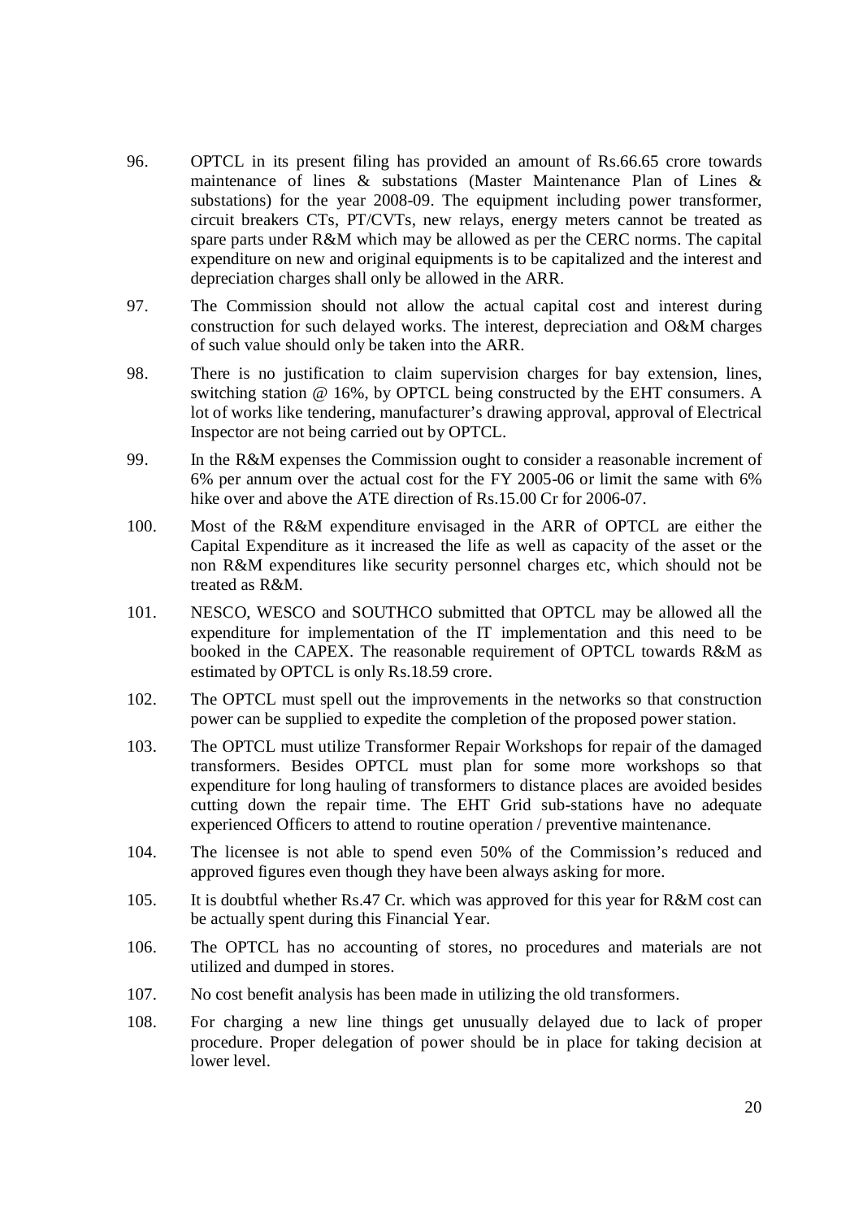96. OPTCL in its present filing has provided an amount of Rs.66.65 crore towards maintenance of lines & substations (Master Maintenance Plan of Lines & substations) for the year 2008-09. The equipment including power transformer, circuit breakers CTs, PT/CVTs, new relays, energy meters cannot be treated as spare parts under R&M which may be allowed as per the CERC norms. The capital expenditure on new and original equipments is to be capitalized and the interest and depreciation charges shall only be allowed in the ARR.

97. The Commission should not allow the actual capital cost and interest during construction for such delayed works. The interest, depreciation and O&M charges of such value should only be taken into the ARR.

98. There is no justification to claim supervision charges for bay extension, lines, switching station @ 16%, by OPTCL being constructed by the EHT consumers. A lot of works like tendering, manufacturer's drawing approval, approval of Electrical Inspector are not being carried out by OPTCL.

99. In the R&M expenses the Commission ought to consider a reasonable increment of 6% per annum over the actual cost for the FY 2005-06 or limit the same with 6% hike over and above the ATE direction of Rs.15.00 Cr for 2006-07.

100. Most of the R&M expenditure envisaged in the ARR of OPTCL are either the Capital Expenditure as it increased the life as well as capacity of the asset or the non R&M expenditures like security personnel charges etc, which should not be treated as R&M.

101. NESCO, WESCO and SOUTHCO submitted that OPTCL may be allowed all the expenditure for implementation of the IT implementation and this need to be booked in the CAPEX. The reasonable requirement of OPTCL towards R&M as estimated by OPTCL is only Rs.18.59 crore.

102. The OPTCL must spell out the improvements in the networks so that construction power can be supplied to expedite the completion of the proposed power station.

103. The OPTCL must utilize Transformer Repair Workshops for repair of the damaged transformers. Besides OPTCL must plan for some more workshops so that expenditure for long hauling of transformers to distance places are avoided besides cutting down the repair time. The EHT Grid sub-stations have no adequate experienced Officers to attend to routine operation / preventive maintenance.

104. The licensee is not able to spend even 50% of the Commission's reduced and approved figures even though they have been always asking for more.

105. It is doubtful whether Rs.47 Cr. which was approved for this year for R&M cost can be actually spent during this Financial Year.

106. The OPTCL has no accounting of stores, no procedures and materials are not utilized and dumped in stores.

107. No cost benefit analysis has been made in utilizing the old transformers.

108. For charging a new line things get unusually delayed due to lack of proper procedure. Proper delegation of power should be in place for taking decision at lower level.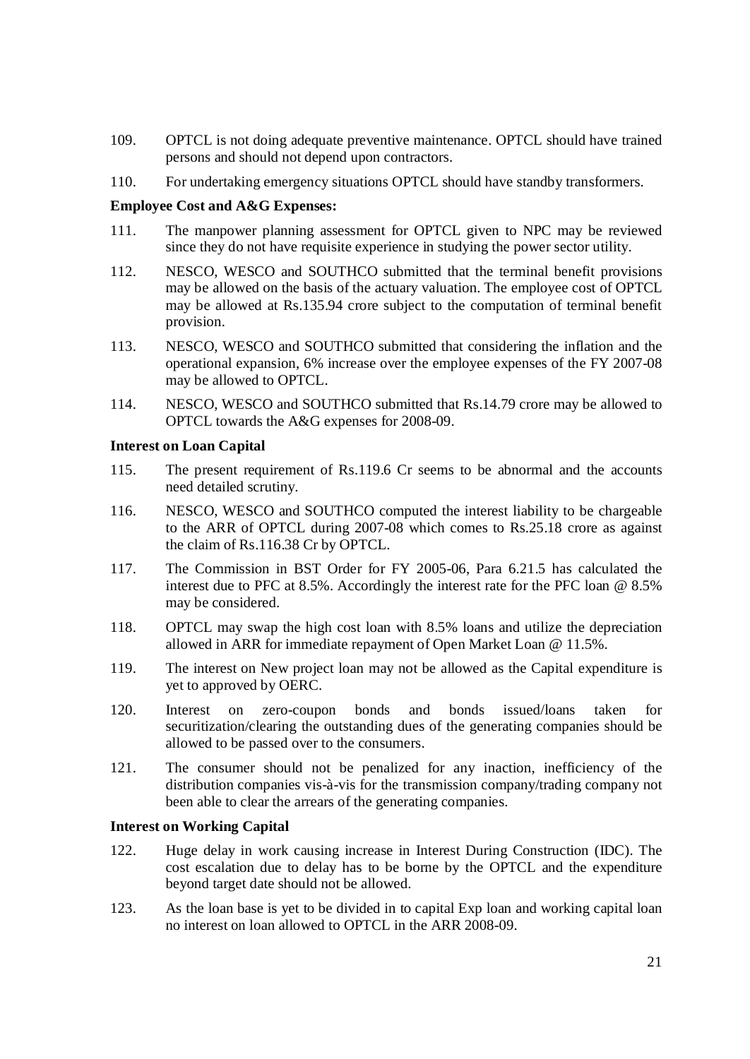109. OPTCL is not doing adequate preventive maintenance. OPTCL should have trained persons and should not depend upon contractors.

110. For undertaking emergency situations OPTCL should have standby transformers.

**Employee Cost and A&G Expenses:**

111. The manpower planning assessment for OPTCL given to NPC may be reviewed since they do not have requisite experience in studying the power sector utility.

112. NESCO, WESCO and SOUTHCO submitted that the terminal benefit provisions may be allowed on the basis of the actuary valuation. The employee cost of OPTCL may be allowed at Rs.135.94 crore subject to the computation of terminal benefit provision.

113. NESCO, WESCO and SOUTHCO submitted that considering the inflation and the operational expansion, 6% increase over the employee expenses of the FY 2007-08 may be allowed to OPTCL.

114. NESCO, WESCO and SOUTHCO submitted that Rs.14.79 crore may be allowed to OPTCL towards the A&G expenses for 2008-09.

**Interest on Loan Capital**

115. The present requirement of Rs.119.6 Cr seems to be abnormal and the accounts need detailed scrutiny.

116. NESCO, WESCO and SOUTHCO computed the interest liability to be chargeable to the ARR of OPTCL during 2007-08 which comes to Rs.25.18 crore as against the claim of Rs.116.38 Cr by OPTCL.

117. The Commission in BST Order for FY 2005-06, Para 6.21.5 has calculated the interest due to PFC at 8.5%. Accordingly the interest rate for the PFC loan @ 8.5% may be considered.

118. OPTCL may swap the high cost loan with 8.5% loans and utilize the depreciation allowed in ARR for immediate repayment of Open Market Loan @ 11.5%.

119. The interest on New project loan may not be allowed as the Capital expenditure is yet to approved by OERC.

120. Interest on zero-coupon bonds and bonds issued/loans taken for securitization/clearing the outstanding dues of the generating companies should be allowed to be passed over to the consumers.

121. The consumer should not be penalized for any inaction, inefficiency of the distribution companies vis-à-vis for the transmission company/trading company not been able to clear the arrears of the generating companies.

**Interest on Working Capital**

122. Huge delay in work causing increase in Interest During Construction (IDC). The cost escalation due to delay has to be borne by the OPTCL and the expenditure beyond target date should not be allowed.

123. As the loan base is yet to be divided in to capital Exp loan and working capital loan no interest on loan allowed to OPTCL in the ARR 2008-09.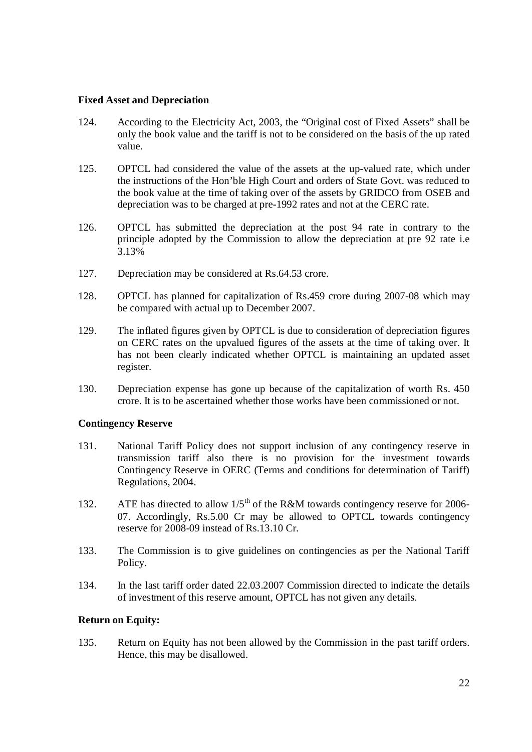**Fixed Asset and Depreciation**

124. According to the Electricity Act, 2003, the "Original cost of Fixed Assets" shall be only the book value and the tariff is not to be considered on the basis of the up rated value.

125. OPTCL had considered the value of the assets at the up-valued rate, which under the instructions of the Hon'ble High Court and orders of State Govt. was reduced to the book value at the time of taking over of the assets by GRIDCO from OSEB and depreciation was to be charged at pre-1992 rates and not at the CERC rate.

126. OPTCL has submitted the depreciation at the post 94 rate in contrary to the principle adopted by the Commission to allow the depreciation at pre 92 rate i.e 3.13%

127. Depreciation may be considered at Rs.64.53 crore.

128. OPTCL has planned for capitalization of Rs.459 crore during 2007-08 which may be compared with actual up to December 2007.

129. The inflated figures given by OPTCL is due to consideration of depreciation figures on CERC rates on the upvalued figures of the assets at the time of taking over. It has not been clearly indicated whether OPTCL is maintaining an updated asset register.

130. Depreciation expense has gone up because of the capitalization of worth Rs. 450 crore. It is to be ascertained whether those works have been commissioned or not.

**Contingency Reserve**

131. National Tariff Policy does not support inclusion of any contingency reserve in transmission tariff also there is no provision for the investment towards Contingency Reserve in OERC (Terms and conditions for determination of Tariff) Regulations, 2004.

132. ATE has directed to allow 1/5th of the R&M towards contingency reserve for 2006-07. Accordingly, Rs.5.00 Cr may be allowed to OPTCL towards contingency reserve for 2008-09 instead of Rs.13.10 Cr.

133. The Commission is to give guidelines on contingencies as per the National Tariff Policy.

134. In the last tariff order dated 22.03.2007 Commission directed to indicate the details of investment of this reserve amount, OPTCL has not given any details.

**Return on Equity:**

135. Return on Equity has not been allowed by the Commission in the past tariff orders. Hence, this may be disallowed.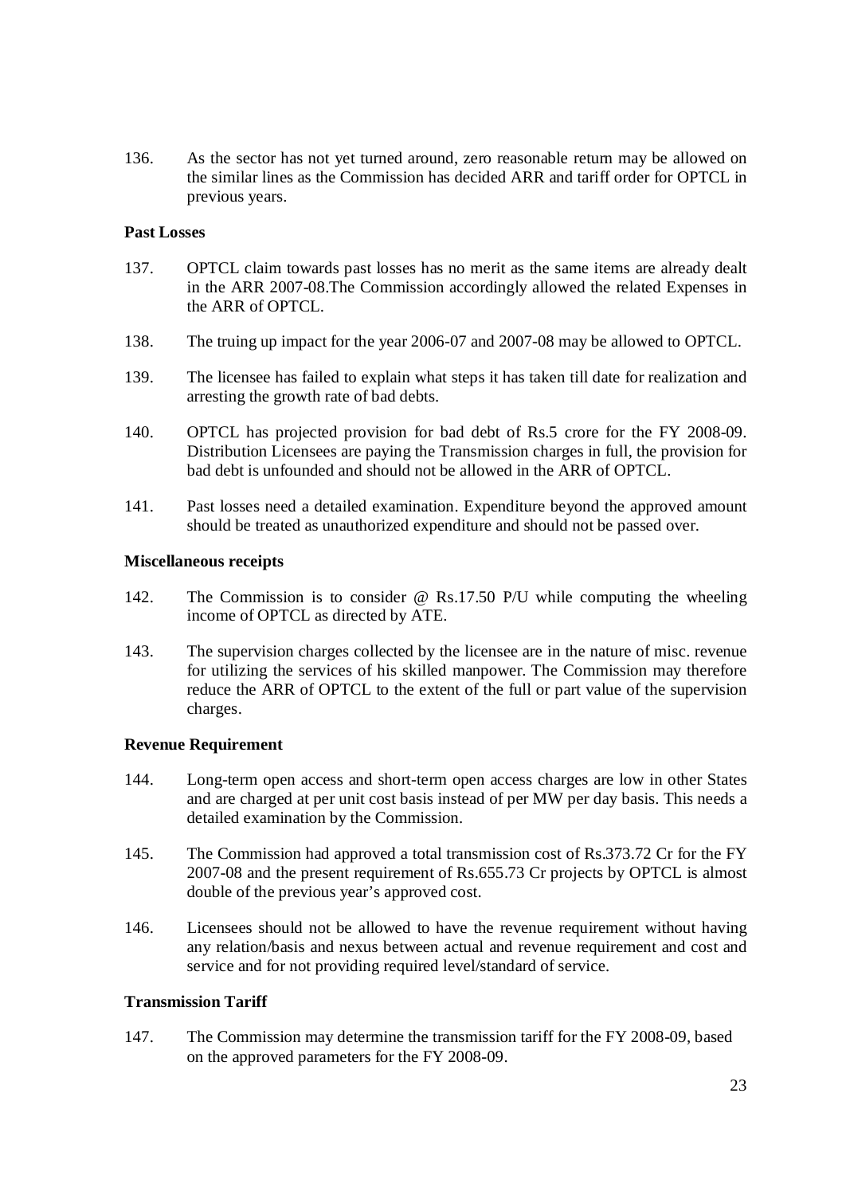136. As the sector has not yet turned around, zero reasonable return may be allowed on the similar lines as the Commission has decided ARR and tariff order for OPTCL in previous years.

**Past Losses**

137. OPTCL claim towards past losses has no merit as the same items are already dealt in the ARR 2007-08.The Commission accordingly allowed the related Expenses in the ARR of OPTCL.

138. The truing up impact for the year 2006-07 and 2007-08 may be allowed to OPTCL.

139. The licensee has failed to explain what steps it has taken till date for realization and arresting the growth rate of bad debts.

140. OPTCL has projected provision for bad debt of Rs.5 crore for the FY 2008-09. Distribution Licensees are paying the Transmission charges in full, the provision for bad debt is unfounded and should not be allowed in the ARR of OPTCL.

141. Past losses need a detailed examination. Expenditure beyond the approved amount should be treated as unauthorized expenditure and should not be passed over.

**Miscellaneous receipts**

142. The Commission is to consider @ Rs.17.50 P/U while computing the wheeling income of OPTCL as directed by ATE.

143. The supervision charges collected by the licensee are in the nature of misc. revenue for utilizing the services of his skilled manpower. The Commission may therefore reduce the ARR of OPTCL to the extent of the full or part value of the supervision charges.

**Revenue Requirement**

144. Long-term open access and short-term open access charges are low in other States and are charged at per unit cost basis instead of per MW per day basis. This needs a detailed examination by the Commission.

145. The Commission had approved a total transmission cost of Rs.373.72 Cr for the FY 2007-08 and the present requirement of Rs.655.73 Cr projects by OPTCL is almost double of the previous year's approved cost.

146. Licensees should not be allowed to have the revenue requirement without having any relation/basis and nexus between actual and revenue requirement and cost and service and for not providing required level/standard of service.

**Transmission Tariff**

147. The Commission may determine the transmission tariff for the FY 2008-09, based on the approved parameters for the FY 2008-09.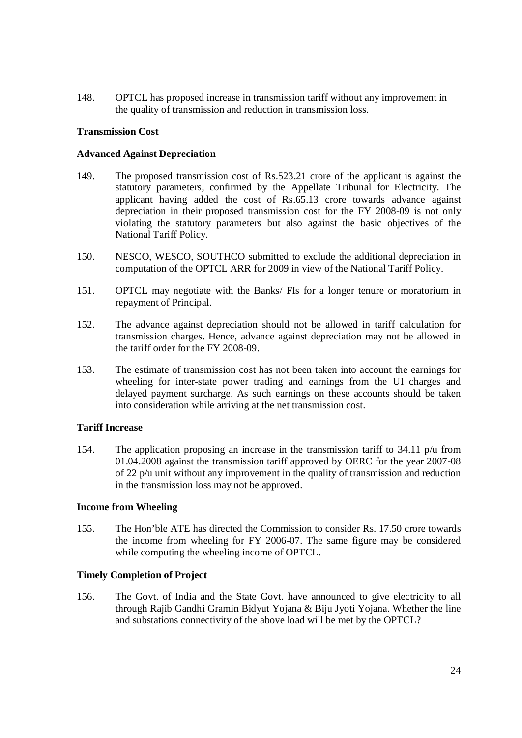148. OPTCL has proposed increase in transmission tariff without any improvement in the quality of transmission and reduction in transmission loss.

**Transmission Cost**

**Advanced Against Depreciation**

149. The proposed transmission cost of Rs.523.21 crore of the applicant is against the statutory parameters, confirmed by the Appellate Tribunal for Electricity. The applicant having added the cost of Rs.65.13 crore towards advance against depreciation in their proposed transmission cost for the FY 2008-09 is not only violating the statutory parameters but also against the basic objectives of the National Tariff Policy.

150. NESCO, WESCO, SOUTHCO submitted to exclude the additional depreciation in computation of the OPTCL ARR for 2009 in view of the National Tariff Policy.

151. OPTCL may negotiate with the Banks/ FIs for a longer tenure or moratorium in repayment of Principal.

152. The advance against depreciation should not be allowed in tariff calculation for transmission charges. Hence, advance against depreciation may not be allowed in the tariff order for the FY 2008-09.

153. The estimate of transmission cost has not been taken into account the earnings for wheeling for inter-state power trading and earnings from the UI charges and delayed payment surcharge. As such earnings on these accounts should be taken into consideration while arriving at the net transmission cost.

**Tariff Increase**

154. The application proposing an increase in the transmission tariff to 34.11 p/u from 01.04.2008 against the transmission tariff approved by OERC for the year 2007-08 of 22 p/u unit without any improvement in the quality of transmission and reduction in the transmission loss may not be approved.

**Income from Wheeling**

155. The Hon'ble ATE has directed the Commission to consider Rs. 17.50 crore towards the income from wheeling for FY 2006-07. The same figure may be considered while computing the wheeling income of OPTCL.

**Timely Completion of Project**

156. The Govt. of India and the State Govt. have announced to give electricity to all through Rajib Gandhi Gramin Bidyut Yojana & Biju Jyoti Yojana. Whether the line and substations connectivity of the above load will be met by the OPTCL?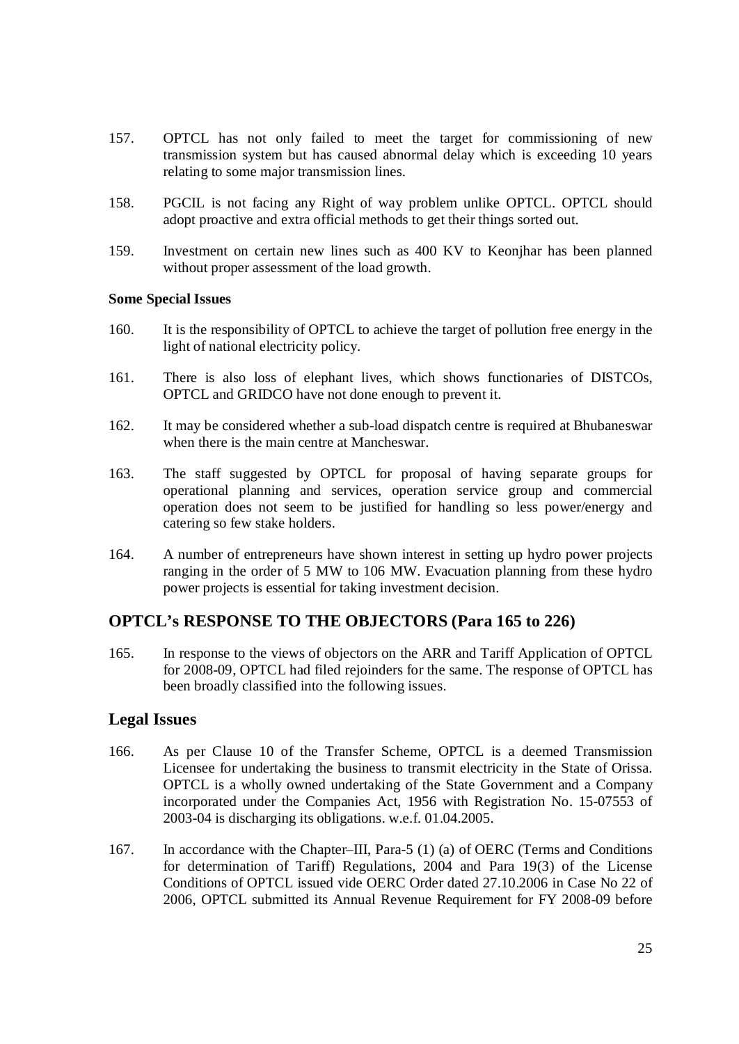157. OPTCL has not only failed to meet the target for commissioning of new transmission system but has caused abnormal delay which is exceeding 10 years relating to some major transmission lines.

158. PGCIL is not facing any Right of way problem unlike OPTCL. OPTCL should adopt proactive and extra official methods to get their things sorted out.

159. Investment on certain new lines such as 400 KV to Keonjhar has been planned without proper assessment of the load growth.

**Some Special Issues**

160. It is the responsibility of OPTCL to achieve the target of pollution free energy in the light of national electricity policy.

161. There is also loss of elephant lives, which shows functionaries of DISTCOs, OPTCL and GRIDCO have not done enough to prevent it.

162. It may be considered whether a sub-load dispatch centre is required at Bhubaneswar when there is the main centre at Mancheswar.

163. The staff suggested by OPTCL for proposal of having separate groups for operational planning and services, operation service group and commercial operation does not seem to be justified for handling so less power/energy and catering so few stake holders.

164. A number of entrepreneurs have shown interest in setting up hydro power projects ranging in the order of 5 MW to 106 MW. Evacuation planning from these hydro power projects is essential for taking investment decision.

## OPTCL's RESPONSE TO THE OBJECTORS (Para 165 to 226)

165. In response to the views of objectors on the ARR and Tariff Application of OPTCL for 2008-09, OPTCL had filed rejoinders for the same. The response of OPTCL has been broadly classified into the following issues.

## Legal Issues

166. As per Clause 10 of the Transfer Scheme, OPTCL is a deemed Transmission Licensee for undertaking the business to transmit electricity in the State of Orissa. OPTCL is a wholly owned undertaking of the State Government and a Company incorporated under the Companies Act, 1956 with Registration No. 15-07553 of 2003-04 is discharging its obligations. w.e.f. 01.04.2005.

167. In accordance with the Chapter–III, Para-5 (1) (a) of OERC (Terms and Conditions for determination of Tariff) Regulations, 2004 and Para 19(3) of the License Conditions of OPTCL issued vide OERC Order dated 27.10.2006 in Case No 22 of 2006, OPTCL submitted its Annual Revenue Requirement for FY 2008-09 before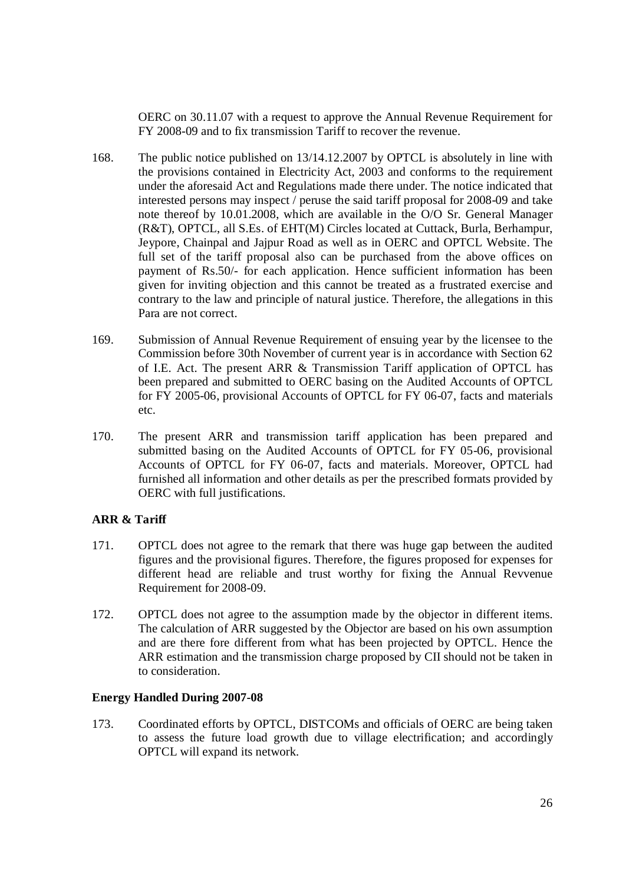OERC on 30.11.07 with a request to approve the Annual Revenue Requirement for FY 2008-09 and to fix transmission Tariff to recover the revenue.

168. The public notice published on 13/14.12.2007 by OPTCL is absolutely in line with the provisions contained in Electricity Act, 2003 and conforms to the requirement under the aforesaid Act and Regulations made there under. The notice indicated that interested persons may inspect / peruse the said tariff proposal for 2008-09 and take note thereof by 10.01.2008, which are available in the O/O Sr. General Manager (R&T), OPTCL, all S.Es. of EHT(M) Circles located at Cuttack, Burla, Berhampur, Jeypore, Chainpal and Jajpur Road as well as in OERC and OPTCL Website. The full set of the tariff proposal also can be purchased from the above offices on payment of Rs.50/- for each application. Hence sufficient information has been given for inviting objection and this cannot be treated as a frustrated exercise and contrary to the law and principle of natural justice. Therefore, the allegations in this Para are not correct.

169. Submission of Annual Revenue Requirement of ensuing year by the licensee to the Commission before 30th November of current year is in accordance with Section 62 of I.E. Act. The present ARR & Transmission Tariff application of OPTCL has been prepared and submitted to OERC basing on the Audited Accounts of OPTCL for FY 2005-06, provisional Accounts of OPTCL for FY 06-07, facts and materials etc.

170. The present ARR and transmission tariff application has been prepared and submitted basing on the Audited Accounts of OPTCL for FY 05-06, provisional Accounts of OPTCL for FY 06-07, facts and materials. Moreover, OPTCL had furnished all information and other details as per the prescribed formats provided by OERC with full justifications.

**ARR & Tariff**

171. OPTCL does not agree to the remark that there was huge gap between the audited figures and the provisional figures. Therefore, the figures proposed for expenses for different head are reliable and trust worthy for fixing the Annual Revvenue Requirement for 2008-09.

172. OPTCL does not agree to the assumption made by the objector in different items. The calculation of ARR suggested by the Objector are based on his own assumption and are there fore different from what has been projected by OPTCL. Hence the ARR estimation and the transmission charge proposed by CII should not be taken in to consideration.

**Energy Handled During 2007-08**

173. Coordinated efforts by OPTCL, DISTCOMs and officials of OERC are being taken to assess the future load growth due to village electrification; and accordingly OPTCL will expand its network.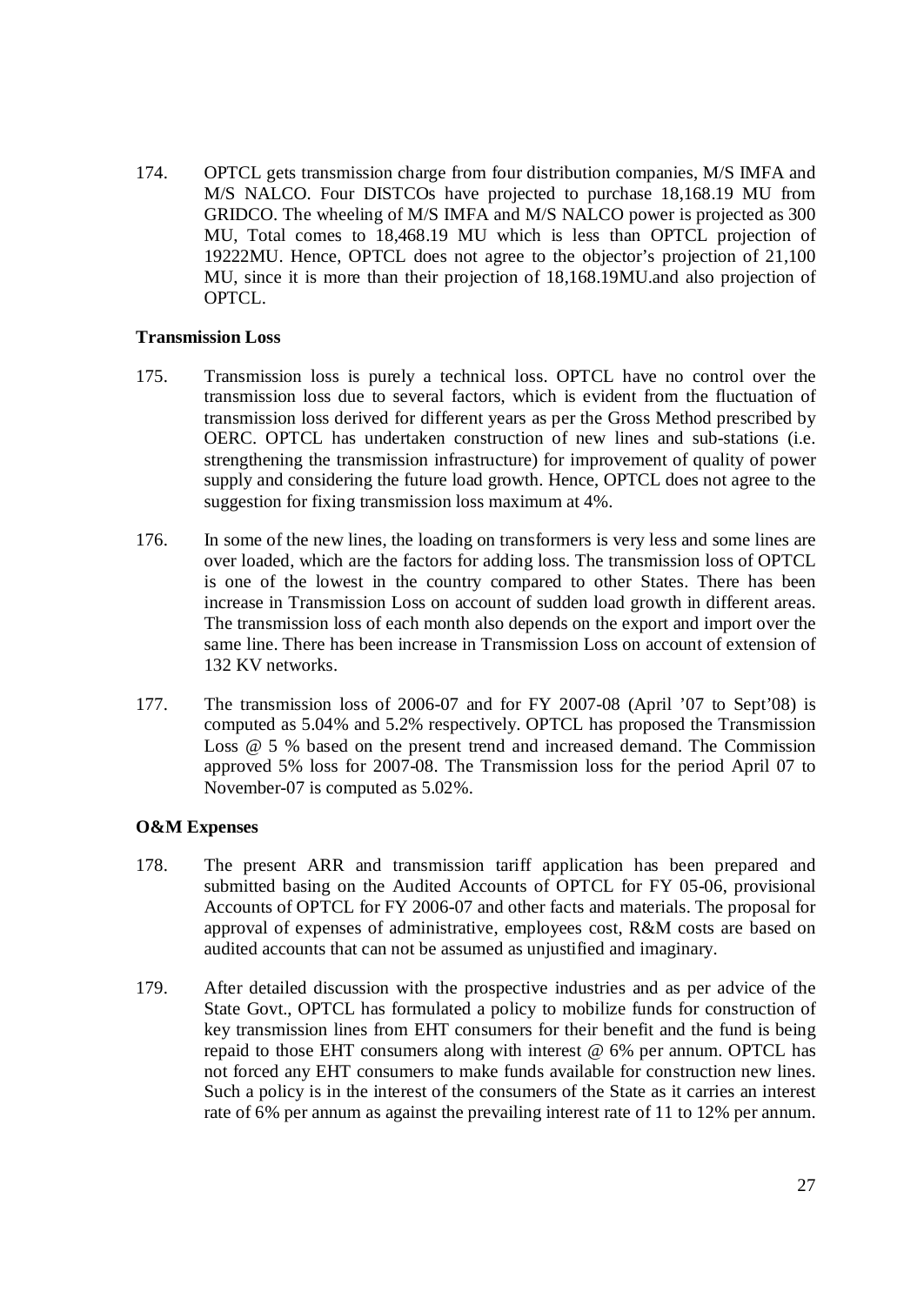174. OPTCL gets transmission charge from four distribution companies, M/S IMFA and M/S NALCO. Four DISTCOs have projected to purchase 18,168.19 MU from GRIDCO. The wheeling of M/S IMFA and M/S NALCO power is projected as 300 MU, Total comes to 18,468.19 MU which is less than OPTCL projection of 19222MU. Hence, OPTCL does not agree to the objector's projection of 21,100 MU, since it is more than their projection of 18,168.19MU.and also projection of OPTCL.

**Transmission Loss**

175. Transmission loss is purely a technical loss. OPTCL have no control over the transmission loss due to several factors, which is evident from the fluctuation of transmission loss derived for different years as per the Gross Method prescribed by OERC. OPTCL has undertaken construction of new lines and sub-stations (i.e. strengthening the transmission infrastructure) for improvement of quality of power supply and considering the future load growth. Hence, OPTCL does not agree to the suggestion for fixing transmission loss maximum at 4%.

176. In some of the new lines, the loading on transformers is very less and some lines are over loaded, which are the factors for adding loss. The transmission loss of OPTCL is one of the lowest in the country compared to other States. There has been increase in Transmission Loss on account of sudden load growth in different areas. The transmission loss of each month also depends on the export and import over the same line. There has been increase in Transmission Loss on account of extension of 132 KV networks.

177. The transmission loss of 2006-07 and for FY 2007-08 (April '07 to Sept'08) is computed as 5.04% and 5.2% respectively. OPTCL has proposed the Transmission Loss @ 5 % based on the present trend and increased demand. The Commission approved 5% loss for 2007-08. The Transmission loss for the period April 07 to November-07 is computed as 5.02%.

**O&M Expenses**

178. The present ARR and transmission tariff application has been prepared and submitted basing on the Audited Accounts of OPTCL for FY 05-06, provisional Accounts of OPTCL for FY 2006-07 and other facts and materials. The proposal for approval of expenses of administrative, employees cost, R&M costs are based on audited accounts that can not be assumed as unjustified and imaginary.

179. After detailed discussion with the prospective industries and as per advice of the State Govt., OPTCL has formulated a policy to mobilize funds for construction of key transmission lines from EHT consumers for their benefit and the fund is being repaid to those EHT consumers along with interest @ 6% per annum. OPTCL has not forced any EHT consumers to make funds available for construction new lines. Such a policy is in the interest of the consumers of the State as it carries an interest rate of 6% per annum as against the prevailing interest rate of 11 to 12% per annum.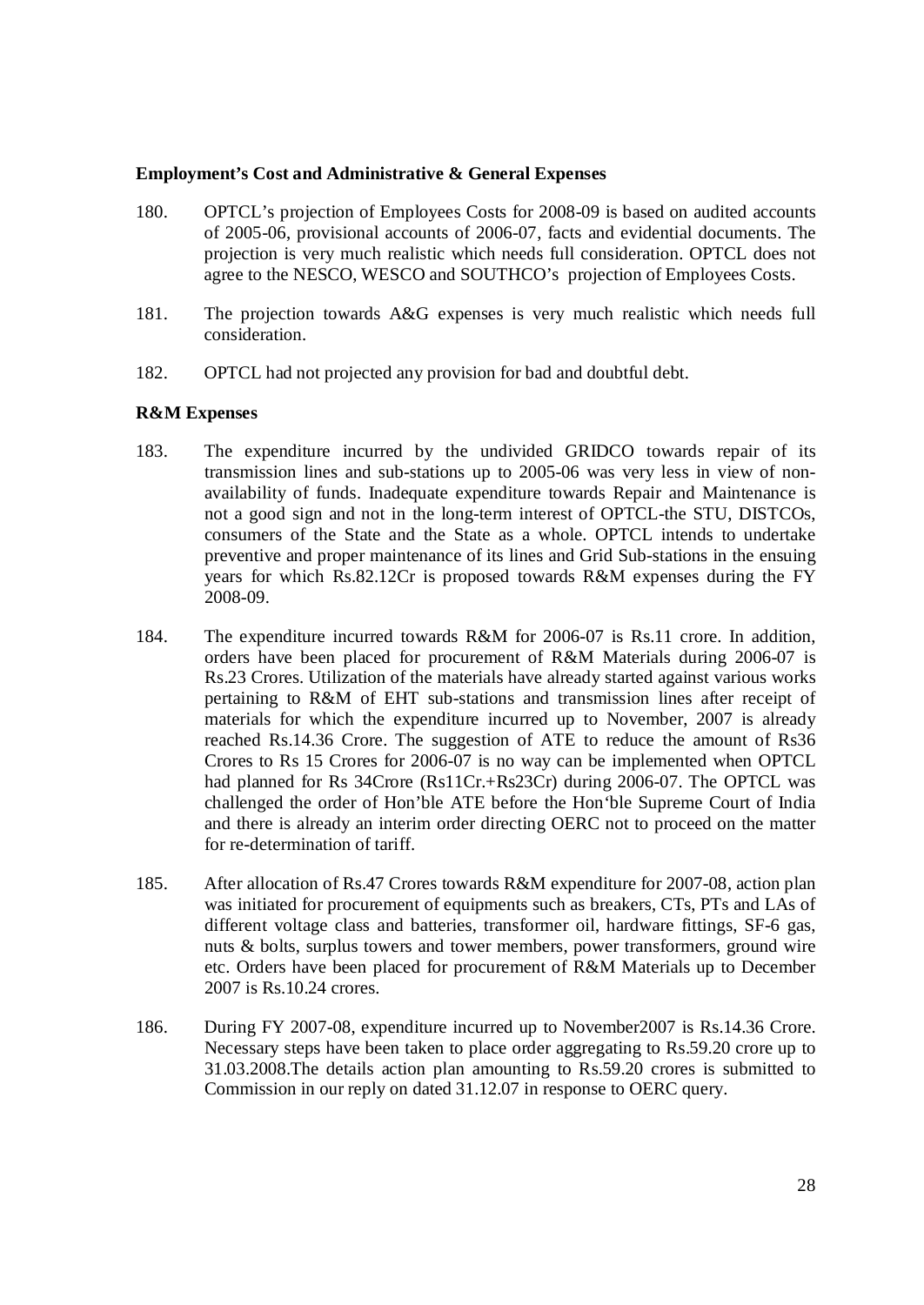**Employment's Cost and Administrative & General Expenses**

180. OPTCL's projection of Employees Costs for 2008-09 is based on audited accounts of 2005-06, provisional accounts of 2006-07, facts and evidential documents. The projection is very much realistic which needs full consideration. OPTCL does not agree to the NESCO, WESCO and SOUTHCO's projection of Employees Costs.

181. The projection towards A&G expenses is very much realistic which needs full consideration.

182. OPTCL had not projected any provision for bad and doubtful debt.

**R&M Expenses**

183. The expenditure incurred by the undivided GRIDCO towards repair of its transmission lines and sub-stations up to 2005-06 was very less in view of non-availability of funds. Inadequate expenditure towards Repair and Maintenance is not a good sign and not in the long-term interest of OPTCL-the STU, DISTCOs, consumers of the State and the State as a whole. OPTCL intends to undertake preventive and proper maintenance of its lines and Grid Sub-stations in the ensuing years for which Rs.82.12Cr is proposed towards R&M expenses during the FY 2008-09.

184. The expenditure incurred towards R&M for 2006-07 is Rs.11 crore. In addition, orders have been placed for procurement of R&M Materials during 2006-07 is Rs.23 Crores. Utilization of the materials have already started against various works pertaining to R&M of EHT sub-stations and transmission lines after receipt of materials for which the expenditure incurred up to November, 2007 is already reached Rs.14.36 Crore. The suggestion of ATE to reduce the amount of Rs36 Crores to Rs 15 Crores for 2006-07 is no way can be implemented when OPTCL had planned for Rs 34Crore (Rs11Cr.+Rs23Cr) during 2006-07. The OPTCL was challenged the order of Hon'ble ATE before the Hon'ble Supreme Court of India and there is already an interim order directing OERC not to proceed on the matter for re-determination of tariff.

185. After allocation of Rs.47 Crores towards R&M expenditure for 2007-08, action plan was initiated for procurement of equipments such as breakers, CTs, PTs and LAs of different voltage class and batteries, transformer oil, hardware fittings, SF-6 gas, nuts & bolts, surplus towers and tower members, power transformers, ground wire etc. Orders have been placed for procurement of R&M Materials up to December 2007 is Rs.10.24 crores.

186. During FY 2007-08, expenditure incurred up to November2007 is Rs.14.36 Crore. Necessary steps have been taken to place order aggregating to Rs.59.20 crore up to 31.03.2008.The details action plan amounting to Rs.59.20 crores is submitted to Commission in our reply on dated 31.12.07 in response to OERC query.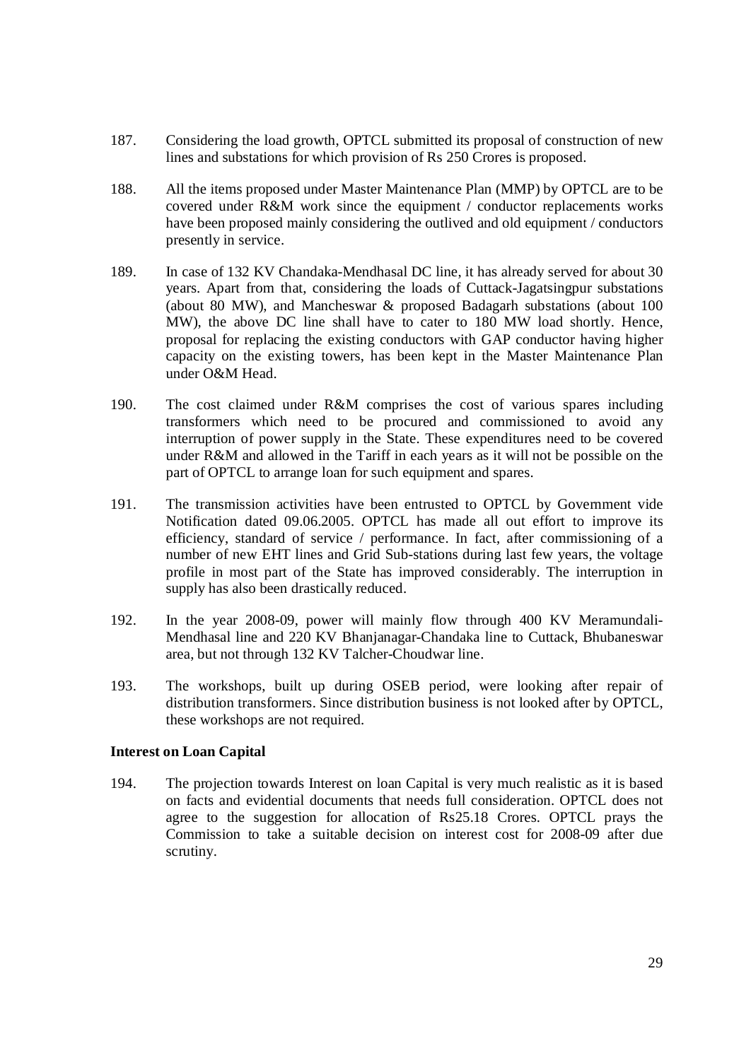187. Considering the load growth, OPTCL submitted its proposal of construction of new lines and substations for which provision of Rs 250 Crores is proposed.

188. All the items proposed under Master Maintenance Plan (MMP) by OPTCL are to be covered under R&M work since the equipment / conductor replacements works have been proposed mainly considering the outlived and old equipment / conductors presently in service.

189. In case of 132 KV Chandaka-Mendhasal DC line, it has already served for about 30 years. Apart from that, considering the loads of Cuttack-Jagatsingpur substations (about 80 MW), and Mancheswar & proposed Badagarh substations (about 100 MW), the above DC line shall have to cater to 180 MW load shortly. Hence, proposal for replacing the existing conductors with GAP conductor having higher capacity on the existing towers, has been kept in the Master Maintenance Plan under O&M Head.

190. The cost claimed under R&M comprises the cost of various spares including transformers which need to be procured and commissioned to avoid any interruption of power supply in the State. These expenditures need to be covered under R&M and allowed in the Tariff in each years as it will not be possible on the part of OPTCL to arrange loan for such equipment and spares.

191. The transmission activities have been entrusted to OPTCL by Government vide Notification dated 09.06.2005. OPTCL has made all out effort to improve its efficiency, standard of service / performance. In fact, after commissioning of a number of new EHT lines and Grid Sub-stations during last few years, the voltage profile in most part of the State has improved considerably. The interruption in supply has also been drastically reduced.

192. In the year 2008-09, power will mainly flow through 400 KV Meramundali-Mendhasal line and 220 KV Bhanjanagar-Chandaka line to Cuttack, Bhubaneswar area, but not through 132 KV Talcher-Choudwar line.

193. The workshops, built up during OSEB period, were looking after repair of distribution transformers. Since distribution business is not looked after by OPTCL, these workshops are not required.

**Interest on Loan Capital**

194. The projection towards Interest on loan Capital is very much realistic as it is based on facts and evidential documents that needs full consideration. OPTCL does not agree to the suggestion for allocation of Rs25.18 Crores. OPTCL prays the Commission to take a suitable decision on interest cost for 2008-09 after due scrutiny.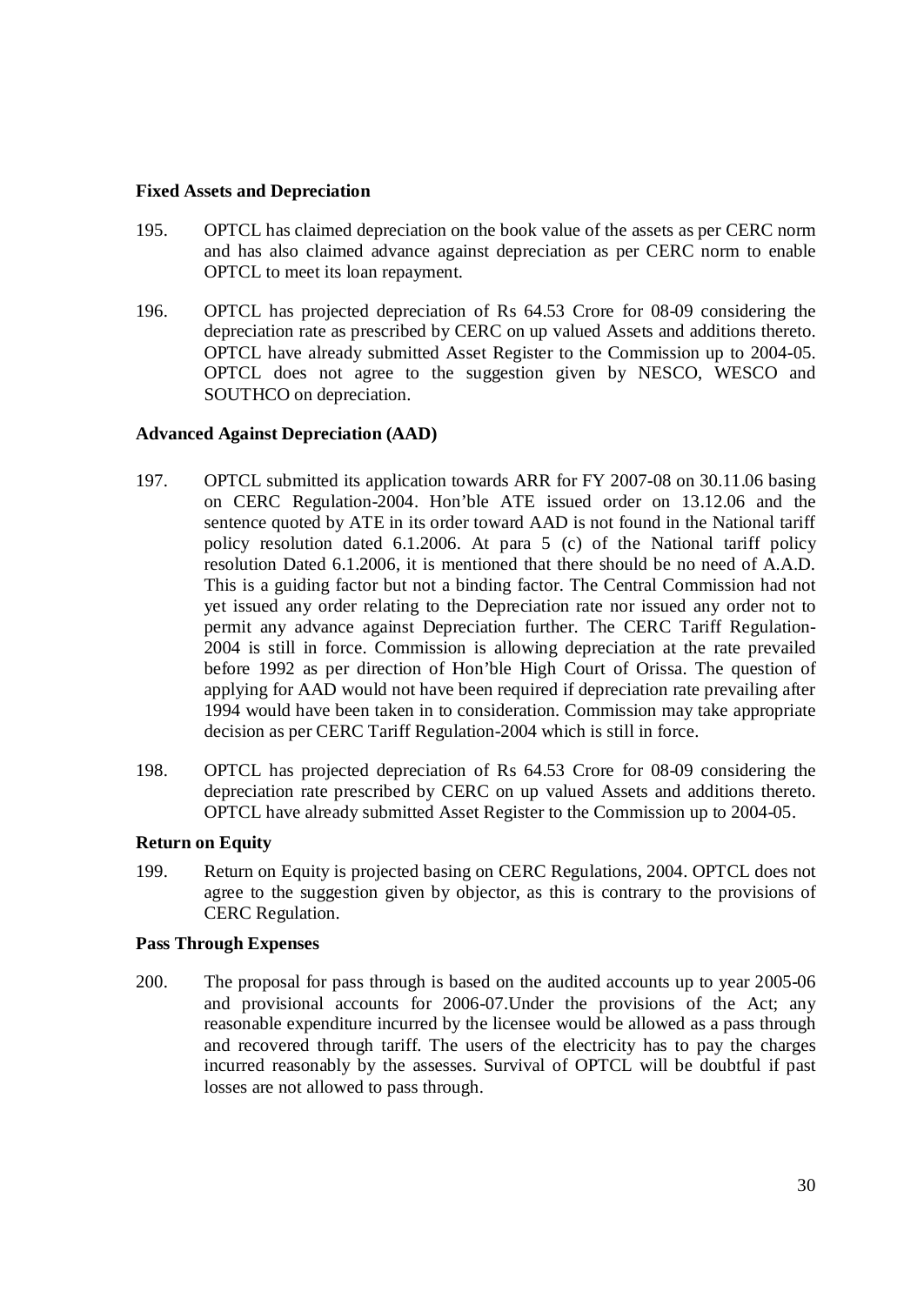**Fixed Assets and Depreciation**

195. OPTCL has claimed depreciation on the book value of the assets as per CERC norm and has also claimed advance against depreciation as per CERC norm to enable OPTCL to meet its loan repayment.

196. OPTCL has projected depreciation of Rs 64.53 Crore for 08-09 considering the depreciation rate as prescribed by CERC on up valued Assets and additions thereto. OPTCL have already submitted Asset Register to the Commission up to 2004-05. OPTCL does not agree to the suggestion given by NESCO, WESCO and SOUTHCO on depreciation.

**Advanced Against Depreciation (AAD)**

197. OPTCL submitted its application towards ARR for FY 2007-08 on 30.11.06 basing on CERC Regulation-2004. Hon'ble ATE issued order on 13.12.06 and the sentence quoted by ATE in its order toward AAD is not found in the National tariff policy resolution dated 6.1.2006. At para 5 (c) of the National tariff policy resolution Dated 6.1.2006, it is mentioned that there should be no need of A.A.D. This is a guiding factor but not a binding factor. The Central Commission had not yet issued any order relating to the Depreciation rate nor issued any order not to permit any advance against Depreciation further. The CERC Tariff Regulation-2004 is still in force. Commission is allowing depreciation at the rate prevailed before 1992 as per direction of Hon'ble High Court of Orissa. The question of applying for AAD would not have been required if depreciation rate prevailing after 1994 would have been taken in to consideration. Commission may take appropriate decision as per CERC Tariff Regulation-2004 which is still in force.

198. OPTCL has projected depreciation of Rs 64.53 Crore for 08-09 considering the depreciation rate prescribed by CERC on up valued Assets and additions thereto. OPTCL have already submitted Asset Register to the Commission up to 2004-05.

**Return on Equity**

199. Return on Equity is projected basing on CERC Regulations, 2004. OPTCL does not agree to the suggestion given by objector, as this is contrary to the provisions of CERC Regulation.

**Pass Through Expenses**

200. The proposal for pass through is based on the audited accounts up to year 2005-06 and provisional accounts for 2006-07.Under the provisions of the Act; any reasonable expenditure incurred by the licensee would be allowed as a pass through and recovered through tariff. The users of the electricity has to pay the charges incurred reasonably by the assesses. Survival of OPTCL will be doubtful if past losses are not allowed to pass through.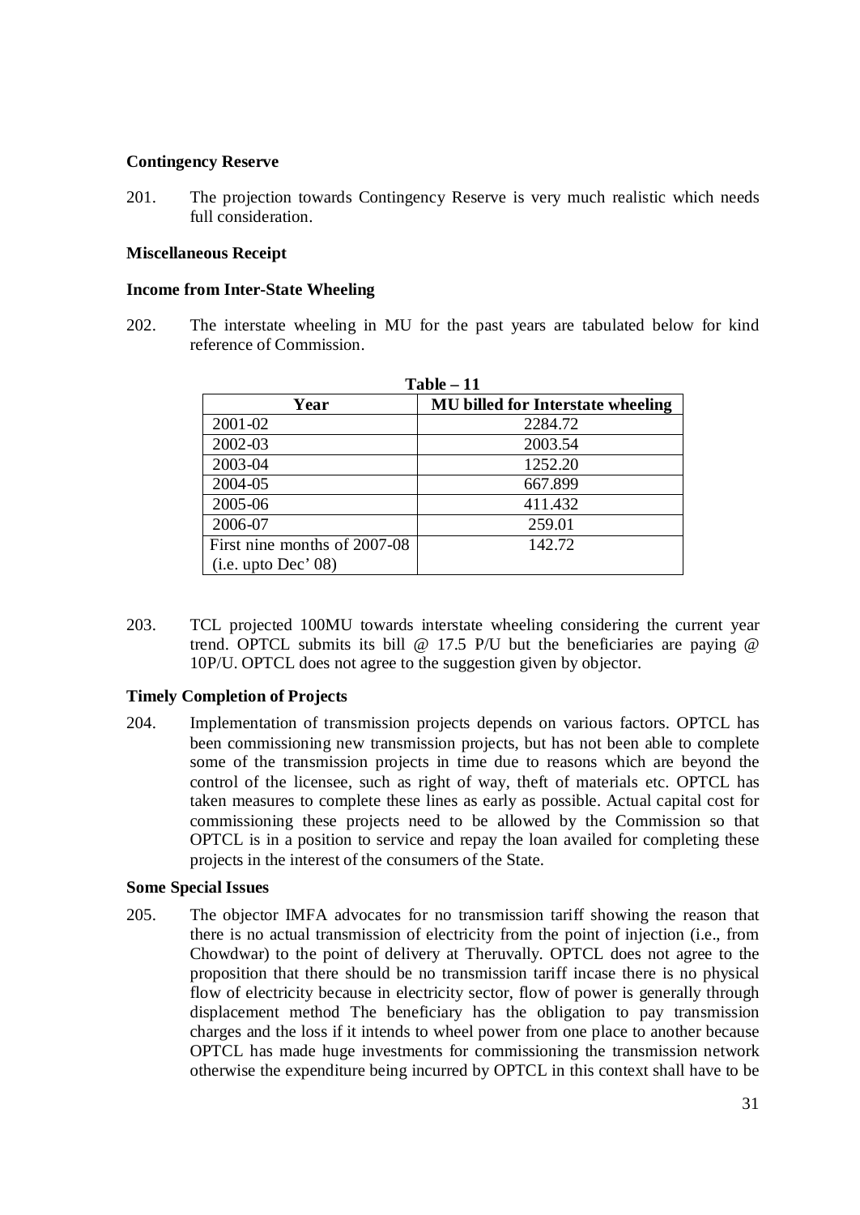**Contingency Reserve**

201. The projection towards Contingency Reserve is very much realistic which needs full consideration.

**Miscellaneous Receipt**

**Income from Inter-State Wheeling**

202. The interstate wheeling in MU for the past years are tabulated below for kind reference of Commission.

**Table – 11**

| Year | MU billed for Interstate wheeling |
|---|---|
| 2001-02 | 2284.72 |
| 2002-03 | 2003.54 |
| 2003-04 | 1252.20 |
| 2004-05 | 667.899 |
| 2005-06 | 411.432 |
| 2006-07 | 259.01 |
| First nine months of 2007-08 (i.e. upto Dec' 08) | 142.72 |

203. TCL projected 100MU towards interstate wheeling considering the current year trend. OPTCL submits its bill @ 17.5 P/U but the beneficiaries are paying @ 10P/U. OPTCL does not agree to the suggestion given by objector.

**Timely Completion of Projects**

204. Implementation of transmission projects depends on various factors. OPTCL has been commissioning new transmission projects, but has not been able to complete some of the transmission projects in time due to reasons which are beyond the control of the licensee, such as right of way, theft of materials etc. OPTCL has taken measures to complete these lines as early as possible. Actual capital cost for commissioning these projects need to be allowed by the Commission so that OPTCL is in a position to service and repay the loan availed for completing these projects in the interest of the consumers of the State.

**Some Special Issues**

205. The objector IMFA advocates for no transmission tariff showing the reason that there is no actual transmission of electricity from the point of injection (i.e., from Chowdwar) to the point of delivery at Theruvally. OPTCL does not agree to the proposition that there should be no transmission tariff incase there is no physical flow of electricity because in electricity sector, flow of power is generally through displacement method The beneficiary has the obligation to pay transmission charges and the loss if it intends to wheel power from one place to another because OPTCL has made huge investments for commissioning the transmission network otherwise the expenditure being incurred by OPTCL in this context shall have to be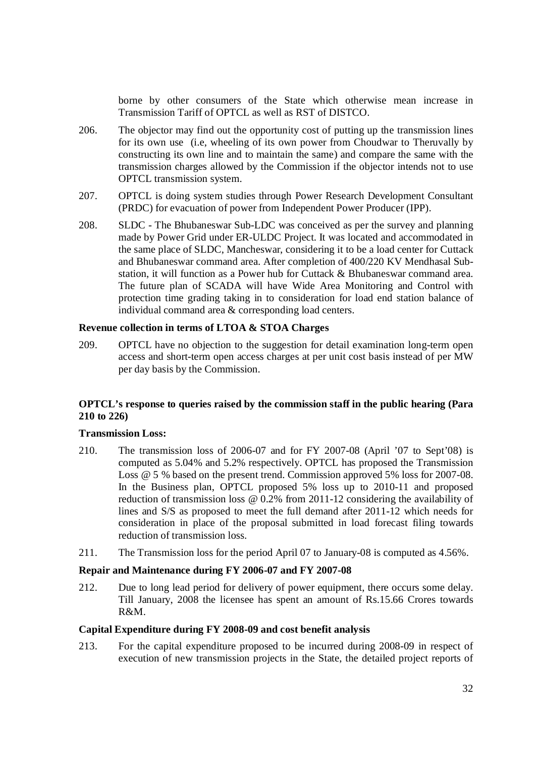borne by other consumers of the State which otherwise mean increase in Transmission Tariff of OPTCL as well as RST of DISTCO.

206. The objector may find out the opportunity cost of putting up the transmission lines for its own use (i.e, wheeling of its own power from Choudwar to Theruvally by constructing its own line and to maintain the same) and compare the same with the transmission charges allowed by the Commission if the objector intends not to use OPTCL transmission system.

207. OPTCL is doing system studies through Power Research Development Consultant (PRDC) for evacuation of power from Independent Power Producer (IPP).

208. SLDC - The Bhubaneswar Sub-LDC was conceived as per the survey and planning made by Power Grid under ER-ULDC Project. It was located and accommodated in the same place of SLDC, Mancheswar, considering it to be a load center for Cuttack and Bhubaneswar command area. After completion of 400/220 KV Mendhasal Sub-station, it will function as a Power hub for Cuttack & Bhubaneswar command area. The future plan of SCADA will have Wide Area Monitoring and Control with protection time grading taking in to consideration for load end station balance of individual command area & corresponding load centers.

**Revenue collection in terms of LTOA & STOA Charges**

209. OPTCL have no objection to the suggestion for detail examination long-term open access and short-term open access charges at per unit cost basis instead of per MW per day basis by the Commission.

**OPTCL's response to queries raised by the commission staff in the public hearing (Para 210 to 226)**

**Transmission Loss:**

210. The transmission loss of 2006-07 and for FY 2007-08 (April '07 to Sept'08) is computed as 5.04% and 5.2% respectively. OPTCL has proposed the Transmission Loss @ 5 % based on the present trend. Commission approved 5% loss for 2007-08. In the Business plan, OPTCL proposed 5% loss up to 2010-11 and proposed reduction of transmission loss @ 0.2% from 2011-12 considering the availability of lines and S/S as proposed to meet the full demand after 2011-12 which needs for consideration in place of the proposal submitted in load forecast filing towards reduction of transmission loss.

211. The Transmission loss for the period April 07 to January-08 is computed as 4.56%.

**Repair and Maintenance during FY 2006-07 and FY 2007-08**

212. Due to long lead period for delivery of power equipment, there occurs some delay. Till January, 2008 the licensee has spent an amount of Rs.15.66 Crores towards R&M.

**Capital Expenditure during FY 2008-09 and cost benefit analysis**

213. For the capital expenditure proposed to be incurred during 2008-09 in respect of execution of new transmission projects in the State, the detailed project reports of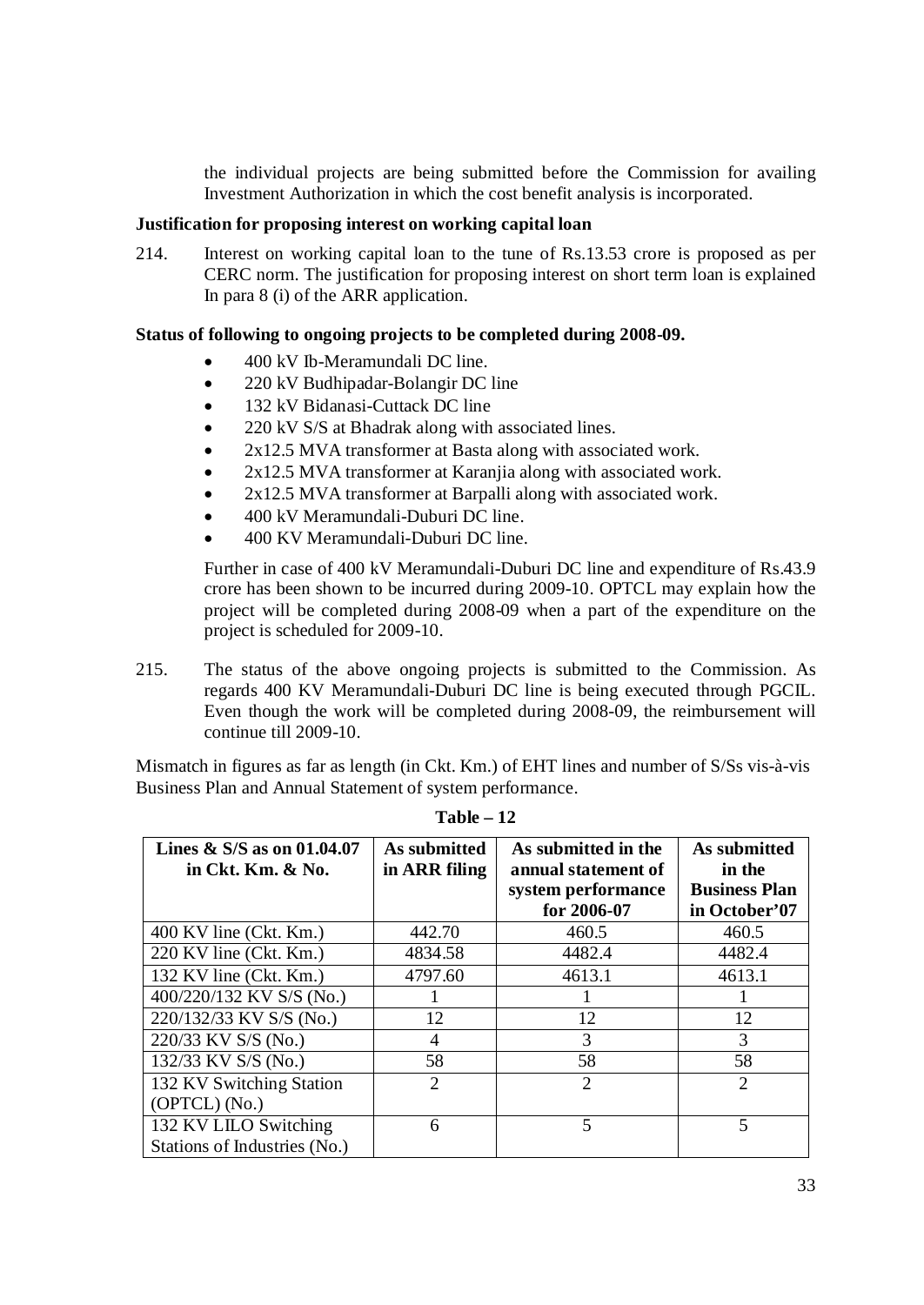the individual projects are being submitted before the Commission for availing Investment Authorization in which the cost benefit analysis is incorporated.

**Justification for proposing interest on working capital loan**

214. Interest on working capital loan to the tune of Rs.13.53 crore is proposed as per CERC norm. The justification for proposing interest on short term loan is explained In para 8 (i) of the ARR application.

**Status of following to ongoing projects to be completed during 2008-09.**

- 400 kV Ib-Meramundali DC line.
- 220 kV Budhipadar-Bolangir DC line
- 132 kV Bidanasi-Cuttack DC line
- 220 kV S/S at Bhadrak along with associated lines.
- 2x12.5 MVA transformer at Basta along with associated work.
- 2x12.5 MVA transformer at Karanjia along with associated work.
- 2x12.5 MVA transformer at Barpalli along with associated work.
- 400 kV Meramundali-Duburi DC line.
- 400 KV Meramundali-Duburi DC line.

Further in case of 400 kV Meramundali-Duburi DC line and expenditure of Rs.43.9 crore has been shown to be incurred during 2009-10. OPTCL may explain how the project will be completed during 2008-09 when a part of the expenditure on the project is scheduled for 2009-10.

215. The status of the above ongoing projects is submitted to the Commission. As regards 400 KV Meramundali-Duburi DC line is being executed through PGCIL. Even though the work will be completed during 2008-09, the reimbursement will continue till 2009-10.

Mismatch in figures as far as length (in Ckt. Km.) of EHT lines and number of S/Ss vis-à-vis Business Plan and Annual Statement of system performance.

**Table – 12**

| Lines & S/S as on 01.04.07 in Ckt. Km. & No. | As submitted in ARR filing | As submitted in the annual statement of system performance for 2006-07 | As submitted in the Business Plan in October'07 |
|---|---|---|---|
| 400 KV line (Ckt. Km.) | 442.70 | 460.5 | 460.5 |
| 220 KV line (Ckt. Km.) | 4834.58 | 4482.4 | 4482.4 |
| 132 KV line (Ckt. Km.) | 4797.60 | 4613.1 | 4613.1 |
| 400/220/132 KV S/S (No.) | 1 | 1 | 1 |
| 220/132/33 KV S/S (No.) | 12 | 12 | 12 |
| 220/33 KV S/S (No.) | 4 | 3 | 3 |
| 132/33 KV S/S (No.) | 58 | 58 | 58 |
| 132 KV Switching Station (OPTCL) (No.) | 2 | 2 | 2 |
| 132 KV LILO Switching Stations of Industries (No.) | 6 | 5 | 5 |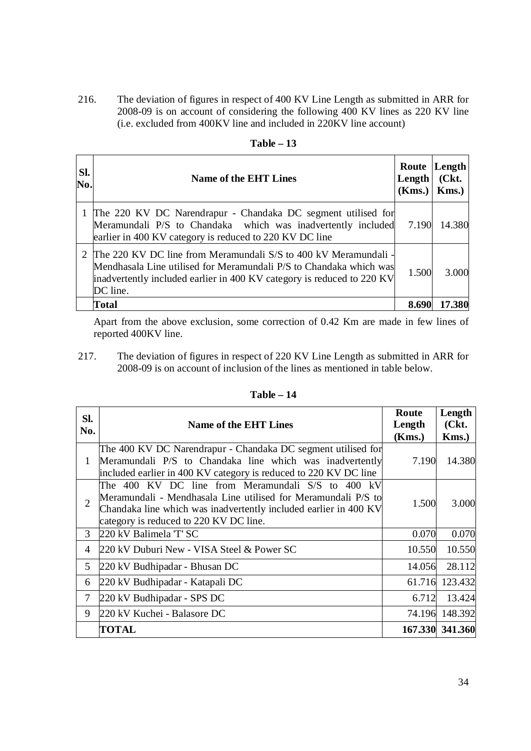216. The deviation of figures in respect of 400 KV Line Length as submitted in ARR for 2008-09 is on account of considering the following 400 KV lines as 220 KV line (i.e. excluded from 400KV line and included in 220KV line account)

**Table – 13**

| Sl. No. | Name of the EHT Lines | Route Length (Kms.) | Length (Ckt. Kms.) |
|---|---|---|---|
| 1 | The 220 KV DC Narendrapur - Chandaka DC segment utilised for Meramundali P/S to Chandaka which was inadvertently included earlier in 400 KV category is reduced to 220 KV DC line | 7.190 | 14.380 |
| 2 | The 220 KV DC line from Meramundali S/S to 400 kV Meramundali - Mendhasala Line utilised for Meramundali P/S to Chandaka which was inadvertently included earlier in 400 KV category is reduced to 220 KV DC line. | 1.500 | 3.000 |
| | **Total** | **8.690** | **17.380** |

Apart from the above exclusion, some correction of 0.42 Km are made in few lines of reported 400KV line.

217. The deviation of figures in respect of 220 KV Line Length as submitted in ARR for 2008-09 is on account of inclusion of the lines as mentioned in table below.

**Table – 14**

| Sl. No. | Name of the EHT Lines | Route Length (Kms.) | Length (Ckt. Kms.) |
|---|---|---|---|
| 1 | The 400 KV DC Narendrapur - Chandaka DC segment utilised for Meramundali P/S to Chandaka line which was inadvertently included earlier in 400 KV category is reduced to 220 KV DC line | 7.190 | 14.380 |
| 2 | The 400 KV DC line from Meramundali S/S to 400 kV Meramundali - Mendhasala Line utilised for Meramundali P/S to Chandaka line which was inadvertently included earlier in 400 KV category is reduced to 220 KV DC line. | 1.500 | 3.000 |
| 3 | 220 kV Balimela 'T' SC | 0.070 | 0.070 |
| 4 | 220 kV Duburi New - VISA Steel & Power SC | 10.550 | 10.550 |
| 5 | 220 kV Budhipadar - Bhusan DC | 14.056 | 28.112 |
| 6 | 220 kV Budhipadar - Katapali DC | 61.716 | 123.432 |
| 7 | 220 kV Budhipadar - SPS DC | 6.712 | 13.424 |
| 9 | 220 kV Kuchei - Balasore DC | 74.196 | 148.392 |
| | **TOTAL** | **167.330** | **341.360** |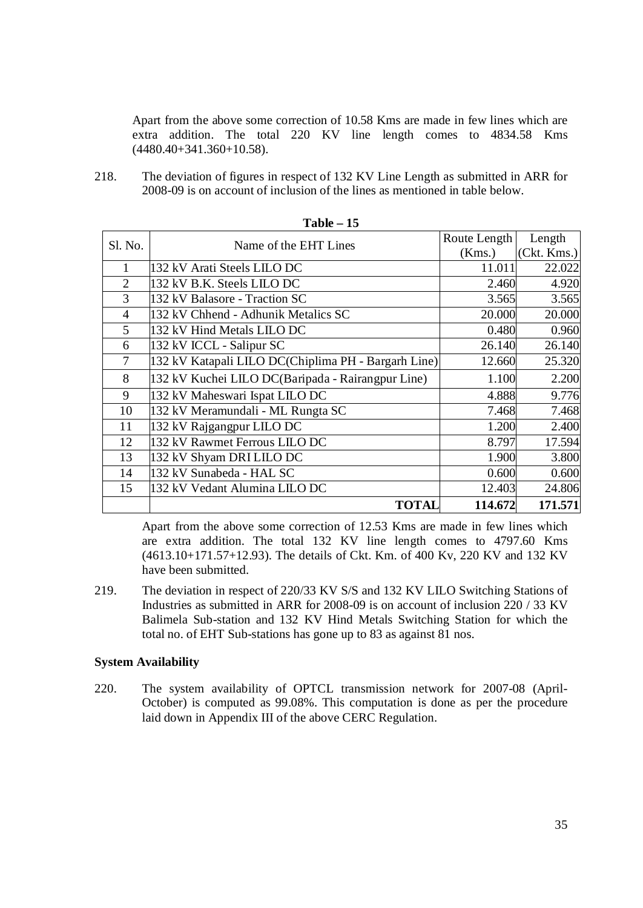Apart from the above some correction of 10.58 Kms are made in few lines which are extra addition. The total 220 KV line length comes to 4834.58 Kms (4480.40+341.360+10.58).

218. The deviation of figures in respect of 132 KV Line Length as submitted in ARR for 2008-09 is on account of inclusion of the lines as mentioned in table below.

**Table – 15**

| Sl. No. | Name of the EHT Lines | Route Length (Kms.) | Length (Ckt. Kms.) |
|---|---|---|---|
| 1 | 132 kV Arati Steels LILO DC | 11.011 | 22.022 |
| 2 | 132 kV B.K. Steels LILO DC | 2.460 | 4.920 |
| 3 | 132 kV Balasore - Traction SC | 3.565 | 3.565 |
| 4 | 132 kV Chhend - Adhunik Metalics SC | 20.000 | 20.000 |
| 5 | 132 kV Hind Metals LILO DC | 0.480 | 0.960 |
| 6 | 132 kV ICCL - Salipur SC | 26.140 | 26.140 |
| 7 | 132 kV Katapali LILO DC(Chiplima PH - Bargarh Line) | 12.660 | 25.320 |
| 8 | 132 kV Kuchei LILO DC(Baripada - Rairangpur Line) | 1.100 | 2.200 |
| 9 | 132 kV Maheswari Ispat LILO DC | 4.888 | 9.776 |
| 10 | 132 kV Meramundali - ML Rungta SC | 7.468 | 7.468 |
| 11 | 132 kV Rajgangpur LILO DC | 1.200 | 2.400 |
| 12 | 132 kV Rawmet Ferrous LILO DC | 8.797 | 17.594 |
| 13 | 132 kV Shyam DRI LILO DC | 1.900 | 3.800 |
| 14 | 132 kV Sunabeda - HAL SC | 0.600 | 0.600 |
| 15 | 132 kV Vedant Alumina LILO DC | 12.403 | 24.806 |
| | **TOTAL** | **114.672** | **171.571** |

Apart from the above some correction of 12.53 Kms are made in few lines which are extra addition. The total 132 KV line length comes to 4797.60 Kms (4613.10+171.57+12.93). The details of Ckt. Km. of 400 Kv, 220 KV and 132 KV have been submitted.

219. The deviation in respect of 220/33 KV S/S and 132 KV LILO Switching Stations of Industries as submitted in ARR for 2008-09 is on account of inclusion 220 / 33 KV Balimela Sub-station and 132 KV Hind Metals Switching Station for which the total no. of EHT Sub-stations has gone up to 83 as against 81 nos.

**System Availability**

220. The system availability of OPTCL transmission network for 2007-08 (April-October) is computed as 99.08%. This computation is done as per the procedure laid down in Appendix III of the above CERC Regulation.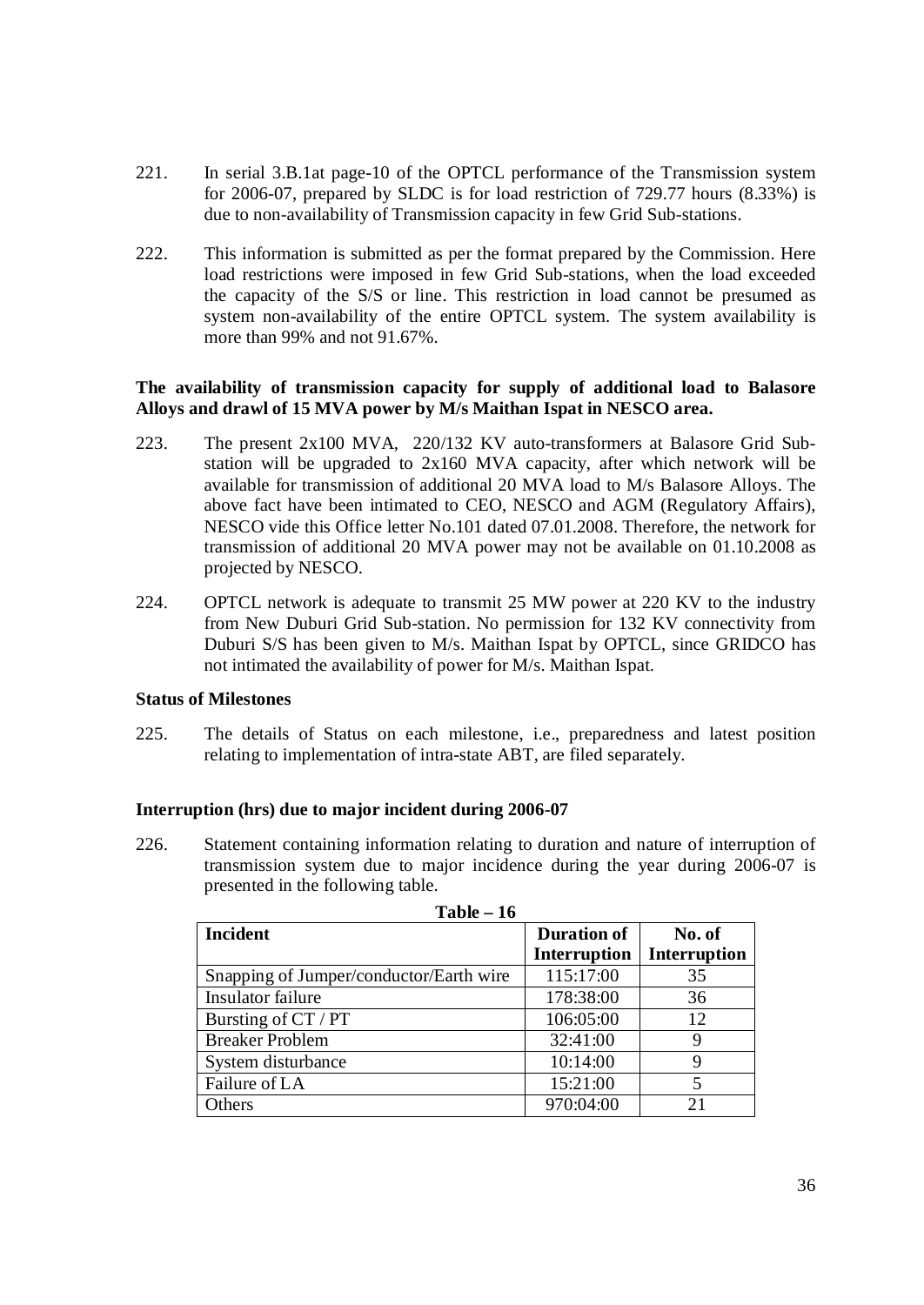221. In serial 3.B.1at page-10 of the OPTCL performance of the Transmission system for 2006-07, prepared by SLDC is for load restriction of 729.77 hours (8.33%) is due to non-availability of Transmission capacity in few Grid Sub-stations.

222. This information is submitted as per the format prepared by the Commission. Here load restrictions were imposed in few Grid Sub-stations, when the load exceeded the capacity of the S/S or line. This restriction in load cannot be presumed as system non-availability of the entire OPTCL system. The system availability is more than 99% and not 91.67%.

**The availability of transmission capacity for supply of additional load to Balasore Alloys and drawl of 15 MVA power by M/s Maithan Ispat in NESCO area.**

223. The present 2x100 MVA, 220/132 KV auto-transformers at Balasore Grid Sub-station will be upgraded to 2x160 MVA capacity, after which network will be available for transmission of additional 20 MVA load to M/s Balasore Alloys. The above fact have been intimated to CEO, NESCO and AGM (Regulatory Affairs), NESCO vide this Office letter No.101 dated 07.01.2008. Therefore, the network for transmission of additional 20 MVA power may not be available on 01.10.2008 as projected by NESCO.

224. OPTCL network is adequate to transmit 25 MW power at 220 KV to the industry from New Duburi Grid Sub-station. No permission for 132 KV connectivity from Duburi S/S has been given to M/s. Maithan Ispat by OPTCL, since GRIDCO has not intimated the availability of power for M/s. Maithan Ispat.

**Status of Milestones**

225. The details of Status on each milestone, i.e., preparedness and latest position relating to implementation of intra-state ABT, are filed separately.

**Interruption (hrs) due to major incident during 2006-07**

226. Statement containing information relating to duration and nature of interruption of transmission system due to major incidence during the year during 2006-07 is presented in the following table.

**Table – 16**

| Incident | Duration of Interruption | No. of Interruption |
|---|---|---|
| Snapping of Jumper/conductor/Earth wire | 115:17:00 | 35 |
| Insulator failure | 178:38:00 | 36 |
| Bursting of CT / PT | 106:05:00 | 12 |
| Breaker Problem | 32:41:00 | 9 |
| System disturbance | 10:14:00 | 9 |
| Failure of LA | 15:21:00 | 5 |
| Others | 970:04:00 | 21 |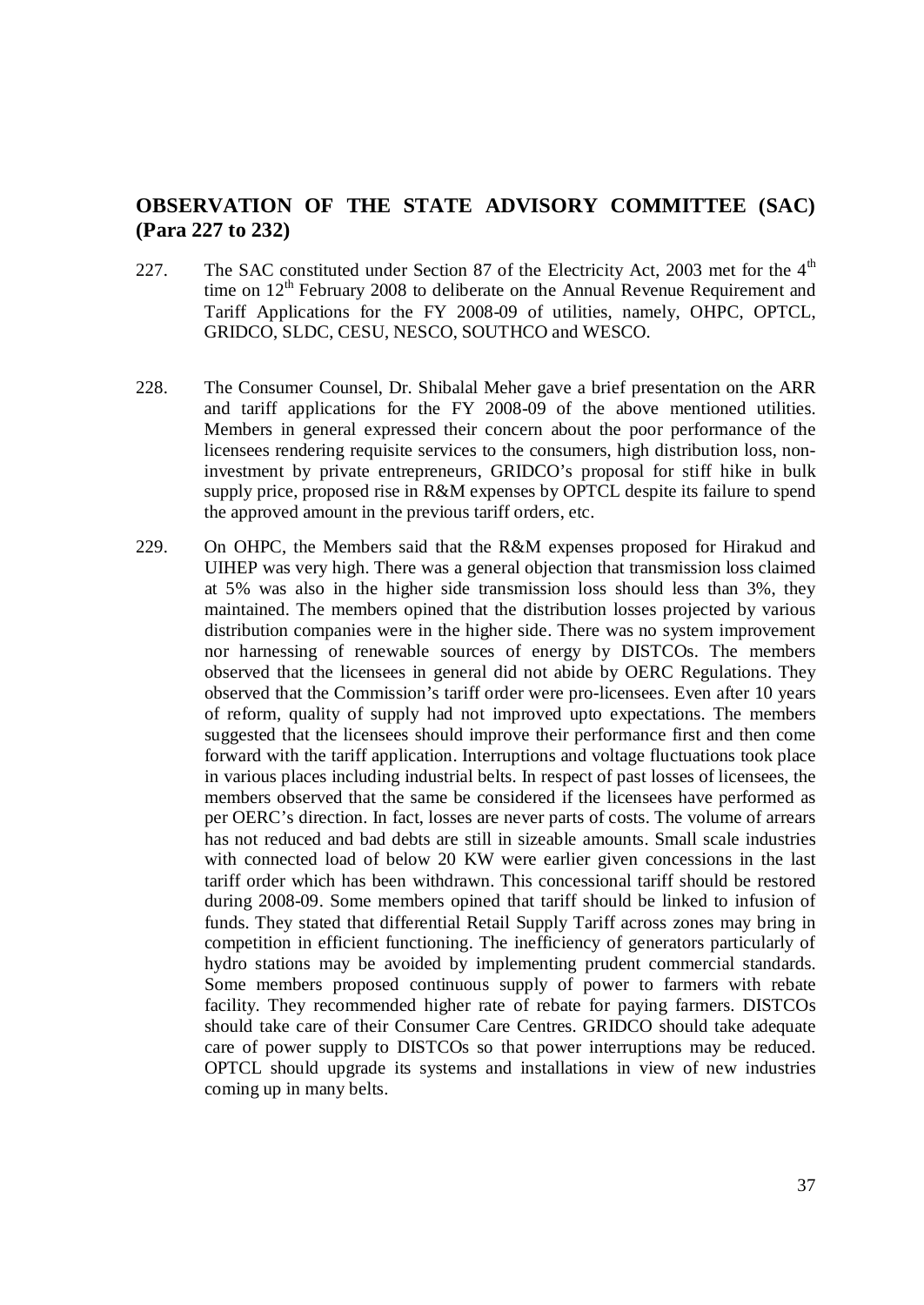## OBSERVATION OF THE STATE ADVISORY COMMITTEE (SAC) (Para 227 to 232)

227. The SAC constituted under Section 87 of the Electricity Act, 2003 met for the 4th time on 12th February 2008 to deliberate on the Annual Revenue Requirement and Tariff Applications for the FY 2008-09 of utilities, namely, OHPC, OPTCL, GRIDCO, SLDC, CESU, NESCO, SOUTHCO and WESCO.

228. The Consumer Counsel, Dr. Shibalal Meher gave a brief presentation on the ARR and tariff applications for the FY 2008-09 of the above mentioned utilities. Members in general expressed their concern about the poor performance of the licensees rendering requisite services to the consumers, high distribution loss, non-investment by private entrepreneurs, GRIDCO's proposal for stiff hike in bulk supply price, proposed rise in R&M expenses by OPTCL despite its failure to spend the approved amount in the previous tariff orders, etc.

229. On OHPC, the Members said that the R&M expenses proposed for Hirakud and UIHEP was very high. There was a general objection that transmission loss claimed at 5% was also in the higher side transmission loss should less than 3%, they maintained. The members opined that the distribution losses projected by various distribution companies were in the higher side. There was no system improvement nor harnessing of renewable sources of energy by DISTCOs. The members observed that the licensees in general did not abide by OERC Regulations. They observed that the Commission's tariff order were pro-licensees. Even after 10 years of reform, quality of supply had not improved upto expectations. The members suggested that the licensees should improve their performance first and then come forward with the tariff application. Interruptions and voltage fluctuations took place in various places including industrial belts. In respect of past losses of licensees, the members observed that the same be considered if the licensees have performed as per OERC's direction. In fact, losses are never parts of costs. The volume of arrears has not reduced and bad debts are still in sizeable amounts. Small scale industries with connected load of below 20 KW were earlier given concessions in the last tariff order which has been withdrawn. This concessional tariff should be restored during 2008-09. Some members opined that tariff should be linked to infusion of funds. They stated that differential Retail Supply Tariff across zones may bring in competition in efficient functioning. The inefficiency of generators particularly of hydro stations may be avoided by implementing prudent commercial standards. Some members proposed continuous supply of power to farmers with rebate facility. They recommended higher rate of rebate for paying farmers. DISTCOs should take care of their Consumer Care Centres. GRIDCO should take adequate care of power supply to DISTCOs so that power interruptions may be reduced. OPTCL should upgrade its systems and installations in view of new industries coming up in many belts.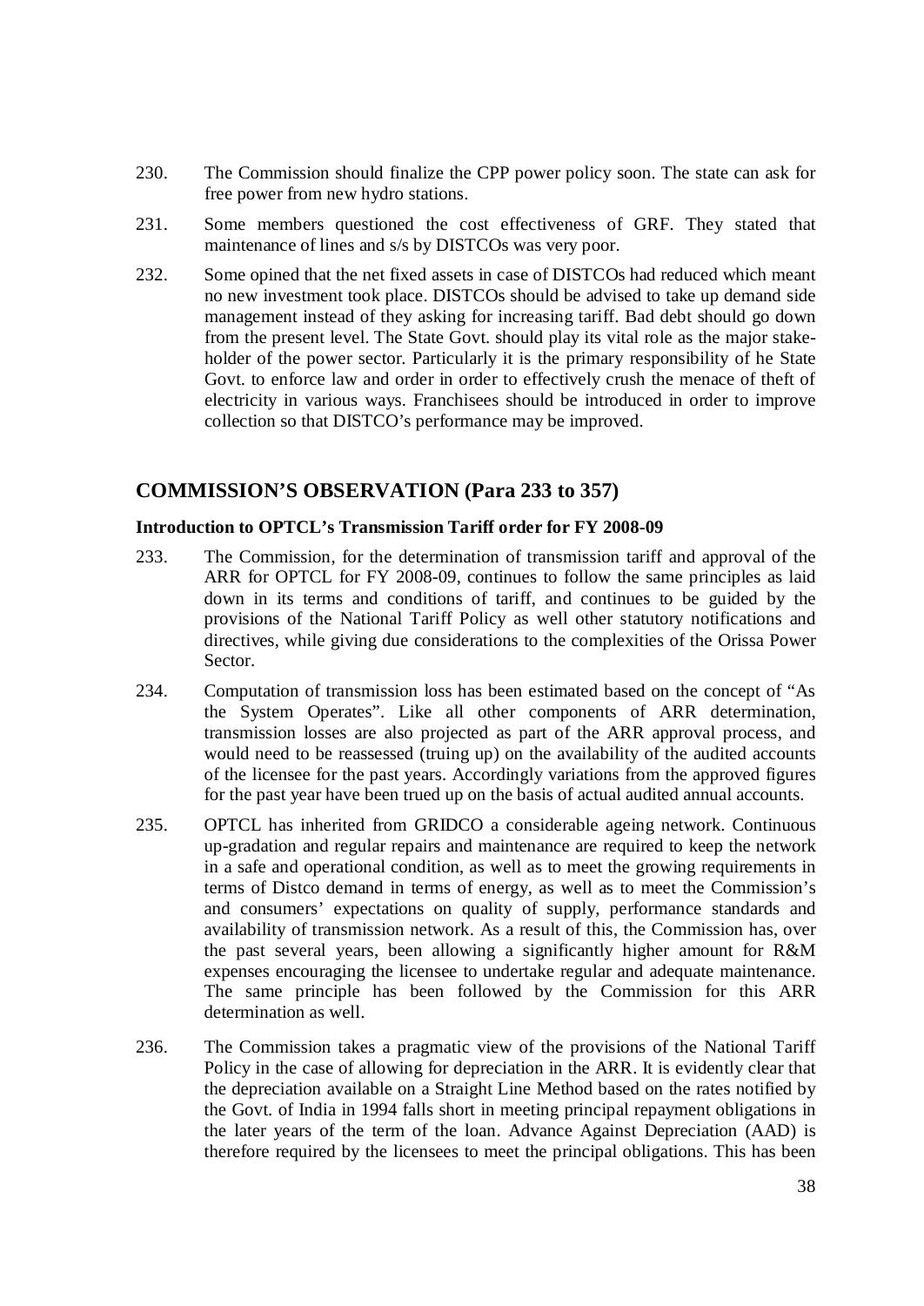230. The Commission should finalize the CPP power policy soon. The state can ask for free power from new hydro stations.

231. Some members questioned the cost effectiveness of GRF. They stated that maintenance of lines and s/s by DISTCOs was very poor.

232. Some opined that the net fixed assets in case of DISTCOs had reduced which meant no new investment took place. DISTCOs should be advised to take up demand side management instead of they asking for increasing tariff. Bad debt should go down from the present level. The State Govt. should play its vital role as the major stake-holder of the power sector. Particularly it is the primary responsibility of he State Govt. to enforce law and order in order to effectively crush the menace of theft of electricity in various ways. Franchisees should be introduced in order to improve collection so that DISTCO's performance may be improved.

## COMMISSION'S OBSERVATION (Para 233 to 357)

### Introduction to OPTCL's Transmission Tariff order for FY 2008-09

233. The Commission, for the determination of transmission tariff and approval of the ARR for OPTCL for FY 2008-09, continues to follow the same principles as laid down in its terms and conditions of tariff, and continues to be guided by the provisions of the National Tariff Policy as well other statutory notifications and directives, while giving due considerations to the complexities of the Orissa Power Sector.

234. Computation of transmission loss has been estimated based on the concept of "As the System Operates". Like all other components of ARR determination, transmission losses are also projected as part of the ARR approval process, and would need to be reassessed (truing up) on the availability of the audited accounts of the licensee for the past years. Accordingly variations from the approved figures for the past year have been trued up on the basis of actual audited annual accounts.

235. OPTCL has inherited from GRIDCO a considerable ageing network. Continuous up-gradation and regular repairs and maintenance are required to keep the network in a safe and operational condition, as well as to meet the growing requirements in terms of Distco demand in terms of energy, as well as to meet the Commission's and consumers' expectations on quality of supply, performance standards and availability of transmission network. As a result of this, the Commission has, over the past several years, been allowing a significantly higher amount for R&M expenses encouraging the licensee to undertake regular and adequate maintenance. The same principle has been followed by the Commission for this ARR determination as well.

236. The Commission takes a pragmatic view of the provisions of the National Tariff Policy in the case of allowing for depreciation in the ARR. It is evidently clear that the depreciation available on a Straight Line Method based on the rates notified by the Govt. of India in 1994 falls short in meeting principal repayment obligations in the later years of the term of the loan. Advance Against Depreciation (AAD) is therefore required by the licensees to meet the principal obligations. This has been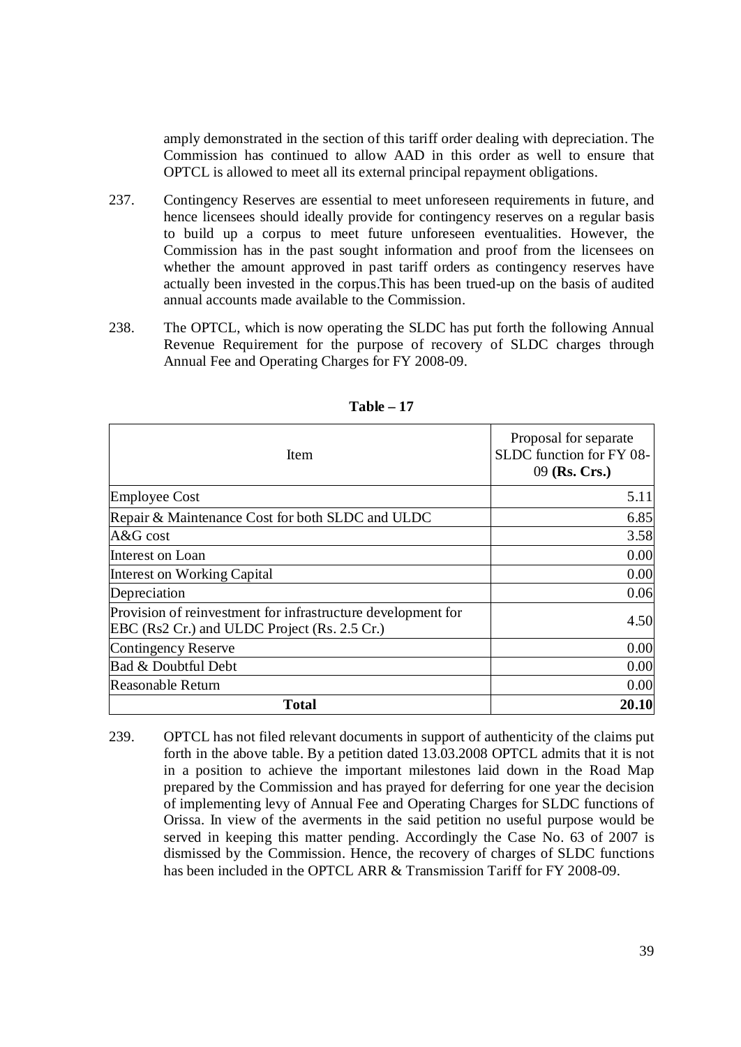amply demonstrated in the section of this tariff order dealing with depreciation. The Commission has continued to allow AAD in this order as well to ensure that OPTCL is allowed to meet all its external principal repayment obligations.

237. Contingency Reserves are essential to meet unforeseen requirements in future, and hence licensees should ideally provide for contingency reserves on a regular basis to build up a corpus to meet future unforeseen eventualities. However, the Commission has in the past sought information and proof from the licensees on whether the amount approved in past tariff orders as contingency reserves have actually been invested in the corpus.This has been trued-up on the basis of audited annual accounts made available to the Commission.

238. The OPTCL, which is now operating the SLDC has put forth the following Annual Revenue Requirement for the purpose of recovery of SLDC charges through Annual Fee and Operating Charges for FY 2008-09.

**Table – 17**

| Item | Proposal for separate SLDC function for FY 08-09 **(Rs. Crs.)** |
|---|---|
| Employee Cost | 5.11 |
| Repair & Maintenance Cost for both SLDC and ULDC | 6.85 |
| A&G cost | 3.58 |
| Interest on Loan | 0.00 |
| Interest on Working Capital | 0.00 |
| Depreciation | 0.06 |
| Provision of reinvestment for infrastructure development for EBC (Rs2 Cr.) and ULDC Project (Rs. 2.5 Cr.) | 4.50 |
| Contingency Reserve | 0.00 |
| Bad & Doubtful Debt | 0.00 |
| Reasonable Return | 0.00 |
| **Total** | **20.10** |

239. OPTCL has not filed relevant documents in support of authenticity of the claims put forth in the above table. By a petition dated 13.03.2008 OPTCL admits that it is not in a position to achieve the important milestones laid down in the Road Map prepared by the Commission and has prayed for deferring for one year the decision of implementing levy of Annual Fee and Operating Charges for SLDC functions of Orissa. In view of the averments in the said petition no useful purpose would be served in keeping this matter pending. Accordingly the Case No. 63 of 2007 is dismissed by the Commission. Hence, the recovery of charges of SLDC functions has been included in the OPTCL ARR & Transmission Tariff for FY 2008-09.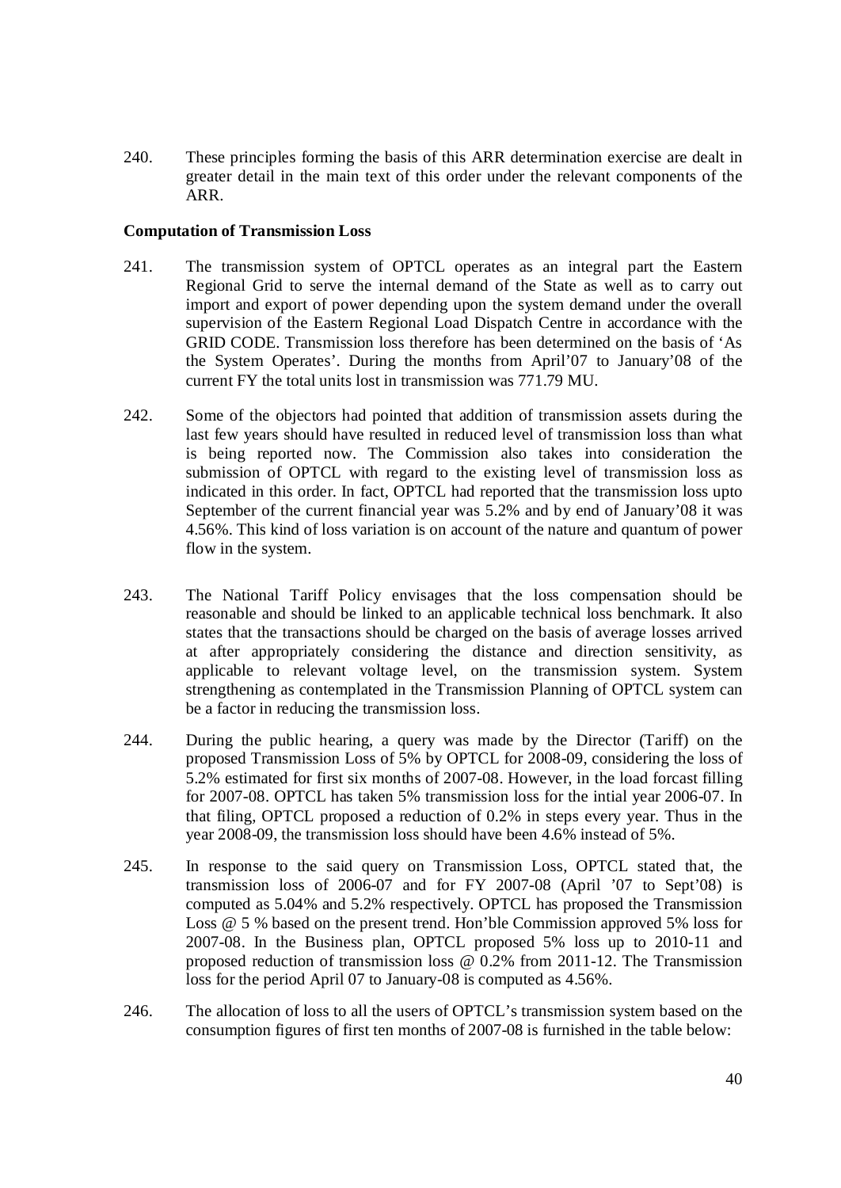240. These principles forming the basis of this ARR determination exercise are dealt in greater detail in the main text of this order under the relevant components of the ARR.

**Computation of Transmission Loss**

241. The transmission system of OPTCL operates as an integral part the Eastern Regional Grid to serve the internal demand of the State as well as to carry out import and export of power depending upon the system demand under the overall supervision of the Eastern Regional Load Dispatch Centre in accordance with the GRID CODE. Transmission loss therefore has been determined on the basis of 'As the System Operates'. During the months from April'07 to January'08 of the current FY the total units lost in transmission was 771.79 MU.

242. Some of the objectors had pointed that addition of transmission assets during the last few years should have resulted in reduced level of transmission loss than what is being reported now. The Commission also takes into consideration the submission of OPTCL with regard to the existing level of transmission loss as indicated in this order. In fact, OPTCL had reported that the transmission loss upto September of the current financial year was 5.2% and by end of January'08 it was 4.56%. This kind of loss variation is on account of the nature and quantum of power flow in the system.

243. The National Tariff Policy envisages that the loss compensation should be reasonable and should be linked to an applicable technical loss benchmark. It also states that the transactions should be charged on the basis of average losses arrived at after appropriately considering the distance and direction sensitivity, as applicable to relevant voltage level, on the transmission system. System strengthening as contemplated in the Transmission Planning of OPTCL system can be a factor in reducing the transmission loss.

244. During the public hearing, a query was made by the Director (Tariff) on the proposed Transmission Loss of 5% by OPTCL for 2008-09, considering the loss of 5.2% estimated for first six months of 2007-08. However, in the load forcast filling for 2007-08. OPTCL has taken 5% transmission loss for the intial year 2006-07. In that filing, OPTCL proposed a reduction of 0.2% in steps every year. Thus in the year 2008-09, the transmission loss should have been 4.6% instead of 5%.

245. In response to the said query on Transmission Loss, OPTCL stated that, the transmission loss of 2006-07 and for FY 2007-08 (April '07 to Sept'08) is computed as 5.04% and 5.2% respectively. OPTCL has proposed the Transmission Loss @ 5 % based on the present trend. Hon'ble Commission approved 5% loss for 2007-08. In the Business plan, OPTCL proposed 5% loss up to 2010-11 and proposed reduction of transmission loss @ 0.2% from 2011-12. The Transmission loss for the period April 07 to January-08 is computed as 4.56%.

246. The allocation of loss to all the users of OPTCL's transmission system based on the consumption figures of first ten months of 2007-08 is furnished in the table below: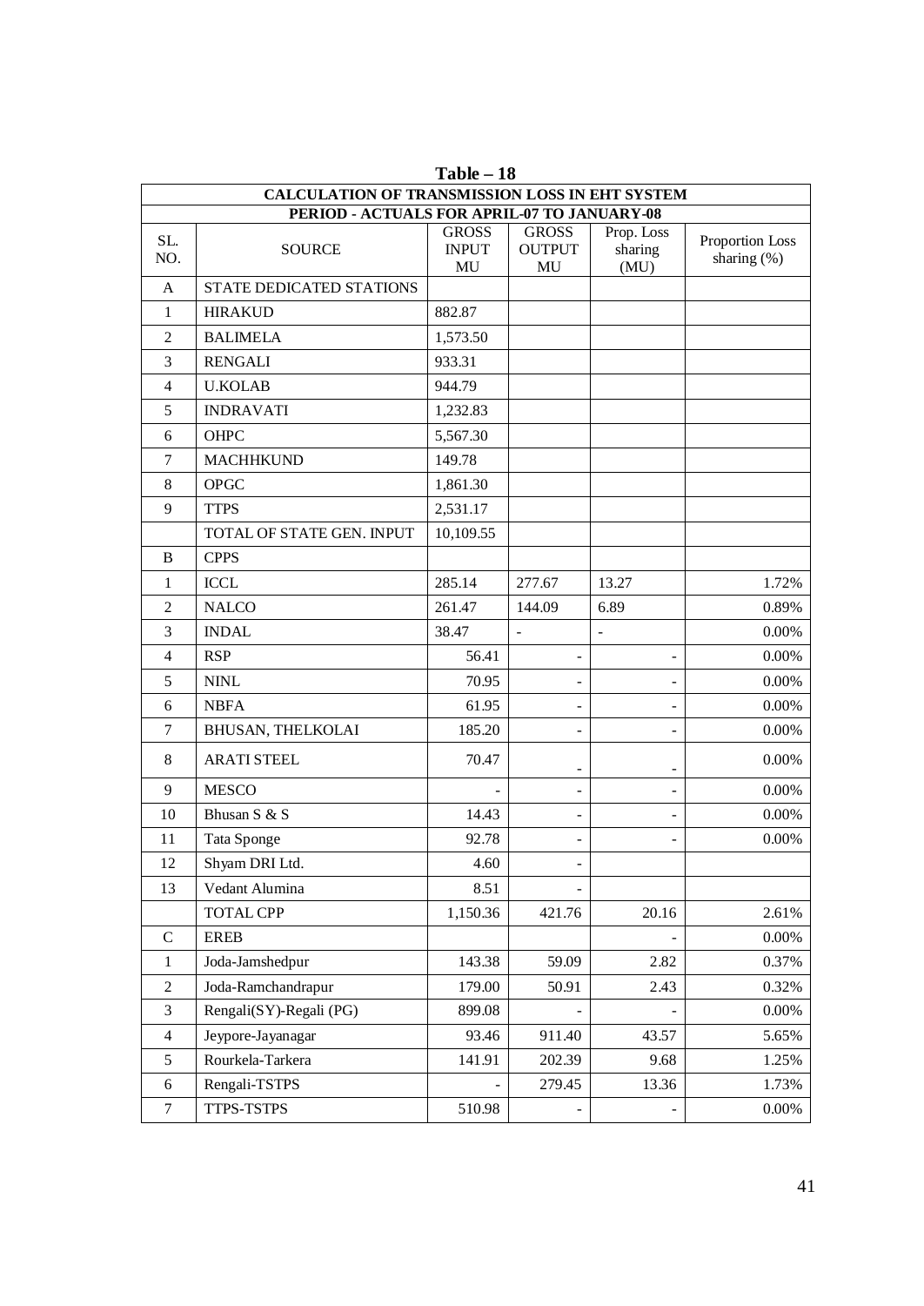**Table – 18**

| CALCULATION OF TRANSMISSION LOSS IN EHT SYSTEM | | | | | |
|---|---|---|---|---|---|
| PERIOD - ACTUALS FOR APRIL-07 TO JANUARY-08 | | | | | |
| SL. NO. | SOURCE | GROSS INPUT MU | GROSS OUTPUT MU | Prop. Loss sharing (MU) | Proportion Loss sharing (%) |
| A | STATE DEDICATED STATIONS | | | | |
| 1 | HIRAKUD | 882.87 | | | |
| 2 | BALIMELA | 1,573.50 | | | |
| 3 | RENGALI | 933.31 | | | |
| 4 | U.KOLAB | 944.79 | | | |
| 5 | INDRAVATI | 1,232.83 | | | |
| 6 | OHPC | 5,567.30 | | | |
| 7 | MACHHKUND | 149.78 | | | |
| 8 | OPGC | 1,861.30 | | | |
| 9 | TTPS | 2,531.17 | | | |
| | TOTAL OF STATE GEN. INPUT | 10,109.55 | | | |
| B | CPPS | | | | |
| 1 | ICCL | 285.14 | 277.67 | 13.27 | 1.72% |
| 2 | NALCO | 261.47 | 144.09 | 6.89 | 0.89% |
| 3 | INDAL | 38.47 | - | - | 0.00% |
| 4 | RSP | 56.41 | - | - | 0.00% |
| 5 | NINL | 70.95 | - | - | 0.00% |
| 6 | NBFA | 61.95 | - | - | 0.00% |
| 7 | BHUSAN, THELKOLAI | 185.20 | - | - | 0.00% |
| 8 | ARATI STEEL | 70.47 | - | - | 0.00% |
| 9 | MESCO | - | - | - | 0.00% |
| 10 | Bhusan S & S | 14.43 | - | - | 0.00% |
| 11 | Tata Sponge | 92.78 | - | - | 0.00% |
| 12 | Shyam DRI Ltd. | 4.60 | - | | |
| 13 | Vedant Alumina | 8.51 | - | | |
| | TOTAL CPP | 1,150.36 | 421.76 | 20.16 | 2.61% |
| C | EREB | | | - | 0.00% |
| 1 | Joda-Jamshedpur | 143.38 | 59.09 | 2.82 | 0.37% |
| 2 | Joda-Ramchandrapur | 179.00 | 50.91 | 2.43 | 0.32% |
| 3 | Rengali(SY)-Regali (PG) | 899.08 | - | - | 0.00% |
| 4 | Jeypore-Jayanagar | 93.46 | 911.40 | 43.57 | 5.65% |
| 5 | Rourkela-Tarkera | 141.91 | 202.39 | 9.68 | 1.25% |
| 6 | Rengali-TSTPS | - | 279.45 | 13.36 | 1.73% |
| 7 | TTPS-TSTPS | 510.98 | - | - | 0.00% |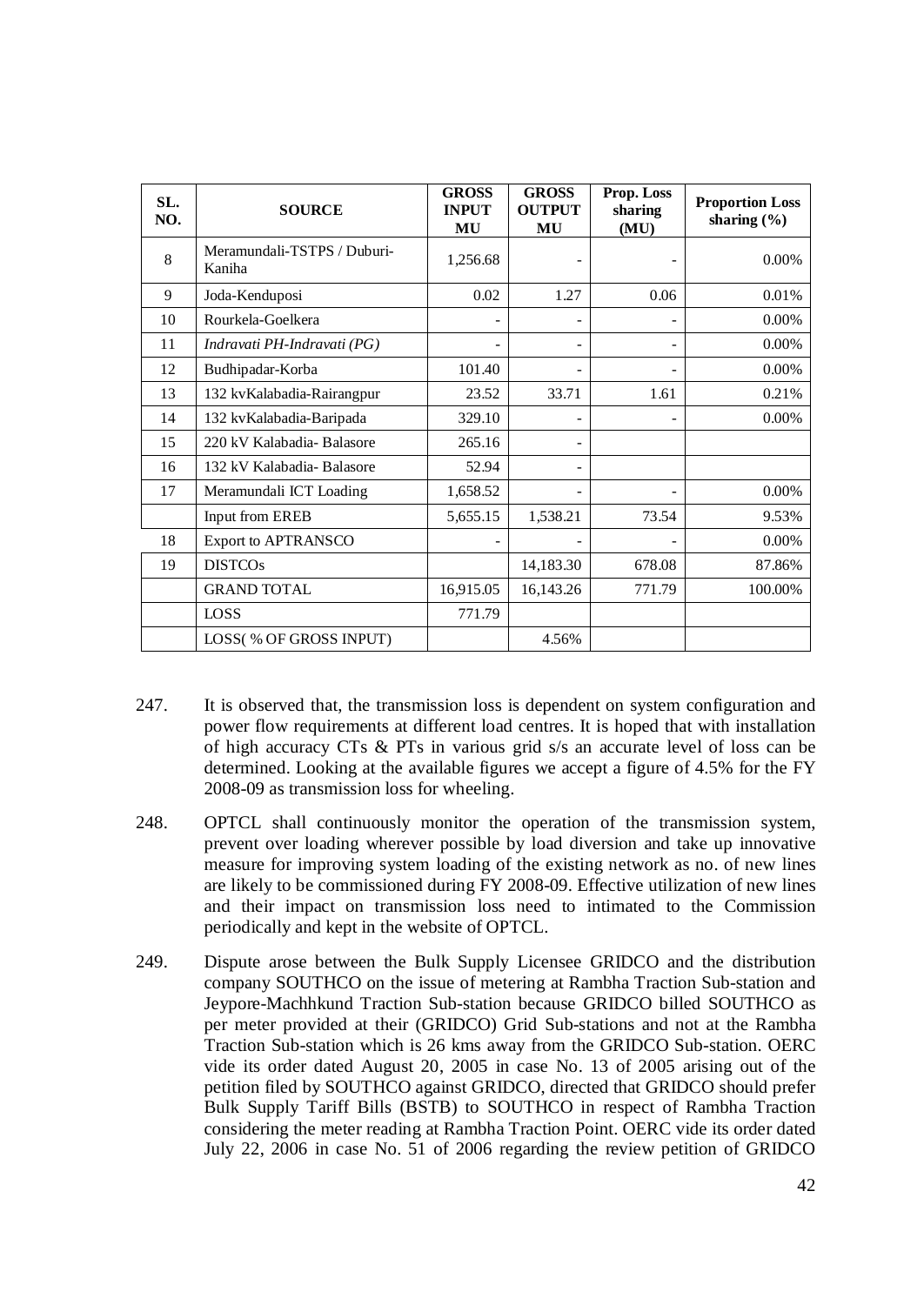| SL. NO. | SOURCE | GROSS INPUT MU | GROSS OUTPUT MU | Prop. Loss sharing (MU) | Proportion Loss sharing (%) |
|---|---|---|---|---|---|
| 8 | Meramundali-TSTPS / Duburi-Kaniha | 1,256.68 | - | - | 0.00% |
| 9 | Joda-Kenduposi | 0.02 | 1.27 | 0.06 | 0.01% |
| 10 | Rourkela-Goelkera | - | - | - | 0.00% |
| 11 | *Indravati PH-Indravati (PG)* | - | - | - | 0.00% |
| 12 | Budhipadar-Korba | 101.40 | - | - | 0.00% |
| 13 | 132 kvKalabadia-Rairangpur | 23.52 | 33.71 | 1.61 | 0.21% |
| 14 | 132 kvKalabadia-Baripada | 329.10 | - | - | 0.00% |
| 15 | 220 kV Kalabadia- Balasore | 265.16 | - | | |
| 16 | 132 kV Kalabadia- Balasore | 52.94 | - | | |
| 17 | Meramundali ICT Loading | 1,658.52 | - | - | 0.00% |
| | Input from EREB | 5,655.15 | 1,538.21 | 73.54 | 9.53% |
| 18 | Export to APTRANSCO | - | - | - | 0.00% |
| 19 | DISTCOs | | 14,183.30 | 678.08 | 87.86% |
| | GRAND TOTAL | 16,915.05 | 16,143.26 | 771.79 | 100.00% |
| | LOSS | 771.79 | | | |
| | LOSS( % OF GROSS INPUT) | | 4.56% | | |

247. It is observed that, the transmission loss is dependent on system configuration and power flow requirements at different load centres. It is hoped that with installation of high accuracy CTs & PTs in various grid s/s an accurate level of loss can be determined. Looking at the available figures we accept a figure of 4.5% for the FY 2008-09 as transmission loss for wheeling.

248. OPTCL shall continuously monitor the operation of the transmission system, prevent over loading wherever possible by load diversion and take up innovative measure for improving system loading of the existing network as no. of new lines are likely to be commissioned during FY 2008-09. Effective utilization of new lines and their impact on transmission loss need to intimated to the Commission periodically and kept in the website of OPTCL.

249. Dispute arose between the Bulk Supply Licensee GRIDCO and the distribution company SOUTHCO on the issue of metering at Rambha Traction Sub-station and Jeypore-Machhkund Traction Sub-station because GRIDCO billed SOUTHCO as per meter provided at their (GRIDCO) Grid Sub-stations and not at the Rambha Traction Sub-station which is 26 kms away from the GRIDCO Sub-station. OERC vide its order dated August 20, 2005 in case No. 13 of 2005 arising out of the petition filed by SOUTHCO against GRIDCO, directed that GRIDCO should prefer Bulk Supply Tariff Bills (BSTB) to SOUTHCO in respect of Rambha Traction considering the meter reading at Rambha Traction Point. OERC vide its order dated July 22, 2006 in case No. 51 of 2006 regarding the review petition of GRIDCO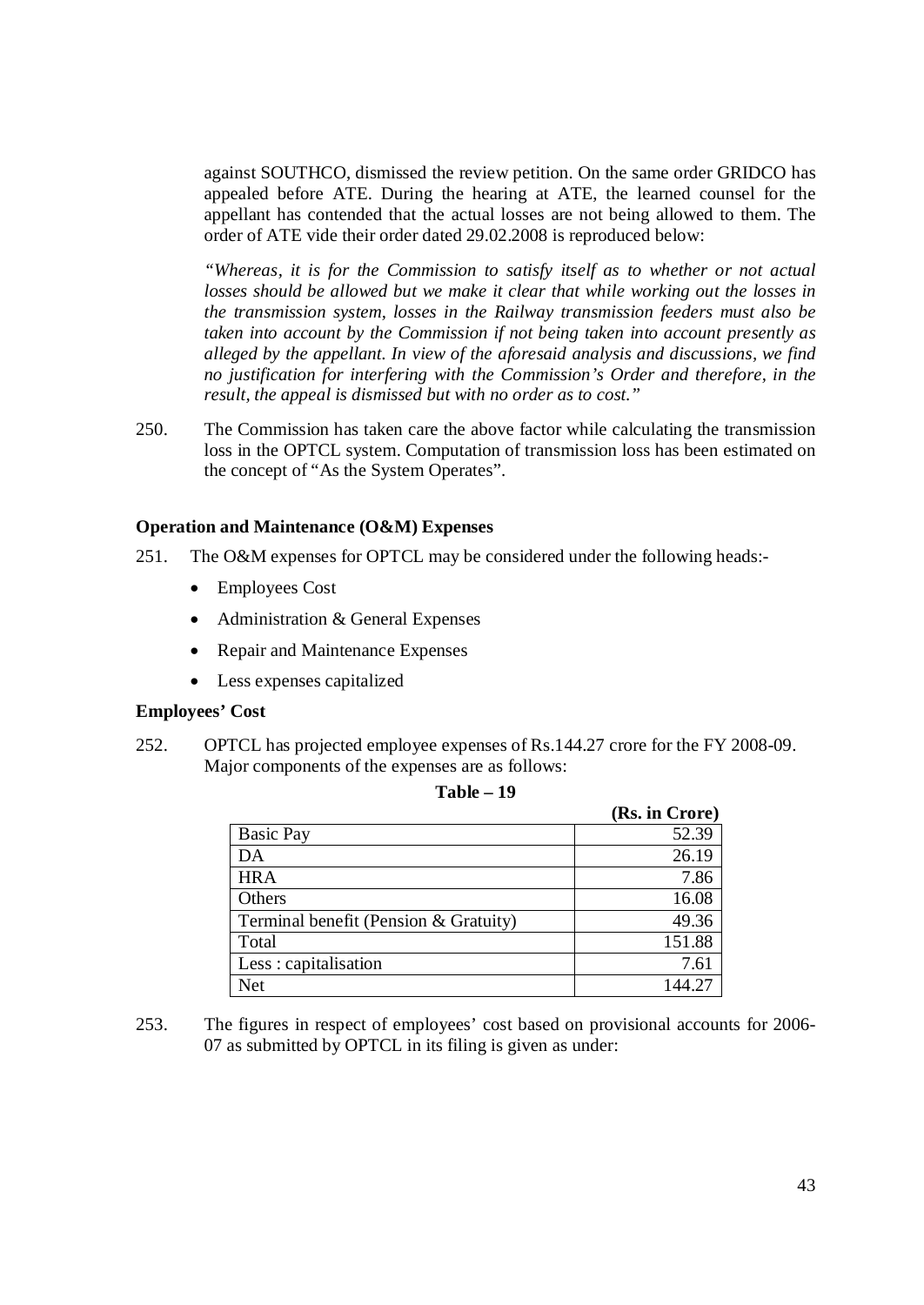against SOUTHCO, dismissed the review petition. On the same order GRIDCO has appealed before ATE. During the hearing at ATE, the learned counsel for the appellant has contended that the actual losses are not being allowed to them. The order of ATE vide their order dated 29.02.2008 is reproduced below:

*"Whereas, it is for the Commission to satisfy itself as to whether or not actual losses should be allowed but we make it clear that while working out the losses in the transmission system, losses in the Railway transmission feeders must also be taken into account by the Commission if not being taken into account presently as alleged by the appellant. In view of the aforesaid analysis and discussions, we find no justification for interfering with the Commission's Order and therefore, in the result, the appeal is dismissed but with no order as to cost."*

250. The Commission has taken care the above factor while calculating the transmission loss in the OPTCL system. Computation of transmission loss has been estimated on the concept of "As the System Operates".

**Operation and Maintenance (O&M) Expenses**

251. The O&M expenses for OPTCL may be considered under the following heads:-

- Employees Cost
- Administration & General Expenses
- Repair and Maintenance Expenses
- Less expenses capitalized

**Employees' Cost**

252. OPTCL has projected employee expenses of Rs.144.27 crore for the FY 2008-09. Major components of the expenses are as follows:

**Table – 19**

| | **(Rs. in Crore)** |
|---|---:|
| Basic Pay | 52.39 |
| DA | 26.19 |
| HRA | 7.86 |
| Others | 16.08 |
| Terminal benefit (Pension & Gratuity) | 49.36 |
| Total | 151.88 |
| Less : capitalisation | 7.61 |
| Net | 144.27 |

253. The figures in respect of employees' cost based on provisional accounts for 2006-07 as submitted by OPTCL in its filing is given as under: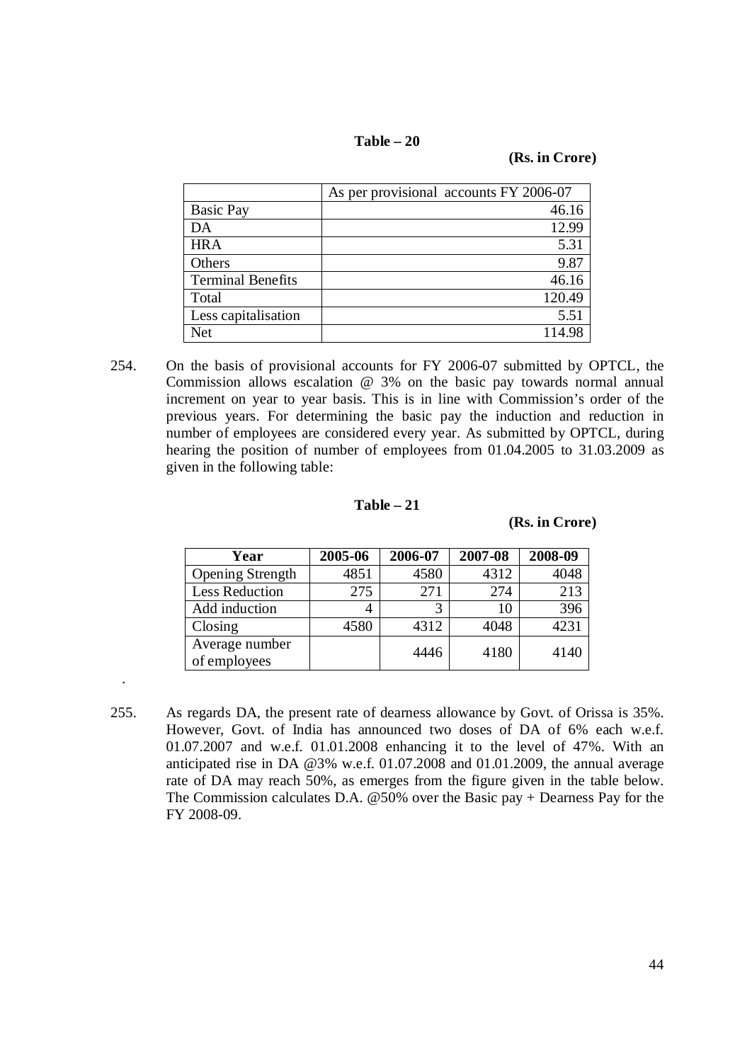**Table – 20**

**(Rs. in Crore)**

| | As per provisional accounts FY 2006-07 |
|---|---|
| Basic Pay | 46.16 |
| DA | 12.99 |
| HRA | 5.31 |
| Others | 9.87 |
| Terminal Benefits | 46.16 |
| Total | 120.49 |
| Less capitalisation | 5.51 |
| Net | 114.98 |

254. On the basis of provisional accounts for FY 2006-07 submitted by OPTCL, the Commission allows escalation @ 3% on the basic pay towards normal annual increment on year to year basis. This is in line with Commission's order of the previous years. For determining the basic pay the induction and reduction in number of employees are considered every year. As submitted by OPTCL, during hearing the position of number of employees from 01.04.2005 to 31.03.2009 as given in the following table:

**Table – 21**

**(Rs. in Crore)**

| Year | 2005-06 | 2006-07 | 2007-08 | 2008-09 |
|---|---|---|---|---|
| Opening Strength | 4851 | 4580 | 4312 | 4048 |
| Less Reduction | 275 | 271 | 274 | 213 |
| Add induction | 4 | 3 | 10 | 396 |
| Closing | 4580 | 4312 | 4048 | 4231 |
| Average number of employees | | 4446 | 4180 | 4140 |

.

255. As regards DA, the present rate of dearness allowance by Govt. of Orissa is 35%. However, Govt. of India has announced two doses of DA of 6% each w.e.f. 01.07.2007 and w.e.f. 01.01.2008 enhancing it to the level of 47%. With an anticipated rise in DA @3% w.e.f. 01.07.2008 and 01.01.2009, the annual average rate of DA may reach 50%, as emerges from the figure given in the table below. The Commission calculates D.A. @50% over the Basic pay + Dearness Pay for the FY 2008-09.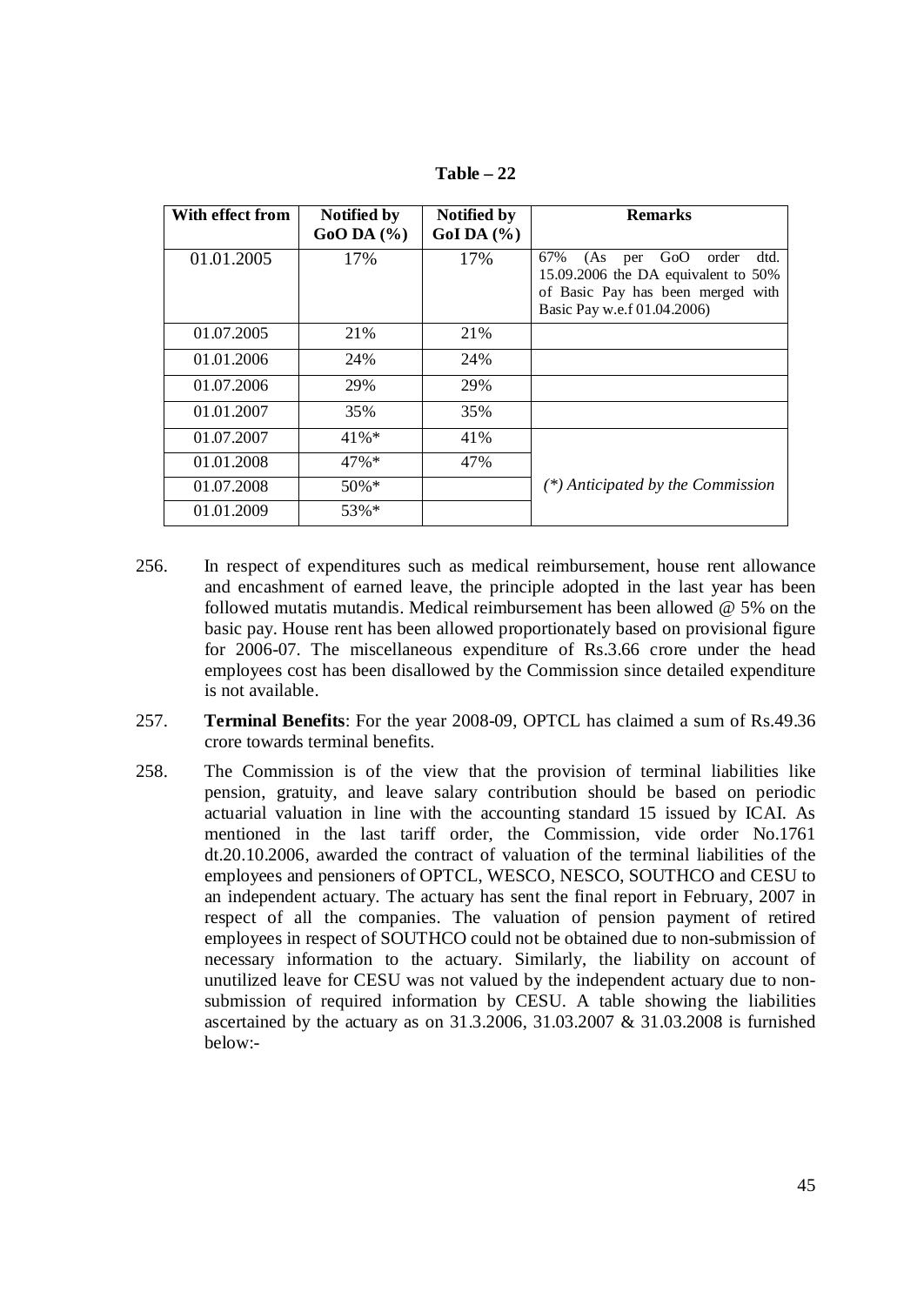**Table – 22**

| With effect from | Notified by GoO DA (%) | Notified by GoI DA (%) | Remarks |
|---|---|---|---|
| 01.01.2005 | 17% | 17% | 67% (As per GoO order dtd. 15.09.2006 the DA equivalent to 50% of Basic Pay has been merged with Basic Pay w.e.f 01.04.2006) |
| 01.07.2005 | 21% | 21% | |
| 01.01.2006 | 24% | 24% | |
| 01.07.2006 | 29% | 29% | |
| 01.01.2007 | 35% | 35% | |
| 01.07.2007 | 41%* | 41% | *(\*) Anticipated by the Commission* |
| 01.01.2008 | 47%* | 47% | |
| 01.07.2008 | 50%* | | |
| 01.01.2009 | 53%* | | |

256. In respect of expenditures such as medical reimbursement, house rent allowance and encashment of earned leave, the principle adopted in the last year has been followed mutatis mutandis. Medical reimbursement has been allowed @ 5% on the basic pay. House rent has been allowed proportionately based on provisional figure for 2006-07. The miscellaneous expenditure of Rs.3.66 crore under the head employees cost has been disallowed by the Commission since detailed expenditure is not available.

257. **Terminal Benefits**: For the year 2008-09, OPTCL has claimed a sum of Rs.49.36 crore towards terminal benefits.

258. The Commission is of the view that the provision of terminal liabilities like pension, gratuity, and leave salary contribution should be based on periodic actuarial valuation in line with the accounting standard 15 issued by ICAI. As mentioned in the last tariff order, the Commission, vide order No.1761 dt.20.10.2006, awarded the contract of valuation of the terminal liabilities of the employees and pensioners of OPTCL, WESCO, NESCO, SOUTHCO and CESU to an independent actuary. The actuary has sent the final report in February, 2007 in respect of all the companies. The valuation of pension payment of retired employees in respect of SOUTHCO could not be obtained due to non-submission of necessary information to the actuary. Similarly, the liability on account of unutilized leave for CESU was not valued by the independent actuary due to non-submission of required information by CESU. A table showing the liabilities ascertained by the actuary as on 31.3.2006, 31.03.2007 & 31.03.2008 is furnished below:-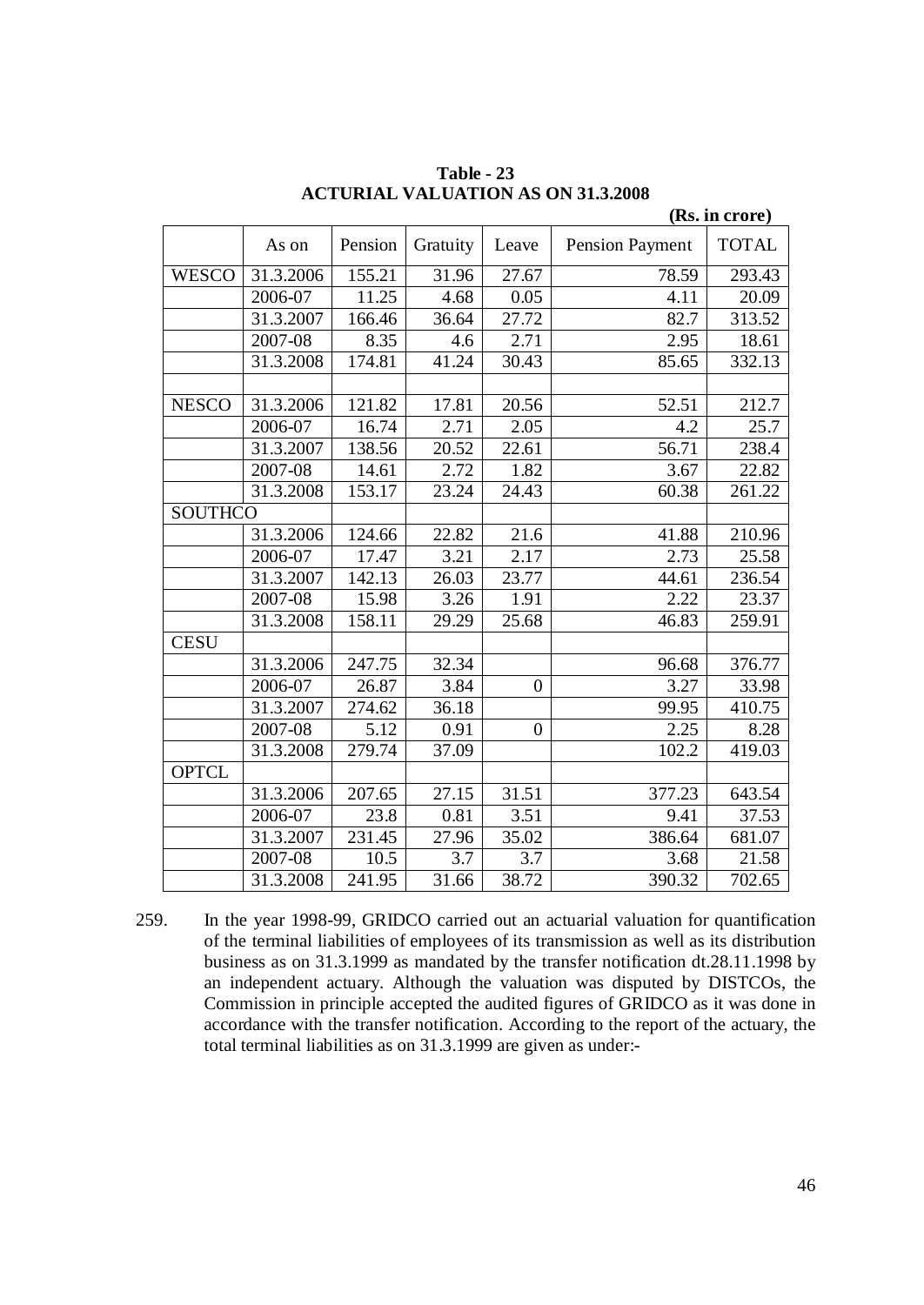**Table - 23**
**ACTURIAL VALUATION AS ON 31.3.2008**

**(Rs. in crore)**

| | As on | Pension | Gratuity | Leave | Pension Payment | TOTAL |
|---|---|---|---|---|---|---|
| WESCO | 31.3.2006 | 155.21 | 31.96 | 27.67 | 78.59 | 293.43 |
| | 2006-07 | 11.25 | 4.68 | 0.05 | 4.11 | 20.09 |
| | 31.3.2007 | 166.46 | 36.64 | 27.72 | 82.7 | 313.52 |
| | 2007-08 | 8.35 | 4.6 | 2.71 | 2.95 | 18.61 |
| | 31.3.2008 | 174.81 | 41.24 | 30.43 | 85.65 | 332.13 |
| | | | | | | |
| NESCO | 31.3.2006 | 121.82 | 17.81 | 20.56 | 52.51 | 212.7 |
| | 2006-07 | 16.74 | 2.71 | 2.05 | 4.2 | 25.7 |
| | 31.3.2007 | 138.56 | 20.52 | 22.61 | 56.71 | 238.4 |
| | 2007-08 | 14.61 | 2.72 | 1.82 | 3.67 | 22.82 |
| | 31.3.2008 | 153.17 | 23.24 | 24.43 | 60.38 | 261.22 |
| SOUTHCO | | | | | | |
| | 31.3.2006 | 124.66 | 22.82 | 21.6 | 41.88 | 210.96 |
| | 2006-07 | 17.47 | 3.21 | 2.17 | 2.73 | 25.58 |
| | 31.3.2007 | 142.13 | 26.03 | 23.77 | 44.61 | 236.54 |
| | 2007-08 | 15.98 | 3.26 | 1.91 | 2.22 | 23.37 |
| | 31.3.2008 | 158.11 | 29.29 | 25.68 | 46.83 | 259.91 |
| CESU | | | | | | |
| | 31.3.2006 | 247.75 | 32.34 | | 96.68 | 376.77 |
| | 2006-07 | 26.87 | 3.84 | 0 | 3.27 | 33.98 |
| | 31.3.2007 | 274.62 | 36.18 | | 99.95 | 410.75 |
| | 2007-08 | 5.12 | 0.91 | 0 | 2.25 | 8.28 |
| | 31.3.2008 | 279.74 | 37.09 | | 102.2 | 419.03 |
| OPTCL | | | | | | |
| | 31.3.2006 | 207.65 | 27.15 | 31.51 | 377.23 | 643.54 |
| | 2006-07 | 23.8 | 0.81 | 3.51 | 9.41 | 37.53 |
| | 31.3.2007 | 231.45 | 27.96 | 35.02 | 386.64 | 681.07 |
| | 2007-08 | 10.5 | 3.7 | 3.7 | 3.68 | 21.58 |
| | 31.3.2008 | 241.95 | 31.66 | 38.72 | 390.32 | 702.65 |

259. In the year 1998-99, GRIDCO carried out an actuarial valuation for quantification of the terminal liabilities of employees of its transmission as well as its distribution business as on 31.3.1999 as mandated by the transfer notification dt.28.11.1998 by an independent actuary. Although the valuation was disputed by DISTCOs, the Commission in principle accepted the audited figures of GRIDCO as it was done in accordance with the transfer notification. According to the report of the actuary, the total terminal liabilities as on 31.3.1999 are given as under:-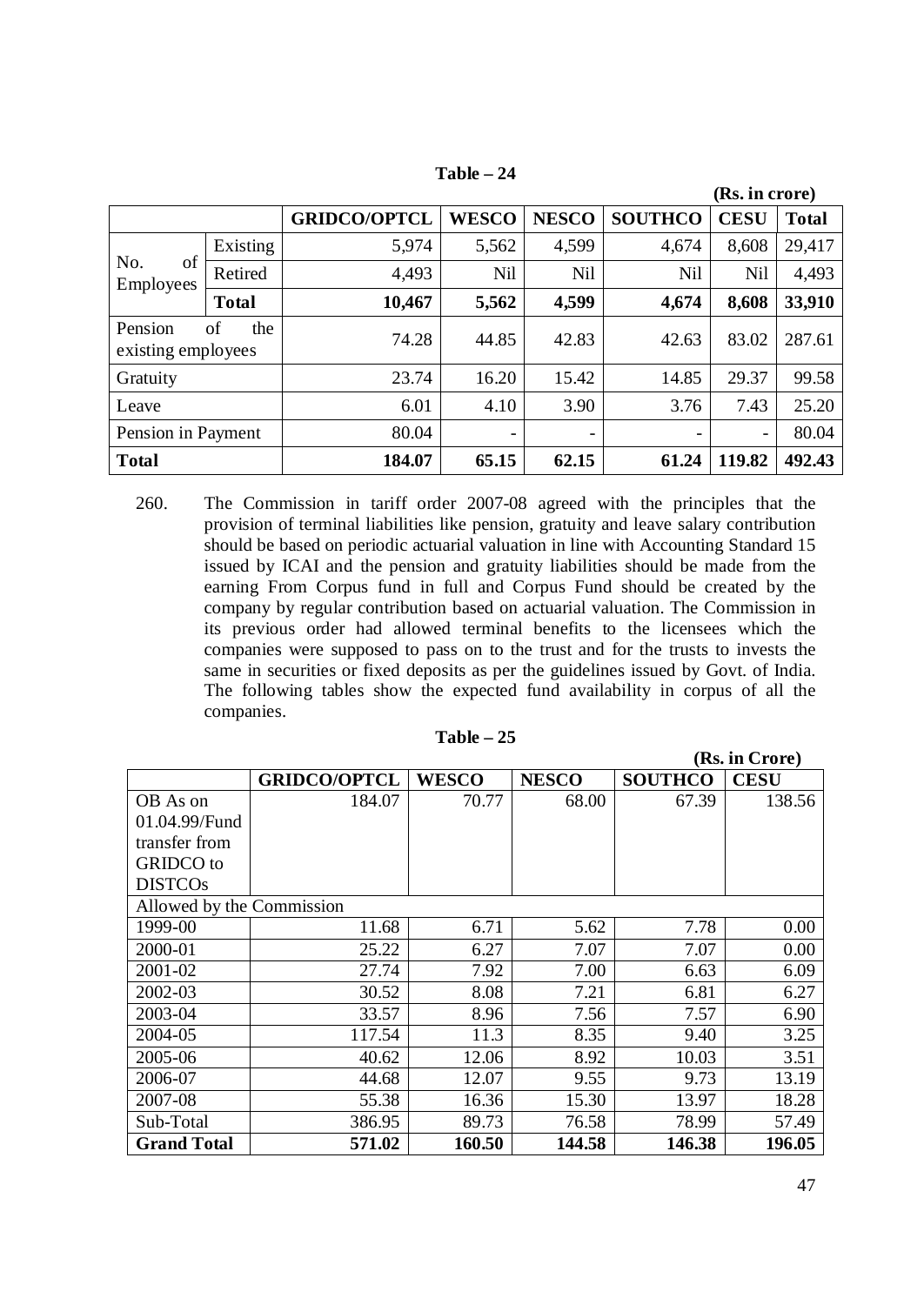**Table – 24**

(Rs. in crore)

| | | GRIDCO/OPTCL | WESCO | NESCO | SOUTHCO | CESU | Total |
|---|---|---|---|---|---|---|---|
| No. of Employees | Existing | 5,974 | 5,562 | 4,599 | 4,674 | 8,608 | 29,417 |
| | Retired | 4,493 | Nil | Nil | Nil | Nil | 4,493 |
| | **Total** | **10,467** | **5,562** | **4,599** | **4,674** | **8,608** | **33,910** |
| Pension of the existing employees | | 74.28 | 44.85 | 42.83 | 42.63 | 83.02 | 287.61 |
| Gratuity | | 23.74 | 16.20 | 15.42 | 14.85 | 29.37 | 99.58 |
| Leave | | 6.01 | 4.10 | 3.90 | 3.76 | 7.43 | 25.20 |
| Pension in Payment | | 80.04 | - | - | - | - | 80.04 |
| **Total** | | **184.07** | **65.15** | **62.15** | **61.24** | **119.82** | **492.43** |

260. The Commission in tariff order 2007-08 agreed with the principles that the provision of terminal liabilities like pension, gratuity and leave salary contribution should be based on periodic actuarial valuation in line with Accounting Standard 15 issued by ICAI and the pension and gratuity liabilities should be made from the earning From Corpus fund in full and Corpus Fund should be created by the company by regular contribution based on actuarial valuation. The Commission in its previous order had allowed terminal benefits to the licensees which the companies were supposed to pass on to the trust and for the trusts to invests the same in securities or fixed deposits as per the guidelines issued by Govt. of India. The following tables show the expected fund availability in corpus of all the companies.

**Table – 25**

(Rs. in Crore)

| | GRIDCO/OPTCL | WESCO | NESCO | SOUTHCO | CESU |
|---|---|---|---|---|---|
| OB As on 01.04.99/Fund transfer from GRIDCO to DISTCOs | 184.07 | 70.77 | 68.00 | 67.39 | 138.56 |
| Allowed by the Commission | | | | | |
| 1999-00 | 11.68 | 6.71 | 5.62 | 7.78 | 0.00 |
| 2000-01 | 25.22 | 6.27 | 7.07 | 7.07 | 0.00 |
| 2001-02 | 27.74 | 7.92 | 7.00 | 6.63 | 6.09 |
| 2002-03 | 30.52 | 8.08 | 7.21 | 6.81 | 6.27 |
| 2003-04 | 33.57 | 8.96 | 7.56 | 7.57 | 6.90 |
| 2004-05 | 117.54 | 11.3 | 8.35 | 9.40 | 3.25 |
| 2005-06 | 40.62 | 12.06 | 8.92 | 10.03 | 3.51 |
| 2006-07 | 44.68 | 12.07 | 9.55 | 9.73 | 13.19 |
| 2007-08 | 55.38 | 16.36 | 15.30 | 13.97 | 18.28 |
| Sub-Total | 386.95 | 89.73 | 76.58 | 78.99 | 57.49 |
| **Grand Total** | **571.02** | **160.50** | **144.58** | **146.38** | **196.05** |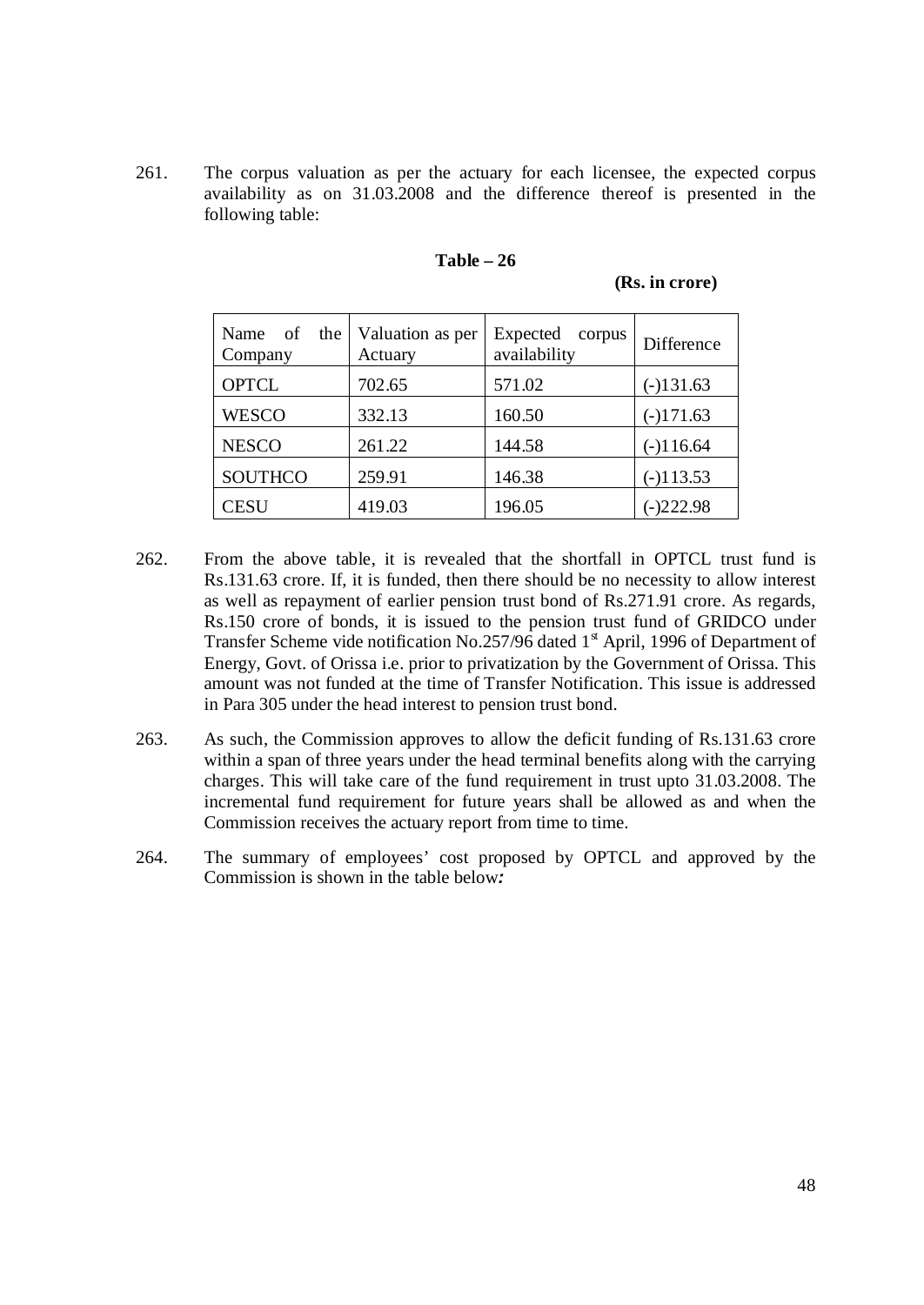261. The corpus valuation as per the actuary for each licensee, the expected corpus availability as on 31.03.2008 and the difference thereof is presented in the following table:

**Table – 26**

**(Rs. in crore)**

| Name of the Company | Valuation as per Actuary | Expected corpus availability | Difference |
|---|---|---|---|
| OPTCL | 702.65 | 571.02 | (-)131.63 |
| WESCO | 332.13 | 160.50 | (-)171.63 |
| NESCO | 261.22 | 144.58 | (-)116.64 |
| SOUTHCO | 259.91 | 146.38 | (-)113.53 |
| CESU | 419.03 | 196.05 | (-)222.98 |

262. From the above table, it is revealed that the shortfall in OPTCL trust fund is Rs.131.63 crore. If, it is funded, then there should be no necessity to allow interest as well as repayment of earlier pension trust bond of Rs.271.91 crore. As regards, Rs.150 crore of bonds, it is issued to the pension trust fund of GRIDCO under Transfer Scheme vide notification No.257/96 dated 1st April, 1996 of Department of Energy, Govt. of Orissa i.e. prior to privatization by the Government of Orissa. This amount was not funded at the time of Transfer Notification. This issue is addressed in Para 305 under the head interest to pension trust bond.

263. As such, the Commission approves to allow the deficit funding of Rs.131.63 crore within a span of three years under the head terminal benefits along with the carrying charges. This will take care of the fund requirement in trust upto 31.03.2008. The incremental fund requirement for future years shall be allowed as and when the Commission receives the actuary report from time to time.

264. The summary of employees' cost proposed by OPTCL and approved by the Commission is shown in the table below***:***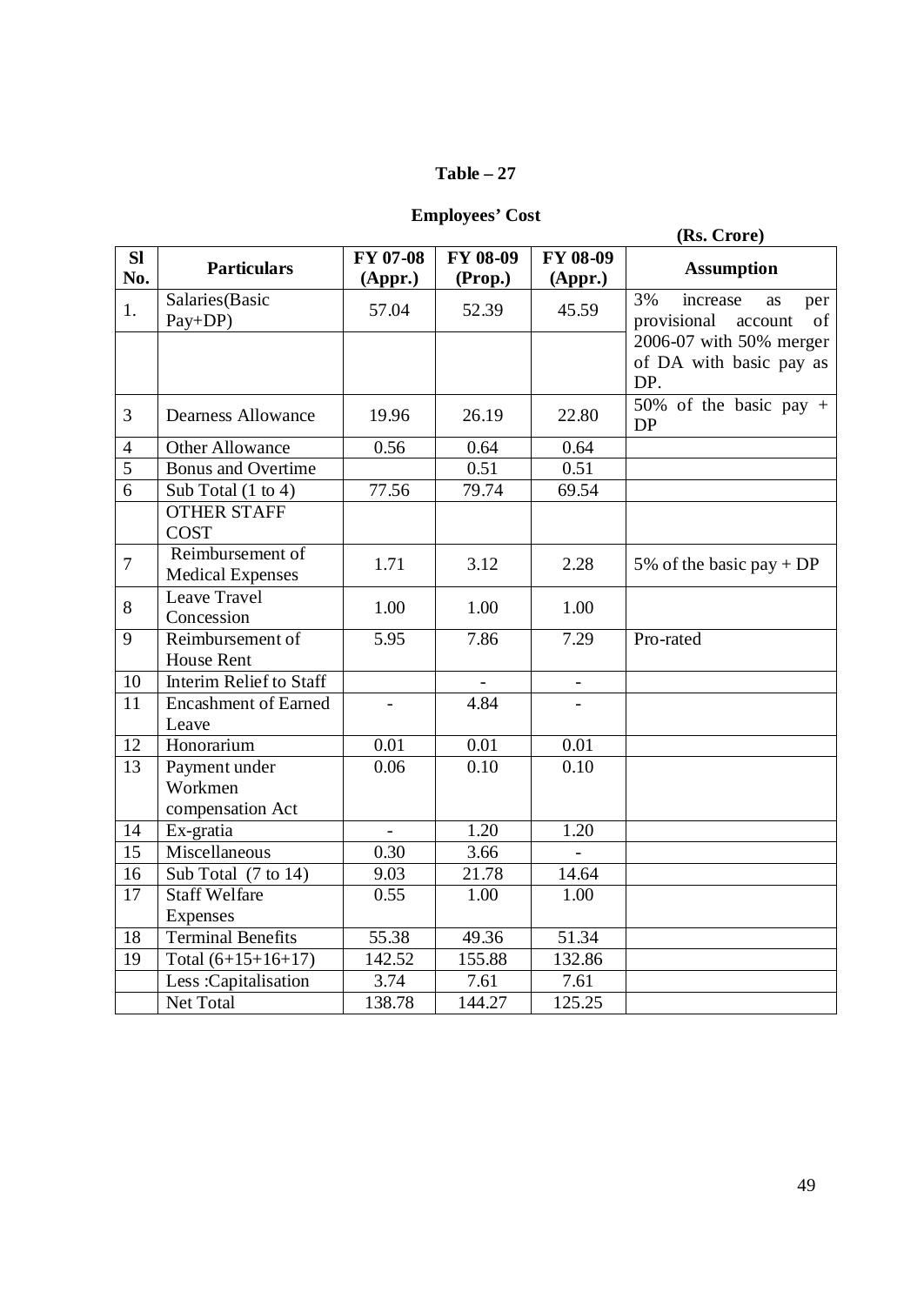**Table – 27**

**Employees' Cost**

**(Rs. Crore)**

| Sl No. | Particulars | FY 07-08 (Appr.) | FY 08-09 (Prop.) | FY 08-09 (Appr.) | Assumption |
|---|---|---|---|---|---|
| 1. | Salaries(Basic Pay+DP) | 57.04 | 52.39 | 45.59 | 3% increase as per provisional account of 2006-07 with 50% merger of DA with basic pay as DP. |
| | | | | | |
| 3 | Dearness Allowance | 19.96 | 26.19 | 22.80 | 50% of the basic pay + DP |
| 4 | Other Allowance | 0.56 | 0.64 | 0.64 | |
| 5 | Bonus and Overtime | | 0.51 | 0.51 | |
| 6 | Sub Total (1 to 4) | 77.56 | 79.74 | 69.54 | |
| | OTHER STAFF COST | | | | |
| 7 | Reimbursement of Medical Expenses | 1.71 | 3.12 | 2.28 | 5% of the basic pay + DP |
| 8 | Leave Travel Concession | 1.00 | 1.00 | 1.00 | |
| 9 | Reimbursement of House Rent | 5.95 | 7.86 | 7.29 | Pro-rated |
| 10 | Interim Relief to Staff | | - | - | |
| 11 | Encashment of Earned Leave | - | 4.84 | - | |
| 12 | Honorarium | 0.01 | 0.01 | 0.01 | |
| 13 | Payment under Workmen compensation Act | 0.06 | 0.10 | 0.10 | |
| 14 | Ex-gratia | - | 1.20 | 1.20 | |
| 15 | Miscellaneous | 0.30 | 3.66 | - | |
| 16 | Sub Total (7 to 14) | 9.03 | 21.78 | 14.64 | |
| 17 | Staff Welfare Expenses | 0.55 | 1.00 | 1.00 | |
| 18 | Terminal Benefits | 55.38 | 49.36 | 51.34 | |
| 19 | Total (6+15+16+17) | 142.52 | 155.88 | 132.86 | |
| | Less :Capitalisation | 3.74 | 7.61 | 7.61 | |
| | Net Total | 138.78 | 144.27 | 125.25 | |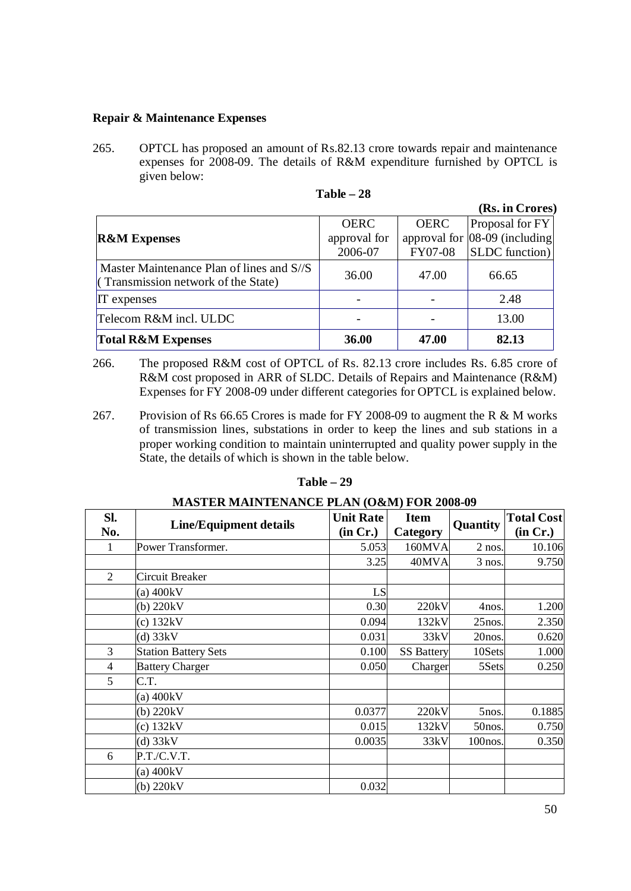**Repair & Maintenance Expenses**

265. OPTCL has proposed an amount of Rs.82.13 crore towards repair and maintenance expenses for 2008-09. The details of R&M expenditure furnished by OPTCL is given below:

**Table – 28**

**(Rs. in Crores)**

| **R&M Expenses** | OERC approval for 2006-07 | OERC approval for FY07-08 | Proposal for FY 08-09 (including SLDC function) |
|---|---|---|---|
| Master Maintenance Plan of lines and S//S ( Transmission network of the State) | 36.00 | 47.00 | 66.65 |
| IT expenses | - | - | 2.48 |
| Telecom R&M incl. ULDC | - | - | 13.00 |
| **Total R&M Expenses** | **36.00** | **47.00** | **82.13** |

266. The proposed R&M cost of OPTCL of Rs. 82.13 crore includes Rs. 6.85 crore of R&M cost proposed in ARR of SLDC. Details of Repairs and Maintenance (R&M) Expenses for FY 2008-09 under different categories for OPTCL is explained below.

267. Provision of Rs 66.65 Crores is made for FY 2008-09 to augment the R & M works of transmission lines, substations in order to keep the lines and sub stations in a proper working condition to maintain uninterrupted and quality power supply in the State, the details of which is shown in the table below.

**Table – 29**

**MASTER MAINTENANCE PLAN (O&M) FOR 2008-09**

| Sl. No. | Line/Equipment details | Unit Rate (in Cr.) | Item Category | Quantity | Total Cost (in Cr.) |
|---|---|---|---|---|---|
| 1 | Power Transformer. | 5.053 | 160MVA | 2 nos. | 10.106 |
| | | 3.25 | 40MVA | 3 nos. | 9.750 |
| 2 | Circuit Breaker | | | | |
| | (a) 400kV | LS | | | |
| | (b) 220kV | 0.30 | 220kV | 4nos. | 1.200 |
| | (c) 132kV | 0.094 | 132kV | 25nos. | 2.350 |
| | (d) 33kV | 0.031 | 33kV | 20nos. | 0.620 |
| 3 | Station Battery Sets | 0.100 | SS Battery | 10Sets | 1.000 |
| 4 | Battery Charger | 0.050 | Charger | 5Sets | 0.250 |
| 5 | C.T. | | | | |
| | (a) 400kV | | | | |
| | (b) 220kV | 0.0377 | 220kV | 5nos. | 0.1885 |
| | (c) 132kV | 0.015 | 132kV | 50nos. | 0.750 |
| | (d) 33kV | 0.0035 | 33kV | 100nos. | 0.350 |
| 6 | P.T./C.V.T. | | | | |
| | (a) 400kV | | | | |
| | (b) 220kV | 0.032 | | | |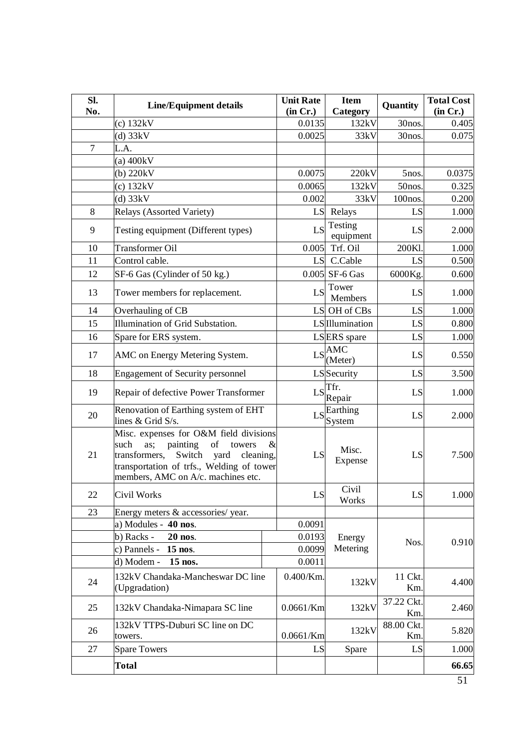| Sl. No. | Line/Equipment details | Unit Rate (in Cr.) | Item Category | Quantity | Total Cost (in Cr.) |
|---|---|---|---|---|---|
| | (c) 132kV | 0.0135 | 132kV | 30nos. | 0.405 |
| | (d) 33kV | 0.0025 | 33kV | 30nos. | 0.075 |
| 7 | L.A. | | | | |
| | (a) 400kV | | | | |
| | (b) 220kV | 0.0075 | 220kV | 5nos. | 0.0375 |
| | (c) 132kV | 0.0065 | 132kV | 50nos. | 0.325 |
| | (d) 33kV | 0.002 | 33kV | 100nos. | 0.200 |
| 8 | Relays (Assorted Variety) | LS | Relays | LS | 1.000 |
| 9 | Testing equipment (Different types) | LS | Testing equipment | LS | 2.000 |
| 10 | Transformer Oil | 0.005 | Trf. Oil | 200Kl. | 1.000 |
| 11 | Control cable. | LS | C.Cable | LS | 0.500 |
| 12 | SF-6 Gas (Cylinder of 50 kg.) | 0.005 | SF-6 Gas | 6000Kg. | 0.600 |
| 13 | Tower members for replacement. | LS | Tower Members | LS | 1.000 |
| 14 | Overhauling of CB | LS | OH of CBs | LS | 1.000 |
| 15 | Illumination of Grid Substation. | LS | Illumination | LS | 0.800 |
| 16 | Spare for ERS system. | LS | ERS spare | LS | 1.000 |
| 17 | AMC on Energy Metering System. | LS | AMC (Meter) | LS | 0.550 |
| 18 | Engagement of Security personnel | LS | Security | LS | 3.500 |
| 19 | Repair of defective Power Transformer | LS | Tfr. Repair | LS | 1.000 |
| 20 | Renovation of Earthing system of EHT lines & Grid S/s. | LS | Earthing System | LS | 2.000 |
| 21 | Misc. expenses for O&M field divisions such as; painting of towers & transformers, Switch yard cleaning, transportation of trfs., Welding of tower members, AMC on A/c. machines etc. | LS | Misc. Expense | LS | 7.500 |
| 22 | Civil Works | LS | Civil Works | LS | 1.000 |
| 23 | Energy meters & accessories/ year. | | | | |
| | a) Modules - **40 nos**. | 0.0091 | Energy Metering | Nos. | 0.910 |
| | b) Racks - **20 nos**. | 0.0193 | | | |
| | c) Pannels - **15 nos**. | 0.0099 | | | |
| | d) Modem - **15 nos.** | 0.0011 | | | |
| 24 | 132kV Chandaka-Mancheswar DC line (Upgradation) | 0.400/Km. | 132kV | 11 Ckt. Km. | 4.400 |
| 25 | 132kV Chandaka-Nimapara SC line | 0.0661/Km | 132kV | 37.22 Ckt. Km. | 2.460 |
| 26 | 132kV TTPS-Duburi SC line on DC towers. | 0.0661/Km | 132kV | 88.00 Ckt. Km. | 5.820 |
| 27 | Spare Towers | LS | Spare | LS | 1.000 |
| | **Total** | | | | **66.65** |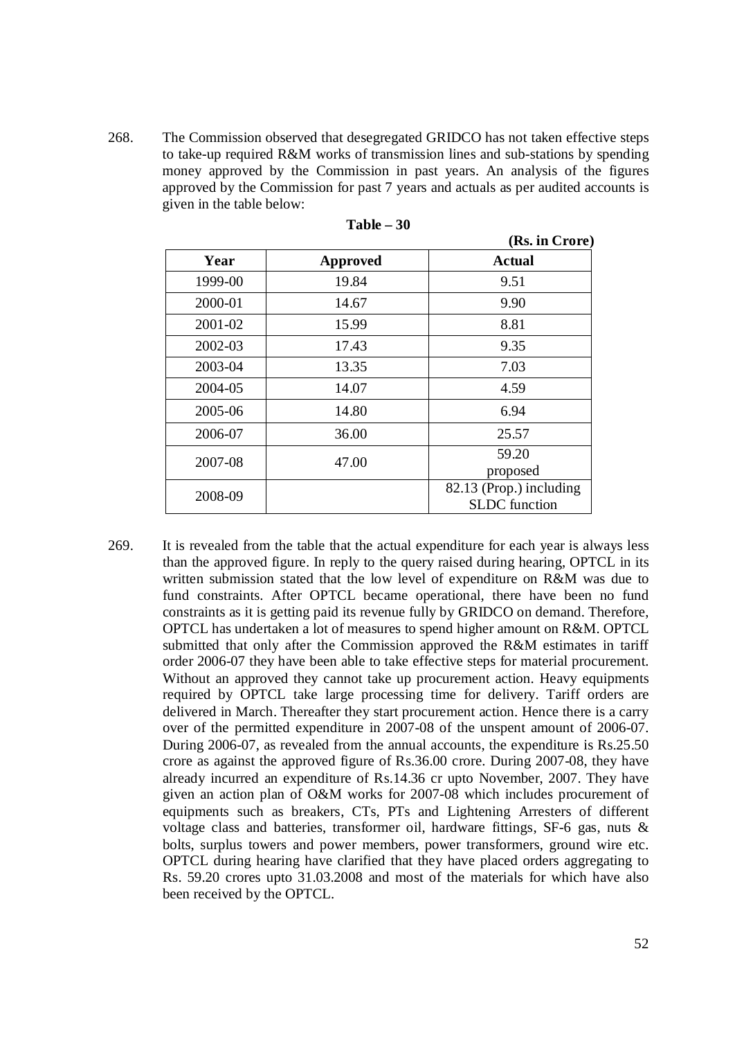268. The Commission observed that desegregated GRIDCO has not taken effective steps to take-up required R&M works of transmission lines and sub-stations by spending money approved by the Commission in past years. An analysis of the figures approved by the Commission for past 7 years and actuals as per audited accounts is given in the table below:

**Table – 30**

**(Rs. in Crore)**

| Year | Approved | Actual |
|---|---|---|
| 1999-00 | 19.84 | 9.51 |
| 2000-01 | 14.67 | 9.90 |
| 2001-02 | 15.99 | 8.81 |
| 2002-03 | 17.43 | 9.35 |
| 2003-04 | 13.35 | 7.03 |
| 2004-05 | 14.07 | 4.59 |
| 2005-06 | 14.80 | 6.94 |
| 2006-07 | 36.00 | 25.57 |
| 2007-08 | 47.00 | 59.20 proposed |
| 2008-09 | | 82.13 (Prop.) including SLDC function |

269. It is revealed from the table that the actual expenditure for each year is always less than the approved figure. In reply to the query raised during hearing, OPTCL in its written submission stated that the low level of expenditure on R&M was due to fund constraints. After OPTCL became operational, there have been no fund constraints as it is getting paid its revenue fully by GRIDCO on demand. Therefore, OPTCL has undertaken a lot of measures to spend higher amount on R&M. OPTCL submitted that only after the Commission approved the R&M estimates in tariff order 2006-07 they have been able to take effective steps for material procurement. Without an approved they cannot take up procurement action. Heavy equipments required by OPTCL take large processing time for delivery. Tariff orders are delivered in March. Thereafter they start procurement action. Hence there is a carry over of the permitted expenditure in 2007-08 of the unspent amount of 2006-07. During 2006-07, as revealed from the annual accounts, the expenditure is Rs.25.50 crore as against the approved figure of Rs.36.00 crore. During 2007-08, they have already incurred an expenditure of Rs.14.36 cr upto November, 2007. They have given an action plan of O&M works for 2007-08 which includes procurement of equipments such as breakers, CTs, PTs and Lightening Arresters of different voltage class and batteries, transformer oil, hardware fittings, SF-6 gas, nuts & bolts, surplus towers and power members, power transformers, ground wire etc. OPTCL during hearing have clarified that they have placed orders aggregating to Rs. 59.20 crores upto 31.03.2008 and most of the materials for which have also been received by the OPTCL.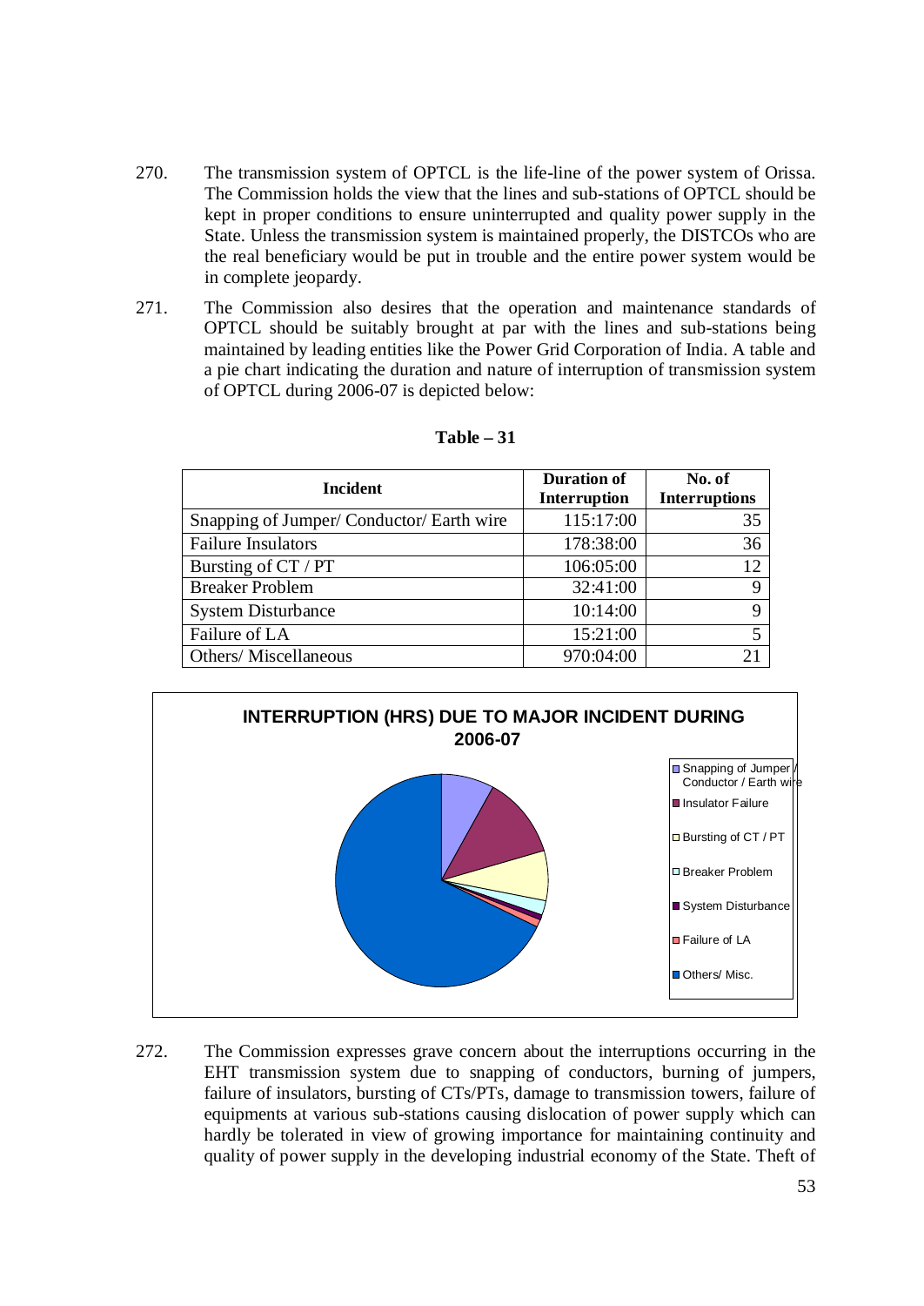270. The transmission system of OPTCL is the life-line of the power system of Orissa. The Commission holds the view that the lines and sub-stations of OPTCL should be kept in proper conditions to ensure uninterrupted and quality power supply in the State. Unless the transmission system is maintained properly, the DISTCOs who are the real beneficiary would be put in trouble and the entire power system would be in complete jeopardy.

271. The Commission also desires that the operation and maintenance standards of OPTCL should be suitably brought at par with the lines and sub-stations being maintained by leading entities like the Power Grid Corporation of India. A table and a pie chart indicating the duration and nature of interruption of transmission system of OPTCL during 2006-07 is depicted below:

**Table – 31**

| Incident | Duration of Interruption | No. of Interruptions |
|---|---|---|
| Snapping of Jumper/ Conductor/ Earth wire | 115:17:00 | 35 |
| Failure Insulators | 178:38:00 | 36 |
| Bursting of CT / PT | 106:05:00 | 12 |
| Breaker Problem | 32:41:00 | 9 |
| System Disturbance | 10:14:00 | 9 |
| Failure of LA | 15:21:00 | 5 |
| Others/ Miscellaneous | 970:04:00 | 21 |

**INTERRUPTION (HRS) DUE TO MAJOR INCIDENT DURING 2006-07**

- Snapping of Jumper / Conductor / Earth wire
- Insulator Failure
- Bursting of CT / PT
- Breaker Problem
- System Disturbance
- Failure of LA
- Others/ Misc.

272. The Commission expresses grave concern about the interruptions occurring in the EHT transmission system due to snapping of conductors, burning of jumpers, failure of insulators, bursting of CTs/PTs, damage to transmission towers, failure of equipments at various sub-stations causing dislocation of power supply which can hardly be tolerated in view of growing importance for maintaining continuity and quality of power supply in the developing industrial economy of the State. Theft of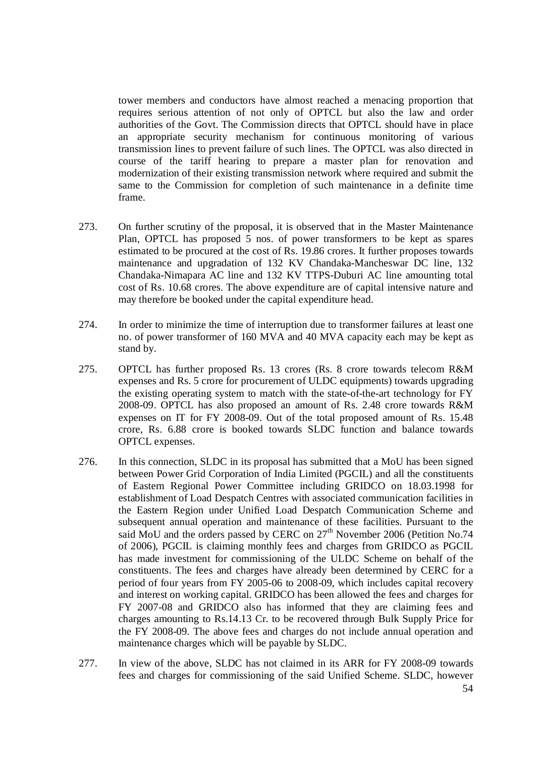tower members and conductors have almost reached a menacing proportion that requires serious attention of not only of OPTCL but also the law and order authorities of the Govt. The Commission directs that OPTCL should have in place an appropriate security mechanism for continuous monitoring of various transmission lines to prevent failure of such lines. The OPTCL was also directed in course of the tariff hearing to prepare a master plan for renovation and modernization of their existing transmission network where required and submit the same to the Commission for completion of such maintenance in a definite time frame.

273. On further scrutiny of the proposal, it is observed that in the Master Maintenance Plan, OPTCL has proposed 5 nos. of power transformers to be kept as spares estimated to be procured at the cost of Rs. 19.86 crores. It further proposes towards maintenance and upgradation of 132 KV Chandaka-Mancheswar DC line, 132 Chandaka-Nimapara AC line and 132 KV TTPS-Duburi AC line amounting total cost of Rs. 10.68 crores. The above expenditure are of capital intensive nature and may therefore be booked under the capital expenditure head.

274. In order to minimize the time of interruption due to transformer failures at least one no. of power transformer of 160 MVA and 40 MVA capacity each may be kept as stand by.

275. OPTCL has further proposed Rs. 13 crores (Rs. 8 crore towards telecom R&M expenses and Rs. 5 crore for procurement of ULDC equipments) towards upgrading the existing operating system to match with the state-of-the-art technology for FY 2008-09. OPTCL has also proposed an amount of Rs. 2.48 crore towards R&M expenses on IT for FY 2008-09. Out of the total proposed amount of Rs. 15.48 crore, Rs. 6.88 crore is booked towards SLDC function and balance towards OPTCL expenses.

276. In this connection, SLDC in its proposal has submitted that a MoU has been signed between Power Grid Corporation of India Limited (PGCIL) and all the constituents of Eastern Regional Power Committee including GRIDCO on 18.03.1998 for establishment of Load Despatch Centres with associated communication facilities in the Eastern Region under Unified Load Despatch Communication Scheme and subsequent annual operation and maintenance of these facilities. Pursuant to the said MoU and the orders passed by CERC on 27th November 2006 (Petition No.74 of 2006), PGCIL is claiming monthly fees and charges from GRIDCO as PGCIL has made investment for commissioning of the ULDC Scheme on behalf of the constituents. The fees and charges have already been determined by CERC for a period of four years from FY 2005-06 to 2008-09, which includes capital recovery and interest on working capital. GRIDCO has been allowed the fees and charges for FY 2007-08 and GRIDCO also has informed that they are claiming fees and charges amounting to Rs.14.13 Cr. to be recovered through Bulk Supply Price for the FY 2008-09. The above fees and charges do not include annual operation and maintenance charges which will be payable by SLDC.

277. In view of the above, SLDC has not claimed in its ARR for FY 2008-09 towards fees and charges for commissioning of the said Unified Scheme. SLDC, however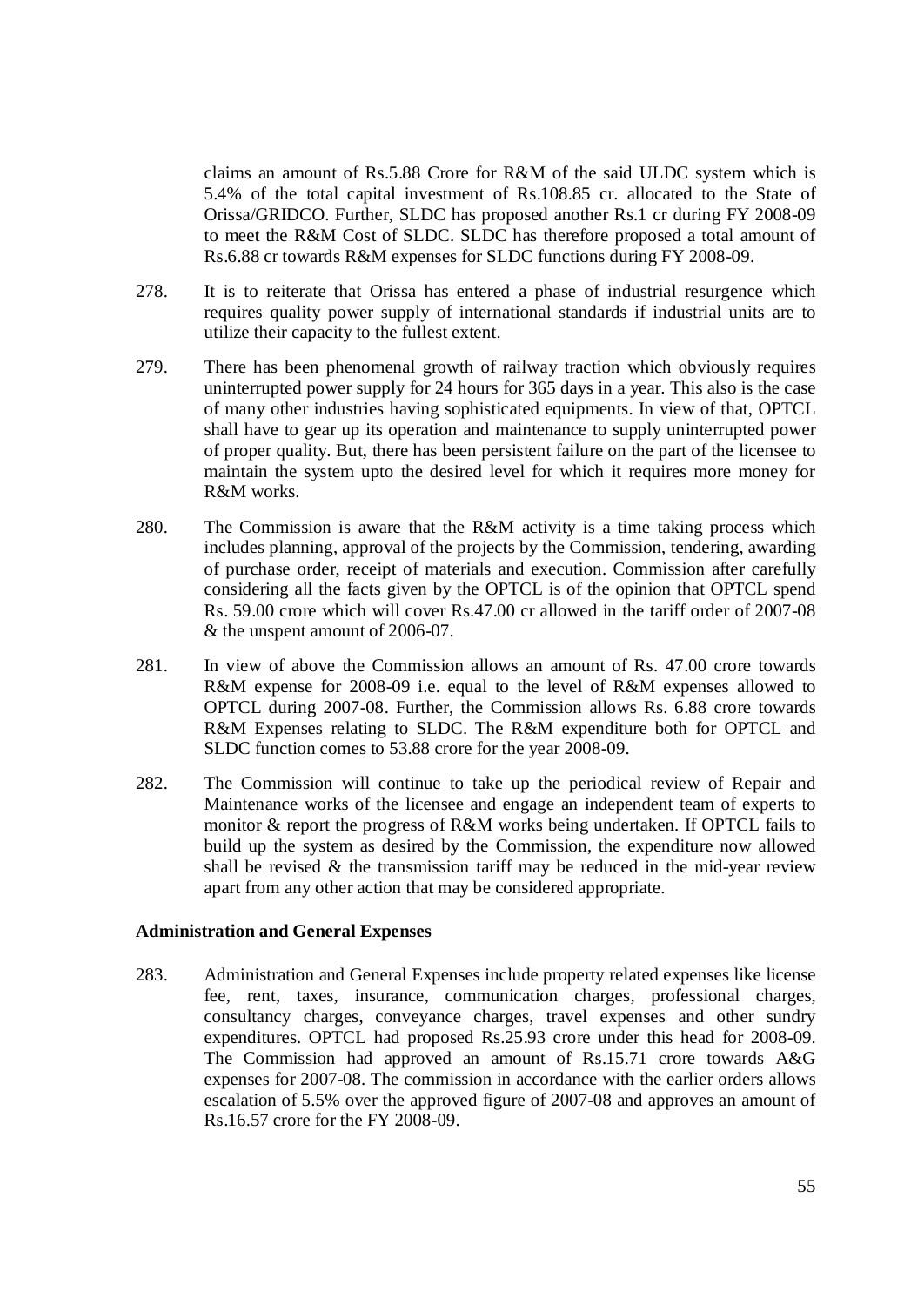claims an amount of Rs.5.88 Crore for R&M of the said ULDC system which is 5.4% of the total capital investment of Rs.108.85 cr. allocated to the State of Orissa/GRIDCO. Further, SLDC has proposed another Rs.1 cr during FY 2008-09 to meet the R&M Cost of SLDC. SLDC has therefore proposed a total amount of Rs.6.88 cr towards R&M expenses for SLDC functions during FY 2008-09.

278. It is to reiterate that Orissa has entered a phase of industrial resurgence which requires quality power supply of international standards if industrial units are to utilize their capacity to the fullest extent.

279. There has been phenomenal growth of railway traction which obviously requires uninterrupted power supply for 24 hours for 365 days in a year. This also is the case of many other industries having sophisticated equipments. In view of that, OPTCL shall have to gear up its operation and maintenance to supply uninterrupted power of proper quality. But, there has been persistent failure on the part of the licensee to maintain the system upto the desired level for which it requires more money for R&M works.

280. The Commission is aware that the R&M activity is a time taking process which includes planning, approval of the projects by the Commission, tendering, awarding of purchase order, receipt of materials and execution. Commission after carefully considering all the facts given by the OPTCL is of the opinion that OPTCL spend Rs. 59.00 crore which will cover Rs.47.00 cr allowed in the tariff order of 2007-08 & the unspent amount of 2006-07.

281. In view of above the Commission allows an amount of Rs. 47.00 crore towards R&M expense for 2008-09 i.e. equal to the level of R&M expenses allowed to OPTCL during 2007-08. Further, the Commission allows Rs. 6.88 crore towards R&M Expenses relating to SLDC. The R&M expenditure both for OPTCL and SLDC function comes to 53.88 crore for the year 2008-09.

282. The Commission will continue to take up the periodical review of Repair and Maintenance works of the licensee and engage an independent team of experts to monitor & report the progress of R&M works being undertaken. If OPTCL fails to build up the system as desired by the Commission, the expenditure now allowed shall be revised & the transmission tariff may be reduced in the mid-year review apart from any other action that may be considered appropriate.

**Administration and General Expenses**

283. Administration and General Expenses include property related expenses like license fee, rent, taxes, insurance, communication charges, professional charges, consultancy charges, conveyance charges, travel expenses and other sundry expenditures. OPTCL had proposed Rs.25.93 crore under this head for 2008-09. The Commission had approved an amount of Rs.15.71 crore towards A&G expenses for 2007-08. The commission in accordance with the earlier orders allows escalation of 5.5% over the approved figure of 2007-08 and approves an amount of Rs.16.57 crore for the FY 2008-09.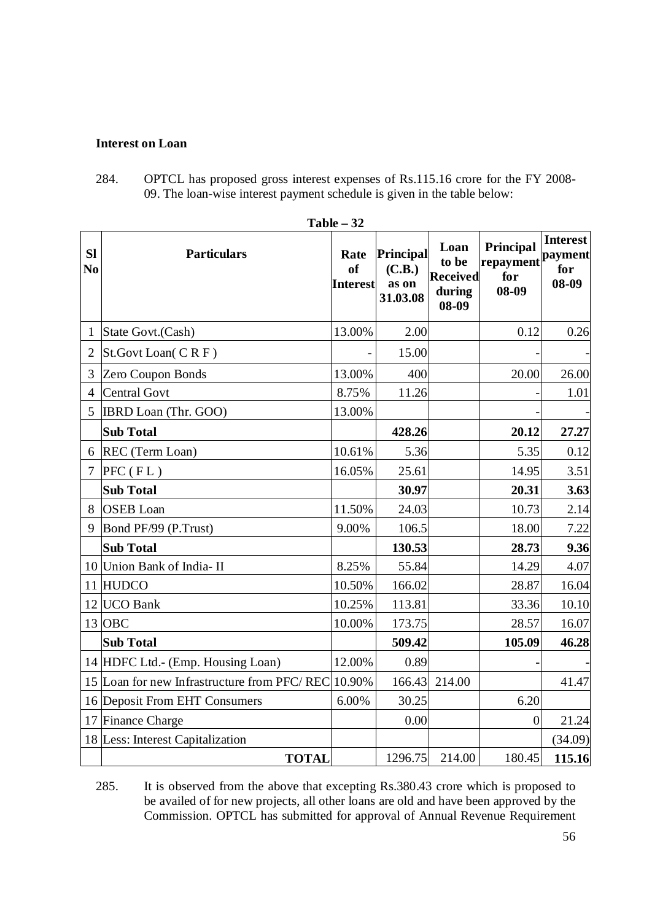**Interest on Loan**

284. OPTCL has proposed gross interest expenses of Rs.115.16 crore for the FY 2008-09. The loan-wise interest payment schedule is given in the table below:

**Table – 32**

| Sl No | Particulars | Rate of Interest | Principal (C.B.) as on 31.03.08 | Loan to be Received during 08-09 | Principal repayment for 08-09 | Interest payment for 08-09 |
|---|---|---|---|---|---|---|
| 1 | State Govt.(Cash) | 13.00% | 2.00 | | 0.12 | 0.26 |
| 2 | St.Govt Loan( C R F ) | - | 15.00 | | - | - |
| 3 | Zero Coupon Bonds | 13.00% | 400 | | 20.00 | 26.00 |
| 4 | Central Govt | 8.75% | 11.26 | | - | 1.01 |
| 5 | IBRD Loan (Thr. GOO) | 13.00% | | | - | - |
| | **Sub Total** | | **428.26** | | **20.12** | **27.27** |
| 6 | REC (Term Loan) | 10.61% | 5.36 | | 5.35 | 0.12 |
| 7 | PFC ( F L ) | 16.05% | 25.61 | | 14.95 | 3.51 |
| | **Sub Total** | | **30.97** | | **20.31** | **3.63** |
| 8 | OSEB Loan | 11.50% | 24.03 | | 10.73 | 2.14 |
| 9 | Bond PF/99 (P.Trust) | 9.00% | 106.5 | | 18.00 | 7.22 |
| | **Sub Total** | | **130.53** | | **28.73** | **9.36** |
| 10 | Union Bank of India- II | 8.25% | 55.84 | | 14.29 | 4.07 |
| 11 | HUDCO | 10.50% | 166.02 | | 28.87 | 16.04 |
| 12 | UCO Bank | 10.25% | 113.81 | | 33.36 | 10.10 |
| 13 | OBC | 10.00% | 173.75 | | 28.57 | 16.07 |
| | **Sub Total** | | **509.42** | | **105.09** | **46.28** |
| 14 | HDFC Ltd.- (Emp. Housing Loan) | 12.00% | 0.89 | | - | - |
| 15 | Loan for new Infrastructure from PFC/ REC | 10.90% | 166.43 | 214.00 | | 41.47 |
| 16 | Deposit From EHT Consumers | 6.00% | 30.25 | | 6.20 | |
| 17 | Finance Charge | | 0.00 | | 0 | 21.24 |
| 18 | Less: Interest Capitalization | | | | | (34.09) |
| | **TOTAL** | | 1296.75 | 214.00 | 180.45 | **115.16** |

285. It is observed from the above that excepting Rs.380.43 crore which is proposed to be availed of for new projects, all other loans are old and have been approved by the Commission. OPTCL has submitted for approval of Annual Revenue Requirement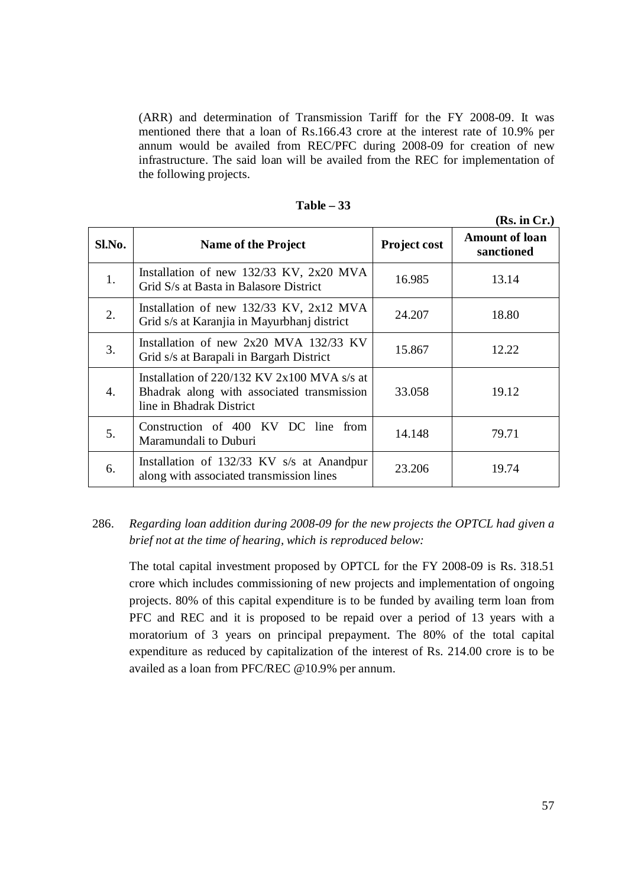(ARR) and determination of Transmission Tariff for the FY 2008-09. It was mentioned there that a loan of Rs.166.43 crore at the interest rate of 10.9% per annum would be availed from REC/PFC during 2008-09 for creation of new infrastructure. The said loan will be availed from the REC for implementation of the following projects.

**Table – 33**

**(Rs. in Cr.)**

| Sl.No. | Name of the Project | Project cost | Amount of loan sanctioned |
|---|---|---|---|
| 1. | Installation of new 132/33 KV, 2x20 MVA Grid S/s at Basta in Balasore District | 16.985 | 13.14 |
| 2. | Installation of new 132/33 KV, 2x12 MVA Grid s/s at Karanjia in Mayurbhanj district | 24.207 | 18.80 |
| 3. | Installation of new 2x20 MVA 132/33 KV Grid s/s at Barapali in Bargarh District | 15.867 | 12.22 |
| 4. | Installation of 220/132 KV 2x100 MVA s/s at Bhadrak along with associated transmission line in Bhadrak District | 33.058 | 19.12 |
| 5. | Construction of 400 KV DC line from Maramundali to Duburi | 14.148 | 79.71 |
| 6. | Installation of 132/33 KV s/s at Anandpur along with associated transmission lines | 23.206 | 19.74 |

286. *Regarding loan addition during 2008-09 for the new projects the OPTCL had given a brief not at the time of hearing, which is reproduced below:*

The total capital investment proposed by OPTCL for the FY 2008-09 is Rs. 318.51 crore which includes commissioning of new projects and implementation of ongoing projects. 80% of this capital expenditure is to be funded by availing term loan from PFC and REC and it is proposed to be repaid over a period of 13 years with a moratorium of 3 years on principal prepayment. The 80% of the total capital expenditure as reduced by capitalization of the interest of Rs. 214.00 crore is to be availed as a loan from PFC/REC @10.9% per annum.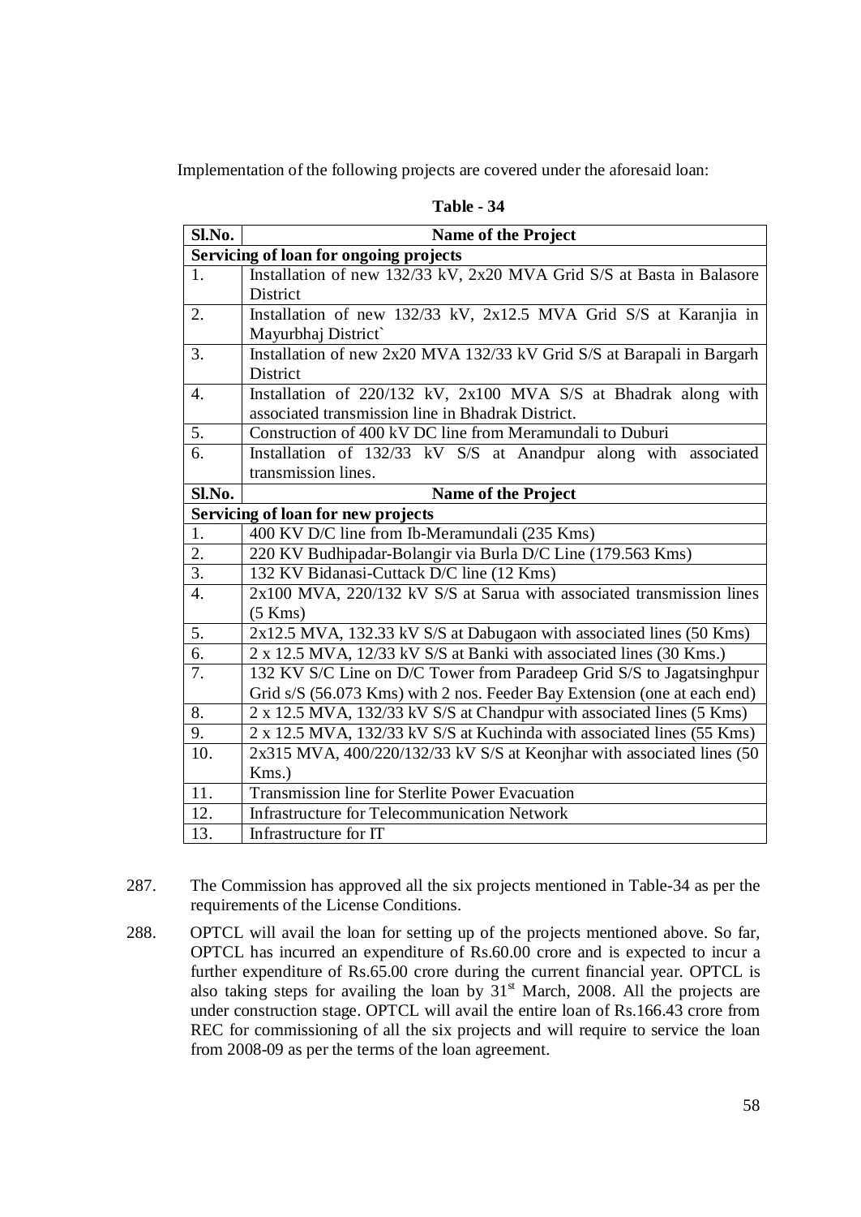Implementation of the following projects are covered under the aforesaid loan:

**Table - 34**

| Sl.No. | Name of the Project |
|---|---|
| **Servicing of loan for ongoing projects** | |
| 1. | Installation of new 132/33 kV, 2x20 MVA Grid S/S at Basta in Balasore District |
| 2. | Installation of new 132/33 kV, 2x12.5 MVA Grid S/S at Karanjia in Mayurbhaj District` |
| 3. | Installation of new 2x20 MVA 132/33 kV Grid S/S at Barapali in Bargarh District |
| 4. | Installation of 220/132 kV, 2x100 MVA S/S at Bhadrak along with associated transmission line in Bhadrak District. |
| 5. | Construction of 400 kV DC line from Meramundali to Duburi |
| 6. | Installation of 132/33 kV S/S at Anandpur along with associated transmission lines. |
| **Sl.No.** | **Name of the Project** |
| **Servicing of loan for new projects** | |
| 1. | 400 KV D/C line from Ib-Meramundali (235 Kms) |
| 2. | 220 KV Budhipadar-Bolangir via Burla D/C Line (179.563 Kms) |
| 3. | 132 KV Bidanasi-Cuttack D/C line (12 Kms) |
| 4. | 2x100 MVA, 220/132 kV S/S at Sarua with associated transmission lines (5 Kms) |
| 5. | 2x12.5 MVA, 132.33 kV S/S at Dabugaon with associated lines (50 Kms) |
| 6. | 2 x 12.5 MVA, 12/33 kV S/S at Banki with associated lines (30 Kms.) |
| 7. | 132 KV S/C Line on D/C Tower from Paradeep Grid S/S to Jagatsinghpur Grid s/S (56.073 Kms) with 2 nos. Feeder Bay Extension (one at each end) |
| 8. | 2 x 12.5 MVA, 132/33 kV S/S at Chandpur with associated lines (5 Kms) |
| 9. | 2 x 12.5 MVA, 132/33 kV S/S at Kuchinda with associated lines (55 Kms) |
| 10. | 2x315 MVA, 400/220/132/33 kV S/S at Keonjhar with associated lines (50 Kms.) |
| 11. | Transmission line for Sterlite Power Evacuation |
| 12. | Infrastructure for Telecommunication Network |
| 13. | Infrastructure for IT |

287. The Commission has approved all the six projects mentioned in Table-34 as per the requirements of the License Conditions.

288. OPTCL will avail the loan for setting up of the projects mentioned above. So far, OPTCL has incurred an expenditure of Rs.60.00 crore and is expected to incur a further expenditure of Rs.65.00 crore during the current financial year. OPTCL is also taking steps for availing the loan by 31st March, 2008. All the projects are under construction stage. OPTCL will avail the entire loan of Rs.166.43 crore from REC for commissioning of all the six projects and will require to service the loan from 2008-09 as per the terms of the loan agreement.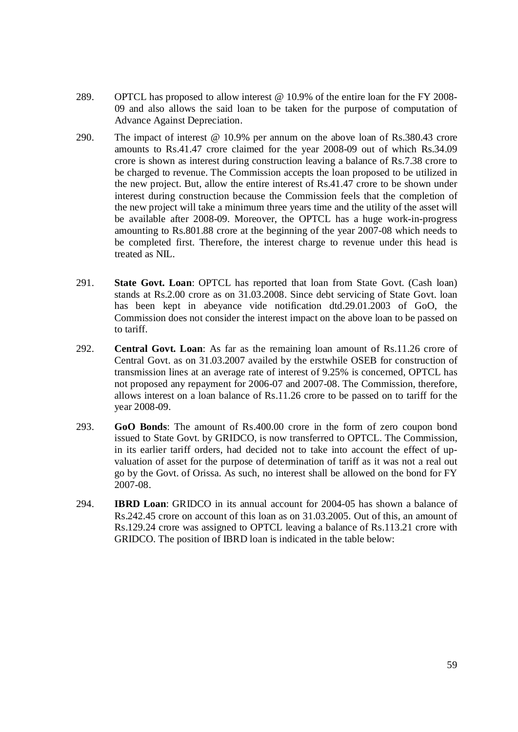289. OPTCL has proposed to allow interest @ 10.9% of the entire loan for the FY 2008-09 and also allows the said loan to be taken for the purpose of computation of Advance Against Depreciation.

290. The impact of interest @ 10.9% per annum on the above loan of Rs.380.43 crore amounts to Rs.41.47 crore claimed for the year 2008-09 out of which Rs.34.09 crore is shown as interest during construction leaving a balance of Rs.7.38 crore to be charged to revenue. The Commission accepts the loan proposed to be utilized in the new project. But, allow the entire interest of Rs.41.47 crore to be shown under interest during construction because the Commission feels that the completion of the new project will take a minimum three years time and the utility of the asset will be available after 2008-09. Moreover, the OPTCL has a huge work-in-progress amounting to Rs.801.88 crore at the beginning of the year 2007-08 which needs to be completed first. Therefore, the interest charge to revenue under this head is treated as NIL.

291. **State Govt. Loan**: OPTCL has reported that loan from State Govt. (Cash loan) stands at Rs.2.00 crore as on 31.03.2008. Since debt servicing of State Govt. loan has been kept in abeyance vide notification dtd.29.01.2003 of GoO, the Commission does not consider the interest impact on the above loan to be passed on to tariff.

292. **Central Govt. Loan**: As far as the remaining loan amount of Rs.11.26 crore of Central Govt. as on 31.03.2007 availed by the erstwhile OSEB for construction of transmission lines at an average rate of interest of 9.25% is concerned, OPTCL has not proposed any repayment for 2006-07 and 2007-08. The Commission, therefore, allows interest on a loan balance of Rs.11.26 crore to be passed on to tariff for the year 2008-09.

293. **GoO Bonds**: The amount of Rs.400.00 crore in the form of zero coupon bond issued to State Govt. by GRIDCO, is now transferred to OPTCL. The Commission, in its earlier tariff orders, had decided not to take into account the effect of up-valuation of asset for the purpose of determination of tariff as it was not a real out go by the Govt. of Orissa. As such, no interest shall be allowed on the bond for FY 2007-08.

294. **IBRD Loan**: GRIDCO in its annual account for 2004-05 has shown a balance of Rs.242.45 crore on account of this loan as on 31.03.2005. Out of this, an amount of Rs.129.24 crore was assigned to OPTCL leaving a balance of Rs.113.21 crore with GRIDCO. The position of IBRD loan is indicated in the table below: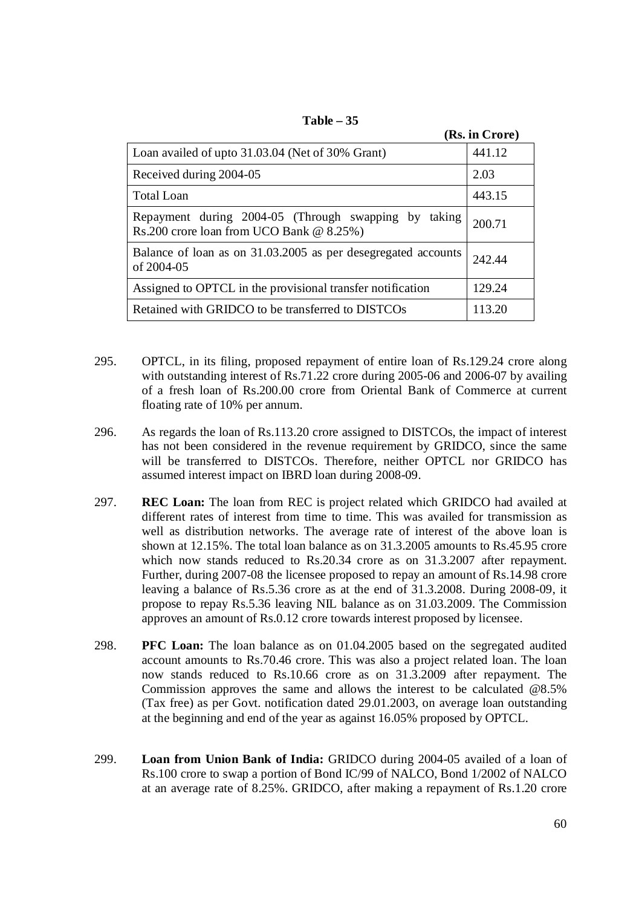**Table – 35**

**(Rs. in Crore)**

| | |
|---|---|
| Loan availed of upto 31.03.04 (Net of 30% Grant) | 441.12 |
| Received during 2004-05 | 2.03 |
| Total Loan | 443.15 |
| Repayment during 2004-05 (Through swapping by taking Rs.200 crore loan from UCO Bank @ 8.25%) | 200.71 |
| Balance of loan as on 31.03.2005 as per desegregated accounts of 2004-05 | 242.44 |
| Assigned to OPTCL in the provisional transfer notification | 129.24 |
| Retained with GRIDCO to be transferred to DISTCOs | 113.20 |

295. OPTCL, in its filing, proposed repayment of entire loan of Rs.129.24 crore along with outstanding interest of Rs.71.22 crore during 2005-06 and 2006-07 by availing of a fresh loan of Rs.200.00 crore from Oriental Bank of Commerce at current floating rate of 10% per annum.

296. As regards the loan of Rs.113.20 crore assigned to DISTCOs, the impact of interest has not been considered in the revenue requirement by GRIDCO, since the same will be transferred to DISTCOs. Therefore, neither OPTCL nor GRIDCO has assumed interest impact on IBRD loan during 2008-09.

297. **REC Loan:** The loan from REC is project related which GRIDCO had availed at different rates of interest from time to time. This was availed for transmission as well as distribution networks. The average rate of interest of the above loan is shown at 12.15%. The total loan balance as on 31.3.2005 amounts to Rs.45.95 crore which now stands reduced to Rs.20.34 crore as on 31.3.2007 after repayment. Further, during 2007-08 the licensee proposed to repay an amount of Rs.14.98 crore leaving a balance of Rs.5.36 crore as at the end of 31.3.2008. During 2008-09, it propose to repay Rs.5.36 leaving NIL balance as on 31.03.2009. The Commission approves an amount of Rs.0.12 crore towards interest proposed by licensee.

298. **PFC Loan:** The loan balance as on 01.04.2005 based on the segregated audited account amounts to Rs.70.46 crore. This was also a project related loan. The loan now stands reduced to Rs.10.66 crore as on 31.3.2009 after repayment. The Commission approves the same and allows the interest to be calculated @8.5% (Tax free) as per Govt. notification dated 29.01.2003, on average loan outstanding at the beginning and end of the year as against 16.05% proposed by OPTCL.

299. **Loan from Union Bank of India:** GRIDCO during 2004-05 availed of a loan of Rs.100 crore to swap a portion of Bond IC/99 of NALCO, Bond 1/2002 of NALCO at an average rate of 8.25%. GRIDCO, after making a repayment of Rs.1.20 crore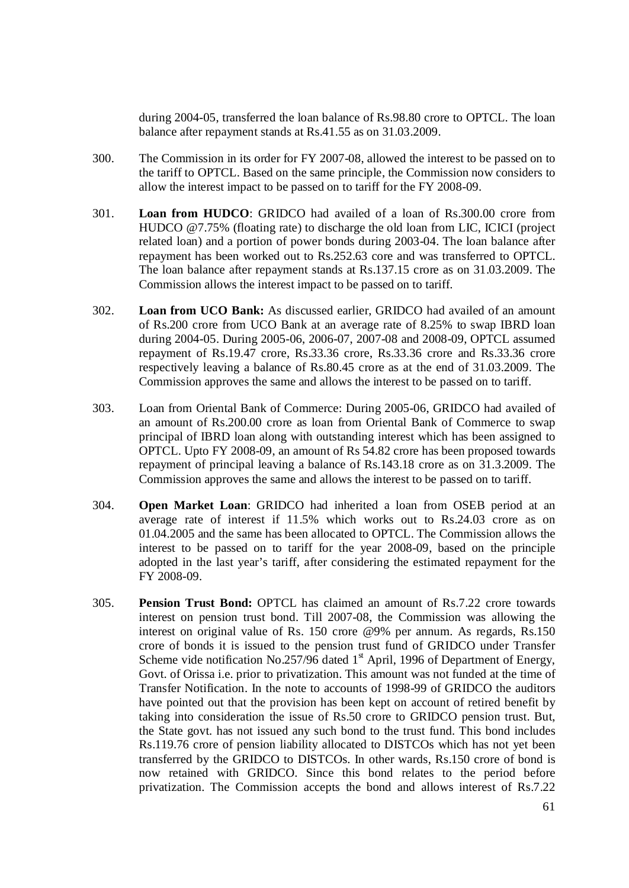during 2004-05, transferred the loan balance of Rs.98.80 crore to OPTCL. The loan balance after repayment stands at Rs.41.55 as on 31.03.2009.

300. The Commission in its order for FY 2007-08, allowed the interest to be passed on to the tariff to OPTCL. Based on the same principle, the Commission now considers to allow the interest impact to be passed on to tariff for the FY 2008-09.

301. **Loan from HUDCO**: GRIDCO had availed of a loan of Rs.300.00 crore from HUDCO @7.75% (floating rate) to discharge the old loan from LIC, ICICI (project related loan) and a portion of power bonds during 2003-04. The loan balance after repayment has been worked out to Rs.252.63 core and was transferred to OPTCL. The loan balance after repayment stands at Rs.137.15 crore as on 31.03.2009. The Commission allows the interest impact to be passed on to tariff.

302. **Loan from UCO Bank:** As discussed earlier, GRIDCO had availed of an amount of Rs.200 crore from UCO Bank at an average rate of 8.25% to swap IBRD loan during 2004-05. During 2005-06, 2006-07, 2007-08 and 2008-09, OPTCL assumed repayment of Rs.19.47 crore, Rs.33.36 crore, Rs.33.36 crore and Rs.33.36 crore respectively leaving a balance of Rs.80.45 crore as at the end of 31.03.2009. The Commission approves the same and allows the interest to be passed on to tariff.

303. Loan from Oriental Bank of Commerce: During 2005-06, GRIDCO had availed of an amount of Rs.200.00 crore as loan from Oriental Bank of Commerce to swap principal of IBRD loan along with outstanding interest which has been assigned to OPTCL. Upto FY 2008-09, an amount of Rs 54.82 crore has been proposed towards repayment of principal leaving a balance of Rs.143.18 crore as on 31.3.2009. The Commission approves the same and allows the interest to be passed on to tariff.

304. **Open Market Loan**: GRIDCO had inherited a loan from OSEB period at an average rate of interest if 11.5% which works out to Rs.24.03 crore as on 01.04.2005 and the same has been allocated to OPTCL. The Commission allows the interest to be passed on to tariff for the year 2008-09, based on the principle adopted in the last year's tariff, after considering the estimated repayment for the FY 2008-09.

305. **Pension Trust Bond:** OPTCL has claimed an amount of Rs.7.22 crore towards interest on pension trust bond. Till 2007-08, the Commission was allowing the interest on original value of Rs. 150 crore @9% per annum. As regards, Rs.150 crore of bonds it is issued to the pension trust fund of GRIDCO under Transfer Scheme vide notification No.257/96 dated 1st April, 1996 of Department of Energy, Govt. of Orissa i.e. prior to privatization. This amount was not funded at the time of Transfer Notification. In the note to accounts of 1998-99 of GRIDCO the auditors have pointed out that the provision has been kept on account of retired benefit by taking into consideration the issue of Rs.50 crore to GRIDCO pension trust. But, the State govt. has not issued any such bond to the trust fund. This bond includes Rs.119.76 crore of pension liability allocated to DISTCOs which has not yet been transferred by the GRIDCO to DISTCOs. In other wards, Rs.150 crore of bond is now retained with GRIDCO. Since this bond relates to the period before privatization. The Commission accepts the bond and allows interest of Rs.7.22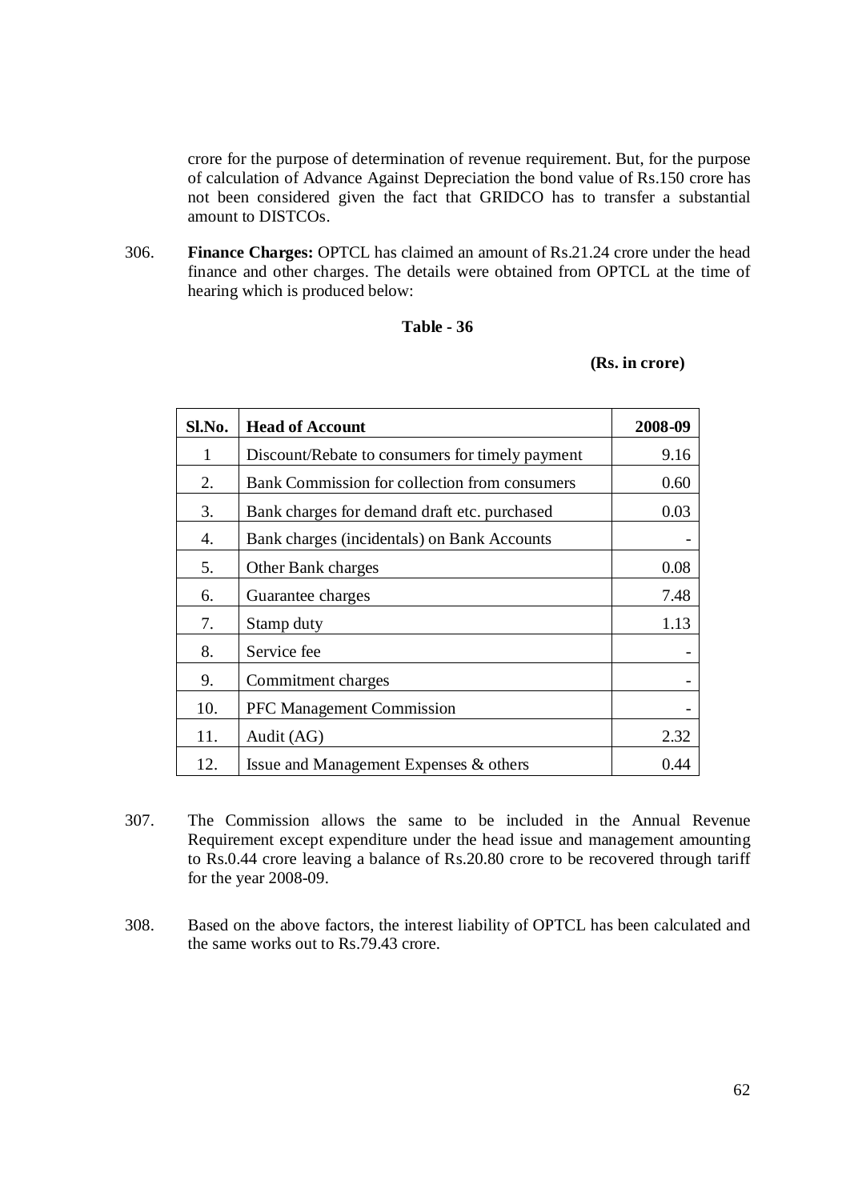crore for the purpose of determination of revenue requirement. But, for the purpose of calculation of Advance Against Depreciation the bond value of Rs.150 crore has not been considered given the fact that GRIDCO has to transfer a substantial amount to DISTCOs.

306. **Finance Charges:** OPTCL has claimed an amount of Rs.21.24 crore under the head finance and other charges. The details were obtained from OPTCL at the time of hearing which is produced below:

**Table - 36**

**(Rs. in crore)**

| Sl.No. | Head of Account | 2008-09 |
|---|---|---|
| 1 | Discount/Rebate to consumers for timely payment | 9.16 |
| 2. | Bank Commission for collection from consumers | 0.60 |
| 3. | Bank charges for demand draft etc. purchased | 0.03 |
| 4. | Bank charges (incidentals) on Bank Accounts | - |
| 5. | Other Bank charges | 0.08 |
| 6. | Guarantee charges | 7.48 |
| 7. | Stamp duty | 1.13 |
| 8. | Service fee | - |
| 9. | Commitment charges | - |
| 10. | PFC Management Commission | - |
| 11. | Audit (AG) | 2.32 |
| 12. | Issue and Management Expenses & others | 0.44 |

307. The Commission allows the same to be included in the Annual Revenue Requirement except expenditure under the head issue and management amounting to Rs.0.44 crore leaving a balance of Rs.20.80 crore to be recovered through tariff for the year 2008-09.

308. Based on the above factors, the interest liability of OPTCL has been calculated and the same works out to Rs.79.43 crore.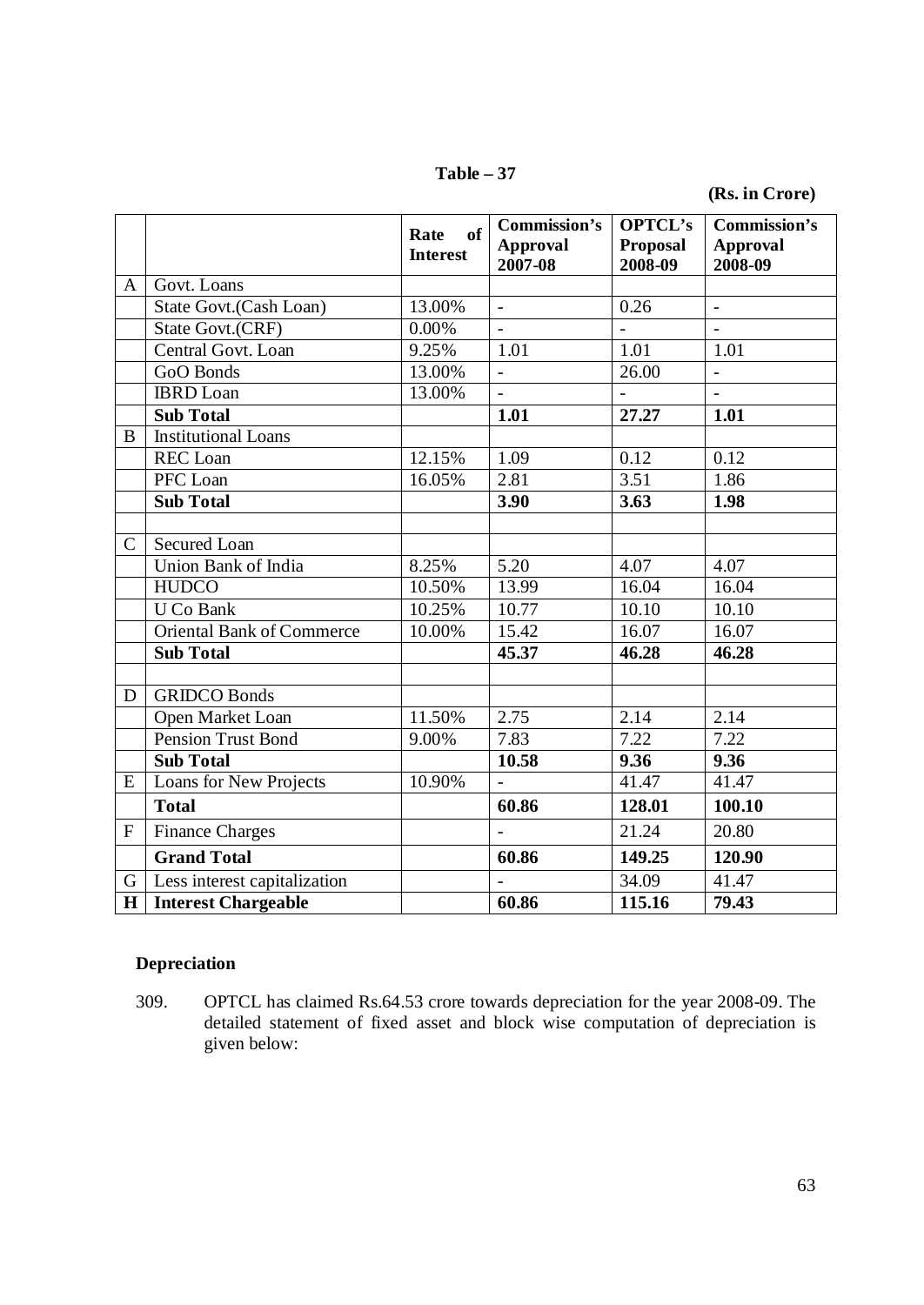**Table – 37**

**(Rs. in Crore)**

| | | Rate of Interest | Commission's Approval 2007-08 | OPTCL's Proposal 2008-09 | Commission's Approval 2008-09 |
|---|---|---|---|---|---|
| A | Govt. Loans | | | | |
| | State Govt.(Cash Loan) | 13.00% | - | 0.26 | - |
| | State Govt.(CRF) | 0.00% | - | - | - |
| | Central Govt. Loan | 9.25% | 1.01 | 1.01 | 1.01 |
| | GoO Bonds | 13.00% | - | 26.00 | - |
| | IBRD Loan | 13.00% | - | - | - |
| | **Sub Total** | | **1.01** | **27.27** | **1.01** |
| B | Institutional Loans | | | | |
| | REC Loan | 12.15% | 1.09 | 0.12 | 0.12 |
| | PFC Loan | 16.05% | 2.81 | 3.51 | 1.86 |
| | **Sub Total** | | **3.90** | **3.63** | **1.98** |
| | | | | | |
| C | Secured Loan | | | | |
| | Union Bank of India | 8.25% | 5.20 | 4.07 | 4.07 |
| | HUDCO | 10.50% | 13.99 | 16.04 | 16.04 |
| | U Co Bank | 10.25% | 10.77 | 10.10 | 10.10 |
| | Oriental Bank of Commerce | 10.00% | 15.42 | 16.07 | 16.07 |
| | **Sub Total** | | **45.37** | **46.28** | **46.28** |
| | | | | | |
| D | GRIDCO Bonds | | | | |
| | Open Market Loan | 11.50% | 2.75 | 2.14 | 2.14 |
| | Pension Trust Bond | 9.00% | 7.83 | 7.22 | 7.22 |
| | **Sub Total** | | **10.58** | **9.36** | **9.36** |
| E | Loans for New Projects | 10.90% | - | 41.47 | 41.47 |
| | **Total** | | **60.86** | **128.01** | **100.10** |
| F | Finance Charges | | - | 21.24 | 20.80 |
| | **Grand Total** | | **60.86** | **149.25** | **120.90** |
| G | Less interest capitalization | | - | 34.09 | 41.47 |
| **H** | **Interest Chargeable** | | **60.86** | **115.16** | **79.43** |

**Depreciation**

309. OPTCL has claimed Rs.64.53 crore towards depreciation for the year 2008-09. The detailed statement of fixed asset and block wise computation of depreciation is given below: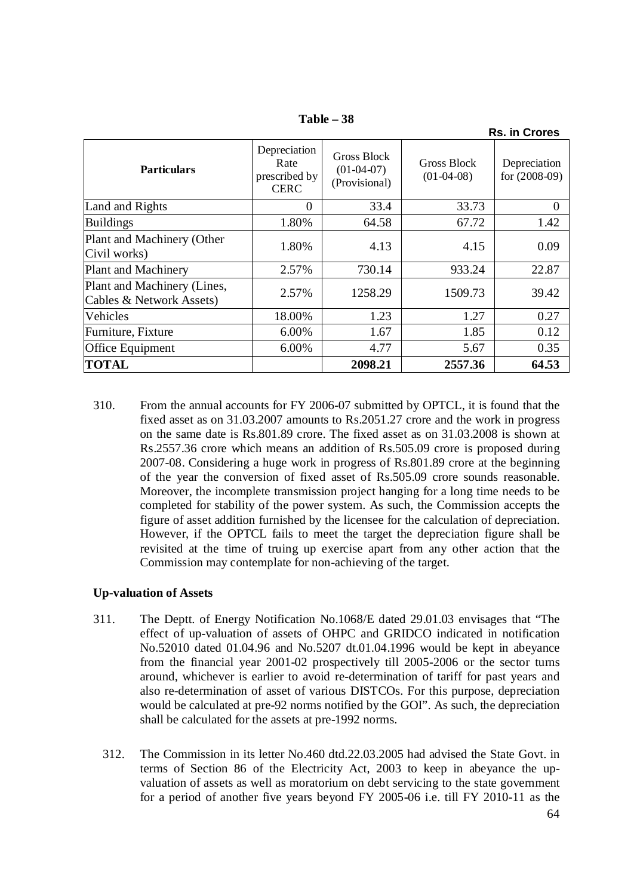**Table – 38**

**Rs. in Crores**

| Particulars | Depreciation Rate prescribed by CERC | Gross Block (01-04-07) (Provisional) | Gross Block (01-04-08) | Depreciation for (2008-09) |
|---|---|---|---|---|
| Land and Rights | 0 | 33.4 | 33.73 | 0 |
| Buildings | 1.80% | 64.58 | 67.72 | 1.42 |
| Plant and Machinery (Other Civil works) | 1.80% | 4.13 | 4.15 | 0.09 |
| Plant and Machinery | 2.57% | 730.14 | 933.24 | 22.87 |
| Plant and Machinery (Lines, Cables & Network Assets) | 2.57% | 1258.29 | 1509.73 | 39.42 |
| Vehicles | 18.00% | 1.23 | 1.27 | 0.27 |
| Furniture, Fixture | 6.00% | 1.67 | 1.85 | 0.12 |
| Office Equipment | 6.00% | 4.77 | 5.67 | 0.35 |
| **TOTAL** | | **2098.21** | **2557.36** | **64.53** |

310. From the annual accounts for FY 2006-07 submitted by OPTCL, it is found that the fixed asset as on 31.03.2007 amounts to Rs.2051.27 crore and the work in progress on the same date is Rs.801.89 crore. The fixed asset as on 31.03.2008 is shown at Rs.2557.36 crore which means an addition of Rs.505.09 crore is proposed during 2007-08. Considering a huge work in progress of Rs.801.89 crore at the beginning of the year the conversion of fixed asset of Rs.505.09 crore sounds reasonable. Moreover, the incomplete transmission project hanging for a long time needs to be completed for stability of the power system. As such, the Commission accepts the figure of asset addition furnished by the licensee for the calculation of depreciation. However, if the OPTCL fails to meet the target the depreciation figure shall be revisited at the time of truing up exercise apart from any other action that the Commission may contemplate for non-achieving of the target.

**Up-valuation of Assets**

311. The Deptt. of Energy Notification No.1068/E dated 29.01.03 envisages that "The effect of up-valuation of assets of OHPC and GRIDCO indicated in notification No.52010 dated 01.04.96 and No.5207 dt.01.04.1996 would be kept in abeyance from the financial year 2001-02 prospectively till 2005-2006 or the sector turns around, whichever is earlier to avoid re-determination of tariff for past years and also re-determination of asset of various DISTCOs. For this purpose, depreciation would be calculated at pre-92 norms notified by the GOI". As such, the depreciation shall be calculated for the assets at pre-1992 norms.

312. The Commission in its letter No.460 dtd.22.03.2005 had advised the State Govt. in terms of Section 86 of the Electricity Act, 2003 to keep in abeyance the up-valuation of assets as well as moratorium on debt servicing to the state government for a period of another five years beyond FY 2005-06 i.e. till FY 2010-11 as the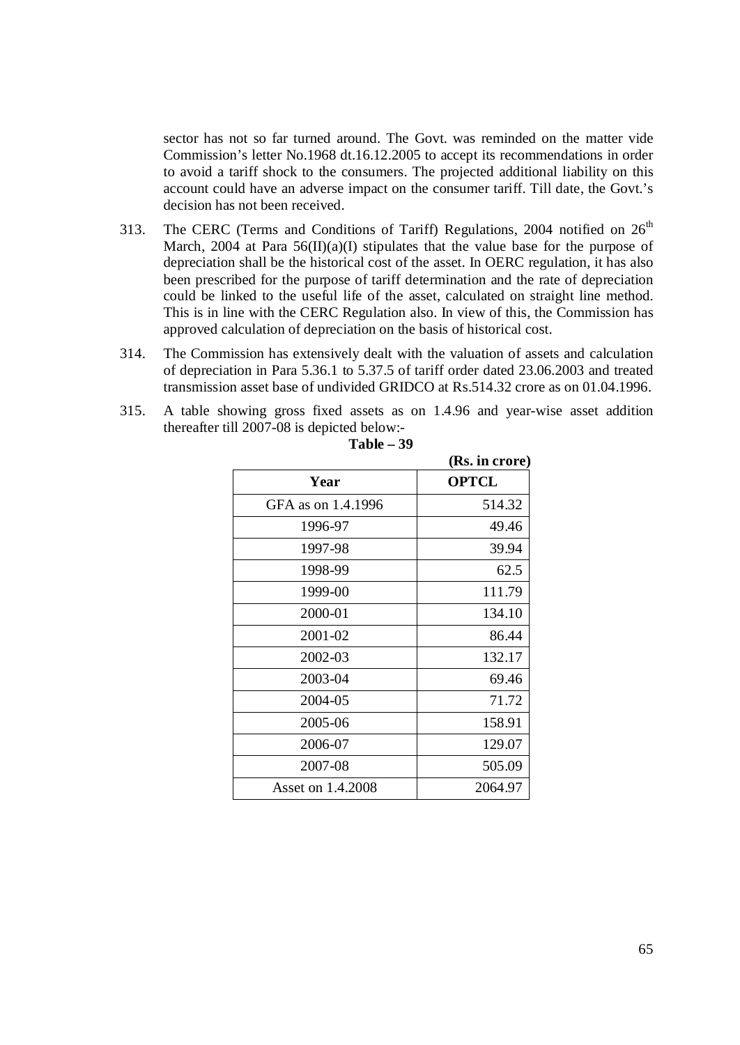sector has not so far turned around. The Govt. was reminded on the matter vide Commission's letter No.1968 dt.16.12.2005 to accept its recommendations in order to avoid a tariff shock to the consumers. The projected additional liability on this account could have an adverse impact on the consumer tariff. Till date, the Govt.'s decision has not been received.

313. The CERC (Terms and Conditions of Tariff) Regulations, 2004 notified on 26th March, 2004 at Para 56(II)(a)(I) stipulates that the value base for the purpose of depreciation shall be the historical cost of the asset. In OERC regulation, it has also been prescribed for the purpose of tariff determination and the rate of depreciation could be linked to the useful life of the asset, calculated on straight line method. This is in line with the CERC Regulation also. In view of this, the Commission has approved calculation of depreciation on the basis of historical cost.

314. The Commission has extensively dealt with the valuation of assets and calculation of depreciation in Para 5.36.1 to 5.37.5 of tariff order dated 23.06.2003 and treated transmission asset base of undivided GRIDCO at Rs.514.32 crore as on 01.04.1996.

315. A table showing gross fixed assets as on 1.4.96 and year-wise asset addition thereafter till 2007-08 is depicted below:-

**Table – 39**

**(Rs. in crore)**

| Year | OPTCL |
|---|---|
| GFA as on 1.4.1996 | 514.32 |
| 1996-97 | 49.46 |
| 1997-98 | 39.94 |
| 1998-99 | 62.5 |
| 1999-00 | 111.79 |
| 2000-01 | 134.10 |
| 2001-02 | 86.44 |
| 2002-03 | 132.17 |
| 2003-04 | 69.46 |
| 2004-05 | 71.72 |
| 2005-06 | 158.91 |
| 2006-07 | 129.07 |
| 2007-08 | 505.09 |
| Asset on 1.4.2008 | 2064.97 |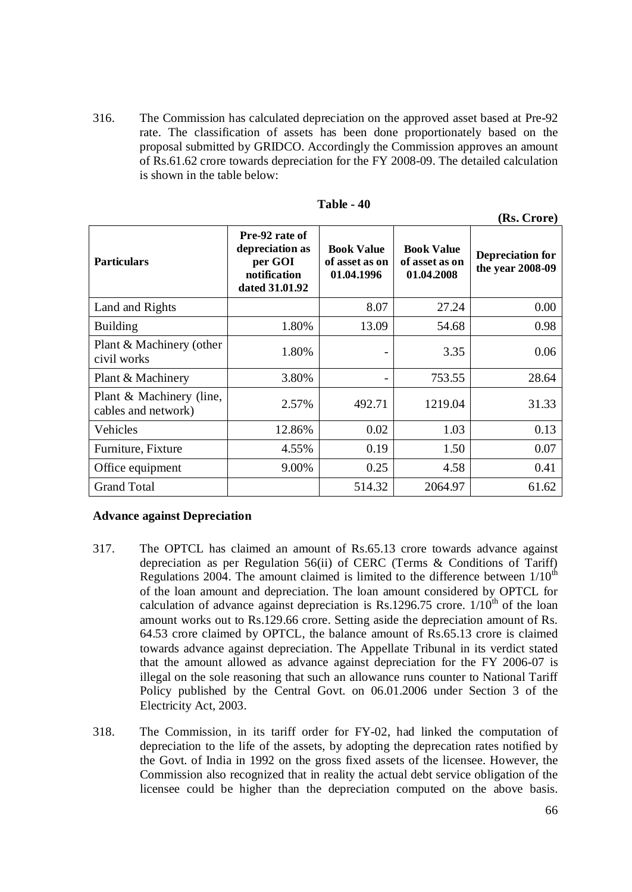316. The Commission has calculated depreciation on the approved asset based at Pre-92 rate. The classification of assets has been done proportionately based on the proposal submitted by GRIDCO. Accordingly the Commission approves an amount of Rs.61.62 crore towards depreciation for the FY 2008-09. The detailed calculation is shown in the table below:

**Table - 40**

**(Rs. Crore)**

| Particulars | Pre-92 rate of depreciation as per GOI notification dated 31.01.92 | Book Value of asset as on 01.04.1996 | Book Value of asset as on 01.04.2008 | Depreciation for the year 2008-09 |
|---|---|---|---|---|
| Land and Rights | | 8.07 | 27.24 | 0.00 |
| Building | 1.80% | 13.09 | 54.68 | 0.98 |
| Plant & Machinery (other civil works | 1.80% | - | 3.35 | 0.06 |
| Plant & Machinery | 3.80% | - | 753.55 | 28.64 |
| Plant & Machinery (line, cables and network) | 2.57% | 492.71 | 1219.04 | 31.33 |
| Vehicles | 12.86% | 0.02 | 1.03 | 0.13 |
| Furniture, Fixture | 4.55% | 0.19 | 1.50 | 0.07 |
| Office equipment | 9.00% | 0.25 | 4.58 | 0.41 |
| Grand Total | | 514.32 | 2064.97 | 61.62 |

**Advance against Depreciation**

317. The OPTCL has claimed an amount of Rs.65.13 crore towards advance against depreciation as per Regulation 56(ii) of CERC (Terms & Conditions of Tariff) Regulations 2004. The amount claimed is limited to the difference between $1/10^{th}$ of the loan amount and depreciation. The loan amount considered by OPTCL for calculation of advance against depreciation is Rs.1296.75 crore. $1/10^{th}$ of the loan amount works out to Rs.129.66 crore. Setting aside the depreciation amount of Rs. 64.53 crore claimed by OPTCL, the balance amount of Rs.65.13 crore is claimed towards advance against depreciation. The Appellate Tribunal in its verdict stated that the amount allowed as advance against depreciation for the FY 2006-07 is illegal on the sole reasoning that such an allowance runs counter to National Tariff Policy published by the Central Govt. on 06.01.2006 under Section 3 of the Electricity Act, 2003.

318. The Commission, in its tariff order for FY-02, had linked the computation of depreciation to the life of the assets, by adopting the deprecation rates notified by the Govt. of India in 1992 on the gross fixed assets of the licensee. However, the Commission also recognized that in reality the actual debt service obligation of the licensee could be higher than the depreciation computed on the above basis.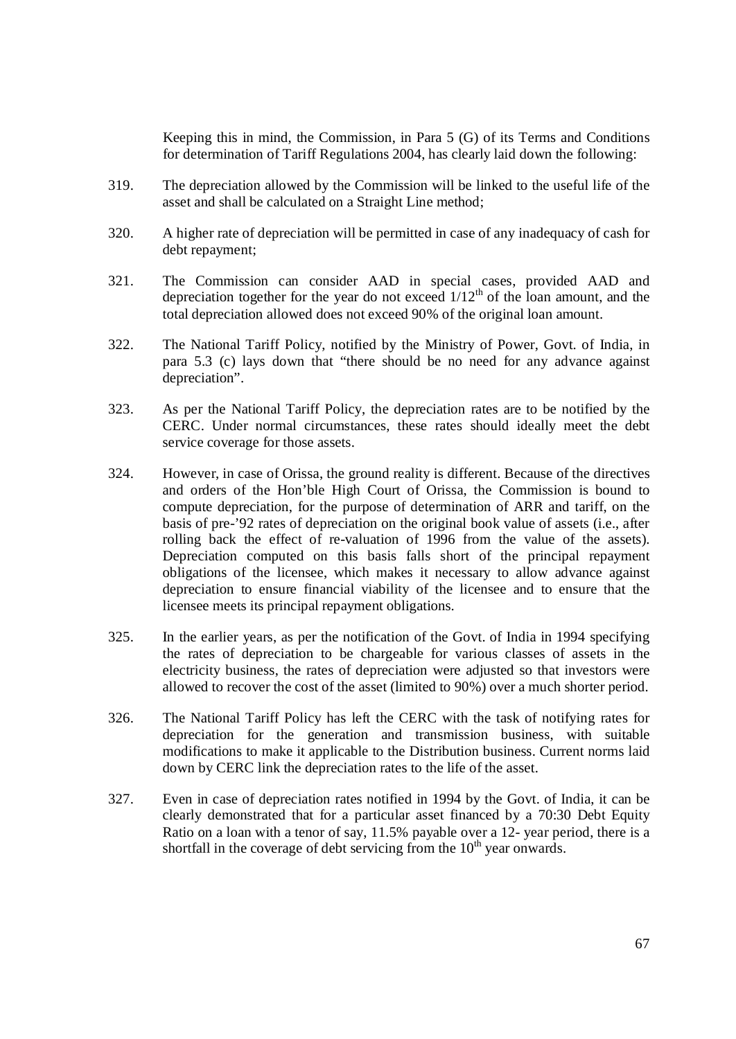Keeping this in mind, the Commission, in Para 5 (G) of its Terms and Conditions for determination of Tariff Regulations 2004, has clearly laid down the following:

319. The depreciation allowed by the Commission will be linked to the useful life of the asset and shall be calculated on a Straight Line method;

320. A higher rate of depreciation will be permitted in case of any inadequacy of cash for debt repayment;

321. The Commission can consider AAD in special cases, provided AAD and depreciation together for the year do not exceed $1/12^{th}$ of the loan amount, and the total depreciation allowed does not exceed 90% of the original loan amount.

322. The National Tariff Policy, notified by the Ministry of Power, Govt. of India, in para 5.3 (c) lays down that "there should be no need for any advance against depreciation".

323. As per the National Tariff Policy, the depreciation rates are to be notified by the CERC. Under normal circumstances, these rates should ideally meet the debt service coverage for those assets.

324. However, in case of Orissa, the ground reality is different. Because of the directives and orders of the Hon'ble High Court of Orissa, the Commission is bound to compute depreciation, for the purpose of determination of ARR and tariff, on the basis of pre-'92 rates of depreciation on the original book value of assets (i.e., after rolling back the effect of re-valuation of 1996 from the value of the assets). Depreciation computed on this basis falls short of the principal repayment obligations of the licensee, which makes it necessary to allow advance against depreciation to ensure financial viability of the licensee and to ensure that the licensee meets its principal repayment obligations.

325. In the earlier years, as per the notification of the Govt. of India in 1994 specifying the rates of depreciation to be chargeable for various classes of assets in the electricity business, the rates of depreciation were adjusted so that investors were allowed to recover the cost of the asset (limited to 90%) over a much shorter period.

326. The National Tariff Policy has left the CERC with the task of notifying rates for depreciation for the generation and transmission business, with suitable modifications to make it applicable to the Distribution business. Current norms laid down by CERC link the depreciation rates to the life of the asset.

327. Even in case of depreciation rates notified in 1994 by the Govt. of India, it can be clearly demonstrated that for a particular asset financed by a 70:30 Debt Equity Ratio on a loan with a tenor of say, 11.5% payable over a 12- year period, there is a shortfall in the coverage of debt servicing from the $10^{th}$ year onwards.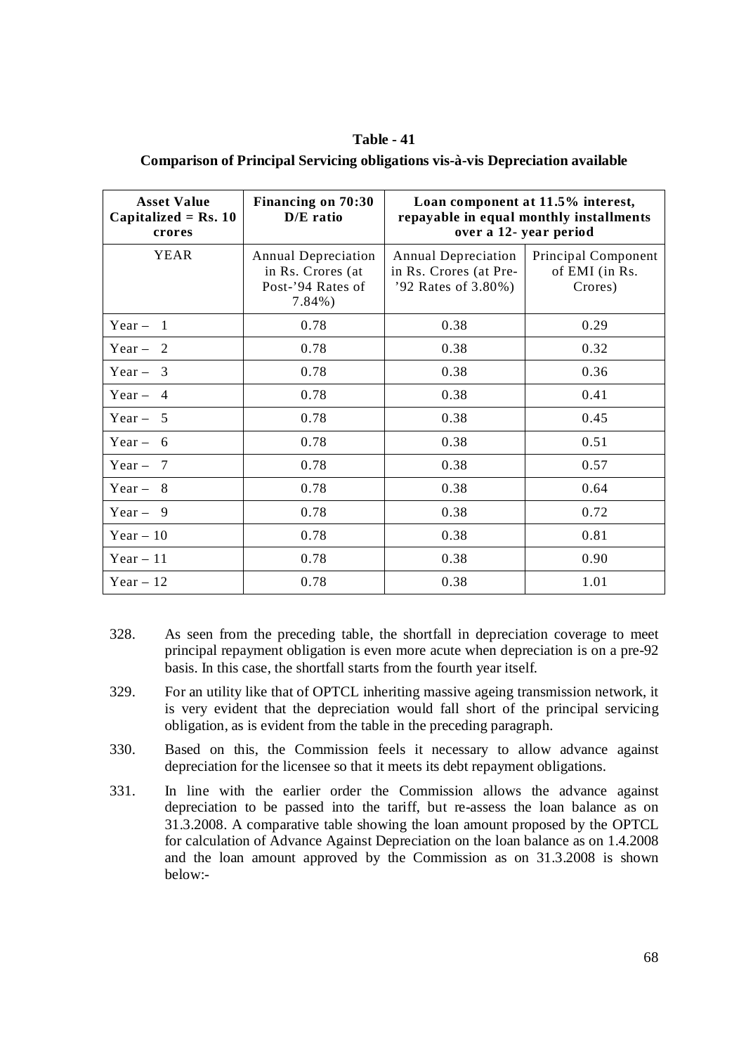**Table - 41**

**Comparison of Principal Servicing obligations vis-à-vis Depreciation available**

| Asset Value Capitalized = Rs. 10 crores | Financing on 70:30 D/E ratio | Loan component at 11.5% interest, repayable in equal monthly installments over a 12- year period | |
|---|---|---|---|
| YEAR | Annual Depreciation in Rs. Crores (at Post-'94 Rates of 7.84%) | Annual Depreciation in Rs. Crores (at Pre-'92 Rates of 3.80%) | Principal Component of EMI (in Rs. Crores) |
| Year – 1 | 0.78 | 0.38 | 0.29 |
| Year – 2 | 0.78 | 0.38 | 0.32 |
| Year – 3 | 0.78 | 0.38 | 0.36 |
| Year – 4 | 0.78 | 0.38 | 0.41 |
| Year – 5 | 0.78 | 0.38 | 0.45 |
| Year – 6 | 0.78 | 0.38 | 0.51 |
| Year – 7 | 0.78 | 0.38 | 0.57 |
| Year – 8 | 0.78 | 0.38 | 0.64 |
| Year – 9 | 0.78 | 0.38 | 0.72 |
| Year – 10 | 0.78 | 0.38 | 0.81 |
| Year – 11 | 0.78 | 0.38 | 0.90 |
| Year – 12 | 0.78 | 0.38 | 1.01 |

328. As seen from the preceding table, the shortfall in depreciation coverage to meet principal repayment obligation is even more acute when depreciation is on a pre-92 basis. In this case, the shortfall starts from the fourth year itself.

329. For an utility like that of OPTCL inheriting massive ageing transmission network, it is very evident that the depreciation would fall short of the principal servicing obligation, as is evident from the table in the preceding paragraph.

330. Based on this, the Commission feels it necessary to allow advance against depreciation for the licensee so that it meets its debt repayment obligations.

331. In line with the earlier order the Commission allows the advance against depreciation to be passed into the tariff, but re-assess the loan balance as on 31.3.2008. A comparative table showing the loan amount proposed by the OPTCL for calculation of Advance Against Depreciation on the loan balance as on 1.4.2008 and the loan amount approved by the Commission as on 31.3.2008 is shown below:-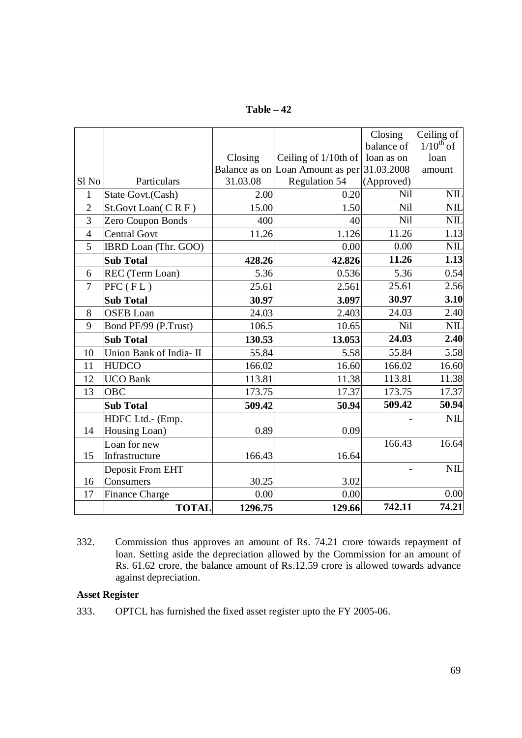**Table – 42**

| Sl No | Particulars | Closing Balance as on 31.03.08 | Ceiling of 1/10th of Loan Amount as per Regulation 54 | Closing balance of loan as on 31.03.2008 (Approved) | Ceiling of $1/10^{th}$ of loan amount |
|---|---|---|---|---|---|
| 1 | State Govt.(Cash) | 2.00 | 0.20 | Nil | NIL |
| 2 | St.Govt Loan( C R F ) | 15.00 | 1.50 | Nil | NIL |
| 3 | Zero Coupon Bonds | 400 | 40 | Nil | NIL |
| 4 | Central Govt | 11.26 | 1.126 | 11.26 | 1.13 |
| 5 | IBRD Loan (Thr. GOO) | | 0.00 | 0.00 | NIL |
| | **Sub Total** | **428.26** | **42.826** | **11.26** | **1.13** |
| 6 | REC (Term Loan) | 5.36 | 0.536 | 5.36 | 0.54 |
| 7 | PFC ( F L ) | 25.61 | 2.561 | 25.61 | 2.56 |
| | **Sub Total** | **30.97** | **3.097** | **30.97** | **3.10** |
| 8 | OSEB Loan | 24.03 | 2.403 | 24.03 | 2.40 |
| 9 | Bond PF/99 (P.Trust) | 106.5 | 10.65 | Nil | NIL |
| | **Sub Total** | **130.53** | **13.053** | **24.03** | **2.40** |
| 10 | Union Bank of India- II | 55.84 | 5.58 | 55.84 | 5.58 |
| 11 | HUDCO | 166.02 | 16.60 | 166.02 | 16.60 |
| 12 | UCO Bank | 113.81 | 11.38 | 113.81 | 11.38 |
| 13 | OBC | 173.75 | 17.37 | 173.75 | 17.37 |
| | **Sub Total** | **509.42** | **50.94** | **509.42** | **50.94** |
| 14 | HDFC Ltd.- (Emp. Housing Loan) | 0.89 | 0.09 | - | NIL |
| 15 | Loan for new Infrastructure | 166.43 | 16.64 | 166.43 | 16.64 |
| 16 | Deposit From EHT Consumers | 30.25 | 3.02 | - | NIL |
| 17 | Finance Charge | 0.00 | 0.00 | | 0.00 |
| | **TOTAL** | **1296.75** | **129.66** | **742.11** | **74.21** |

332. Commission thus approves an amount of Rs. 74.21 crore towards repayment of loan. Setting aside the depreciation allowed by the Commission for an amount of Rs. 61.62 crore, the balance amount of Rs.12.59 crore is allowed towards advance against depreciation.

**Asset Register**

333. OPTCL has furnished the fixed asset register upto the FY 2005-06.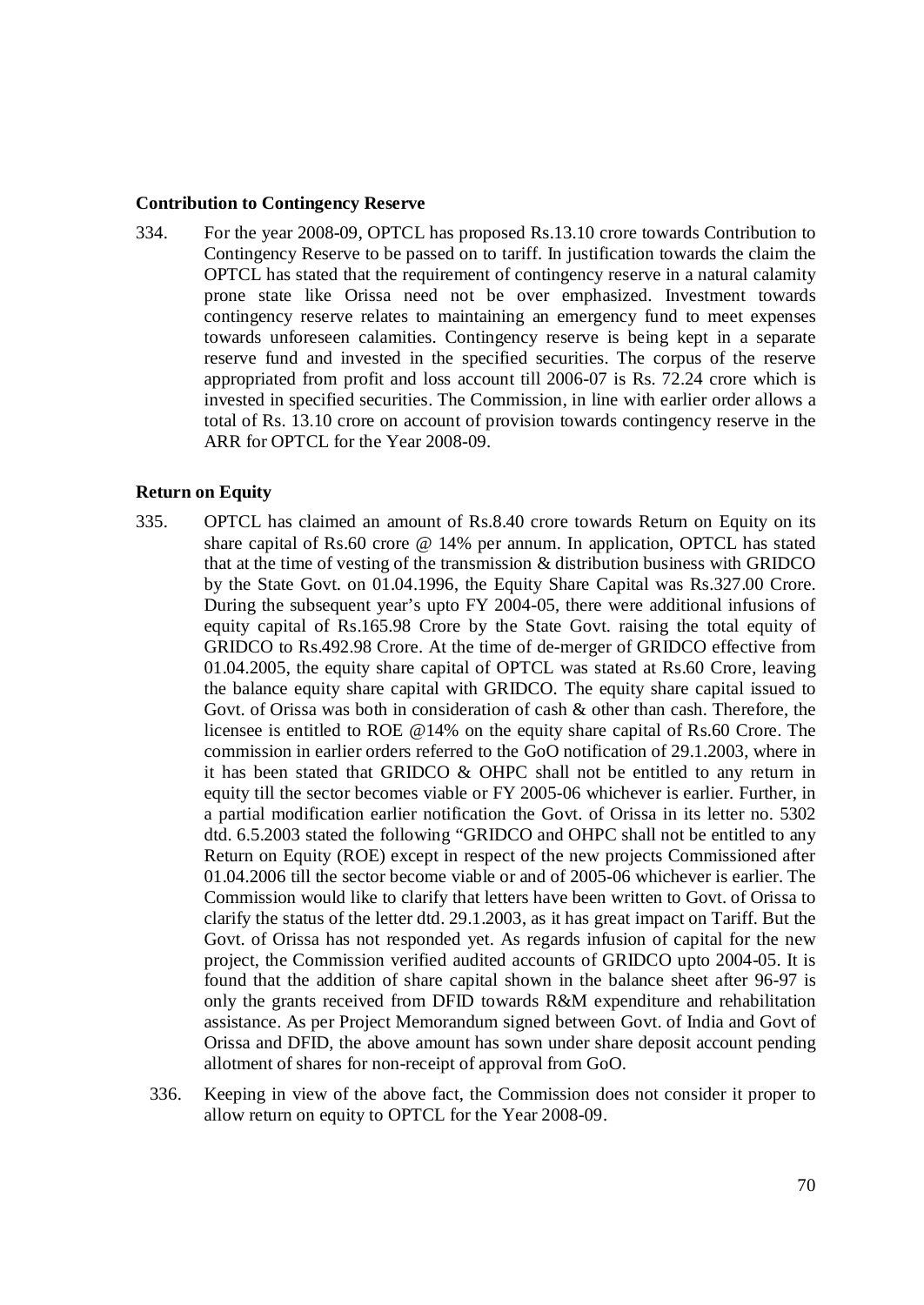**Contribution to Contingency Reserve**

334. For the year 2008-09, OPTCL has proposed Rs.13.10 crore towards Contribution to Contingency Reserve to be passed on to tariff. In justification towards the claim the OPTCL has stated that the requirement of contingency reserve in a natural calamity prone state like Orissa need not be over emphasized. Investment towards contingency reserve relates to maintaining an emergency fund to meet expenses towards unforeseen calamities. Contingency reserve is being kept in a separate reserve fund and invested in the specified securities. The corpus of the reserve appropriated from profit and loss account till 2006-07 is Rs. 72.24 crore which is invested in specified securities. The Commission, in line with earlier order allows a total of Rs. 13.10 crore on account of provision towards contingency reserve in the ARR for OPTCL for the Year 2008-09.

**Return on Equity**

335. OPTCL has claimed an amount of Rs.8.40 crore towards Return on Equity on its share capital of Rs.60 crore @ 14% per annum. In application, OPTCL has stated that at the time of vesting of the transmission & distribution business with GRIDCO by the State Govt. on 01.04.1996, the Equity Share Capital was Rs.327.00 Crore. During the subsequent year's upto FY 2004-05, there were additional infusions of equity capital of Rs.165.98 Crore by the State Govt. raising the total equity of GRIDCO to Rs.492.98 Crore. At the time of de-merger of GRIDCO effective from 01.04.2005, the equity share capital of OPTCL was stated at Rs.60 Crore, leaving the balance equity share capital with GRIDCO. The equity share capital issued to Govt. of Orissa was both in consideration of cash & other than cash. Therefore, the licensee is entitled to ROE @14% on the equity share capital of Rs.60 Crore. The commission in earlier orders referred to the GoO notification of 29.1.2003, where in it has been stated that GRIDCO & OHPC shall not be entitled to any return in equity till the sector becomes viable or FY 2005-06 whichever is earlier. Further, in a partial modification earlier notification the Govt. of Orissa in its letter no. 5302 dtd. 6.5.2003 stated the following "GRIDCO and OHPC shall not be entitled to any Return on Equity (ROE) except in respect of the new projects Commissioned after 01.04.2006 till the sector become viable or and of 2005-06 whichever is earlier. The Commission would like to clarify that letters have been written to Govt. of Orissa to clarify the status of the letter dtd. 29.1.2003, as it has great impact on Tariff. But the Govt. of Orissa has not responded yet. As regards infusion of capital for the new project, the Commission verified audited accounts of GRIDCO upto 2004-05. It is found that the addition of share capital shown in the balance sheet after 96-97 is only the grants received from DFID towards R&M expenditure and rehabilitation assistance. As per Project Memorandum signed between Govt. of India and Govt of Orissa and DFID, the above amount has sown under share deposit account pending allotment of shares for non-receipt of approval from GoO.

336. Keeping in view of the above fact, the Commission does not consider it proper to allow return on equity to OPTCL for the Year 2008-09.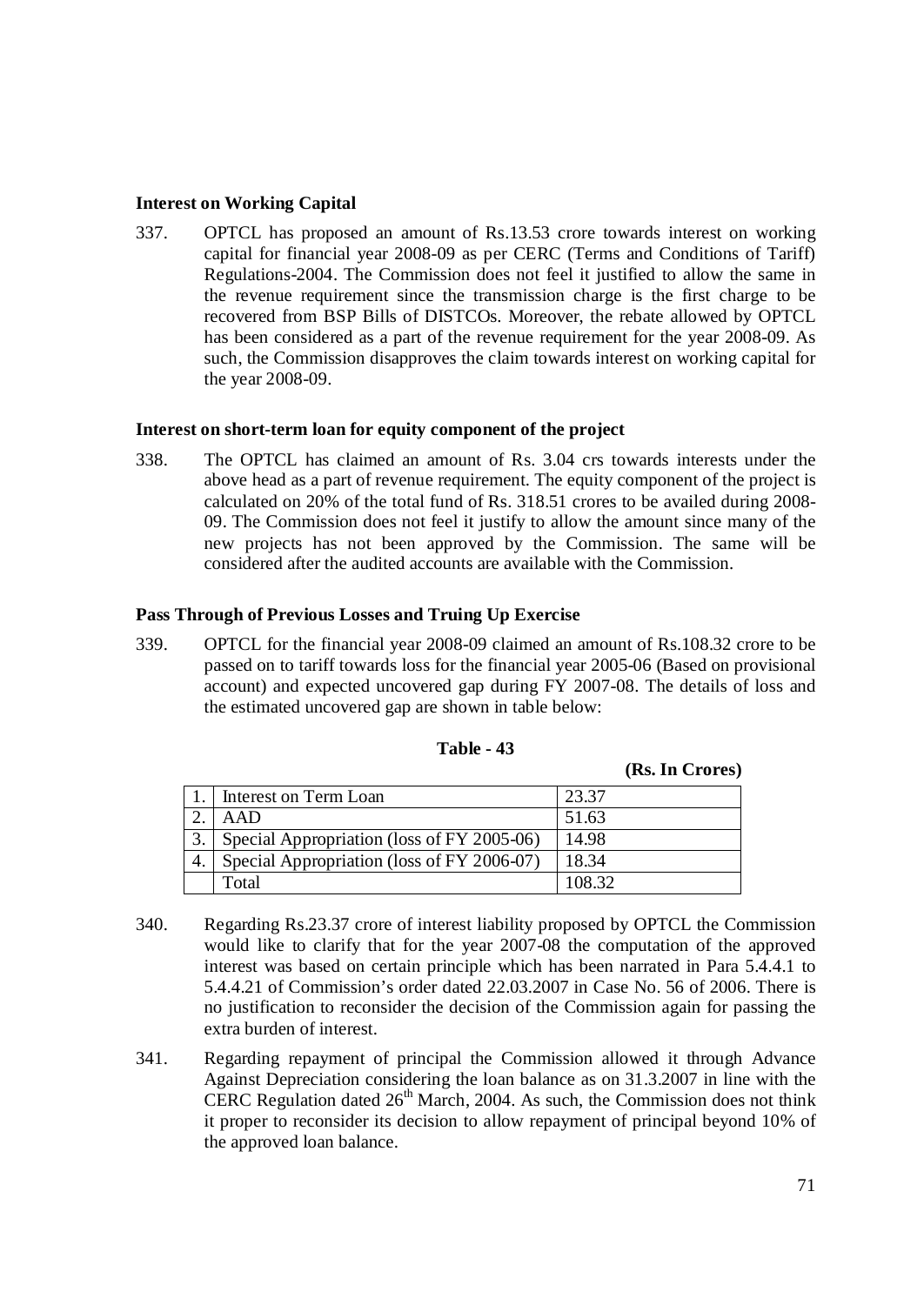**Interest on Working Capital**

337. OPTCL has proposed an amount of Rs.13.53 crore towards interest on working capital for financial year 2008-09 as per CERC (Terms and Conditions of Tariff) Regulations-2004. The Commission does not feel it justified to allow the same in the revenue requirement since the transmission charge is the first charge to be recovered from BSP Bills of DISTCOs. Moreover, the rebate allowed by OPTCL has been considered as a part of the revenue requirement for the year 2008-09. As such, the Commission disapproves the claim towards interest on working capital for the year 2008-09.

**Interest on short-term loan for equity component of the project**

338. The OPTCL has claimed an amount of Rs. 3.04 crs towards interests under the above head as a part of revenue requirement. The equity component of the project is calculated on 20% of the total fund of Rs. 318.51 crores to be availed during 2008-09. The Commission does not feel it justify to allow the amount since many of the new projects has not been approved by the Commission. The same will be considered after the audited accounts are available with the Commission.

**Pass Through of Previous Losses and Truing Up Exercise**

339. OPTCL for the financial year 2008-09 claimed an amount of Rs.108.32 crore to be passed on to tariff towards loss for the financial year 2005-06 (Based on provisional account) and expected uncovered gap during FY 2007-08. The details of loss and the estimated uncovered gap are shown in table below:

**Table - 43**

**(Rs. In Crores)**

| | | |
|---|---|---|
| 1. | Interest on Term Loan | 23.37 |
| 2. | AAD | 51.63 |
| 3. | Special Appropriation (loss of FY 2005-06) | 14.98 |
| 4. | Special Appropriation (loss of FY 2006-07) | 18.34 |
| | Total | 108.32 |

340. Regarding Rs.23.37 crore of interest liability proposed by OPTCL the Commission would like to clarify that for the year 2007-08 the computation of the approved interest was based on certain principle which has been narrated in Para 5.4.4.1 to 5.4.4.21 of Commission's order dated 22.03.2007 in Case No. 56 of 2006. There is no justification to reconsider the decision of the Commission again for passing the extra burden of interest.

341. Regarding repayment of principal the Commission allowed it through Advance Against Depreciation considering the loan balance as on 31.3.2007 in line with the CERC Regulation dated 26th March, 2004. As such, the Commission does not think it proper to reconsider its decision to allow repayment of principal beyond 10% of the approved loan balance.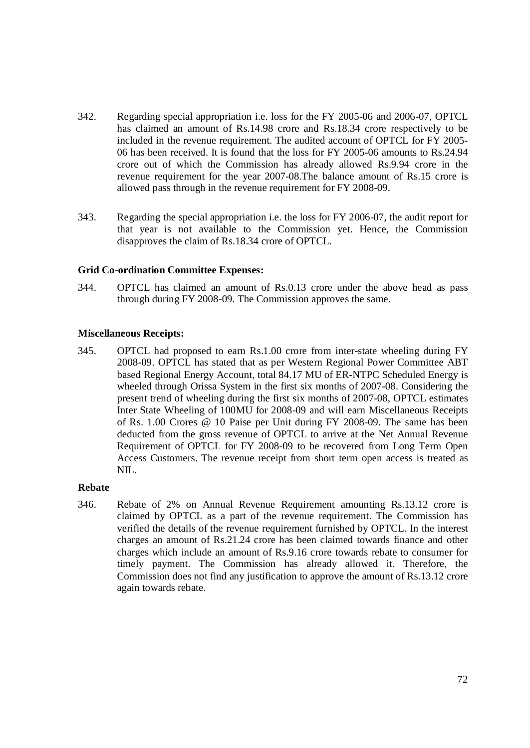342. Regarding special appropriation i.e. loss for the FY 2005-06 and 2006-07, OPTCL has claimed an amount of Rs.14.98 crore and Rs.18.34 crore respectively to be included in the revenue requirement. The audited account of OPTCL for FY 2005-06 has been received. It is found that the loss for FY 2005-06 amounts to Rs.24.94 crore out of which the Commission has already allowed Rs.9.94 crore in the revenue requirement for the year 2007-08.The balance amount of Rs.15 crore is allowed pass through in the revenue requirement for FY 2008-09.

343. Regarding the special appropriation i.e. the loss for FY 2006-07, the audit report for that year is not available to the Commission yet. Hence, the Commission disapproves the claim of Rs.18.34 crore of OPTCL.

**Grid Co-ordination Committee Expenses:**

344. OPTCL has claimed an amount of Rs.0.13 crore under the above head as pass through during FY 2008-09. The Commission approves the same.

**Miscellaneous Receipts:**

345. OPTCL had proposed to earn Rs.1.00 crore from inter-state wheeling during FY 2008-09. OPTCL has stated that as per Western Regional Power Committee ABT based Regional Energy Account, total 84.17 MU of ER-NTPC Scheduled Energy is wheeled through Orissa System in the first six months of 2007-08. Considering the present trend of wheeling during the first six months of 2007-08, OPTCL estimates Inter State Wheeling of 100MU for 2008-09 and will earn Miscellaneous Receipts of Rs. 1.00 Crores @ 10 Paise per Unit during FY 2008-09. The same has been deducted from the gross revenue of OPTCL to arrive at the Net Annual Revenue Requirement of OPTCL for FY 2008-09 to be recovered from Long Term Open Access Customers. The revenue receipt from short term open access is treated as NIL.

**Rebate**

346. Rebate of 2% on Annual Revenue Requirement amounting Rs.13.12 crore is claimed by OPTCL as a part of the revenue requirement. The Commission has verified the details of the revenue requirement furnished by OPTCL. In the interest charges an amount of Rs.21.24 crore has been claimed towards finance and other charges which include an amount of Rs.9.16 crore towards rebate to consumer for timely payment. The Commission has already allowed it. Therefore, the Commission does not find any justification to approve the amount of Rs.13.12 crore again towards rebate.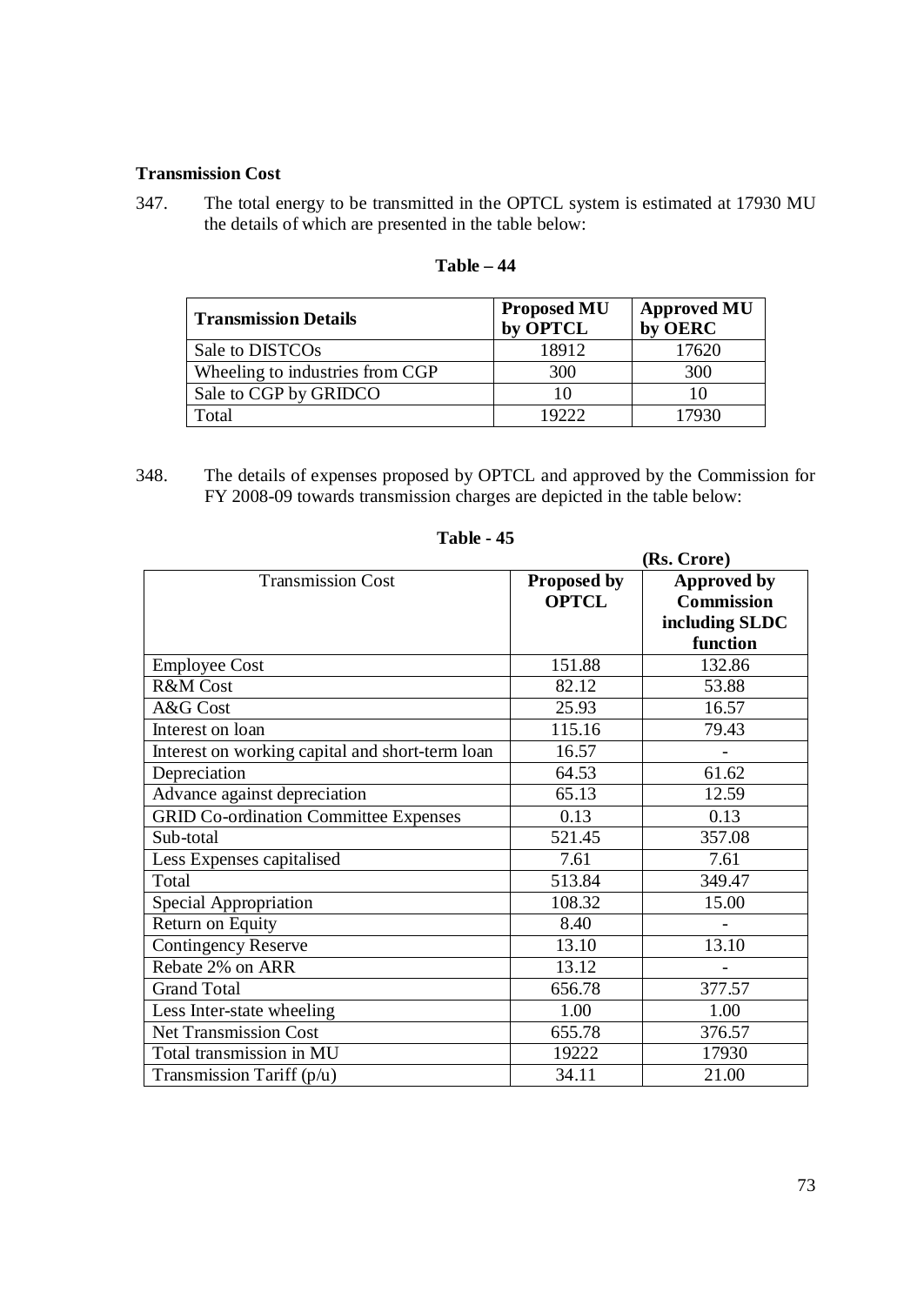**Transmission Cost**

347. The total energy to be transmitted in the OPTCL system is estimated at 17930 MU the details of which are presented in the table below:

**Table – 44**

| Transmission Details | Proposed MU by OPTCL | Approved MU by OERC |
|---|---|---|
| Sale to DISTCOs | 18912 | 17620 |
| Wheeling to industries from CGP | 300 | 300 |
| Sale to CGP by GRIDCO | 10 | 10 |
| Total | 19222 | 17930 |

348. The details of expenses proposed by OPTCL and approved by the Commission for FY 2008-09 towards transmission charges are depicted in the table below:

**Table - 45**

(Rs. Crore)

| Transmission Cost | Proposed by OPTCL | Approved by Commission including SLDC function |
|---|---|---|
| Employee Cost | 151.88 | 132.86 |
| R&M Cost | 82.12 | 53.88 |
| A&G Cost | 25.93 | 16.57 |
| Interest on loan | 115.16 | 79.43 |
| Interest on working capital and short-term loan | 16.57 | - |
| Depreciation | 64.53 | 61.62 |
| Advance against depreciation | 65.13 | 12.59 |
| GRID Co-ordination Committee Expenses | 0.13 | 0.13 |
| Sub-total | 521.45 | 357.08 |
| Less Expenses capitalised | 7.61 | 7.61 |
| Total | 513.84 | 349.47 |
| Special Appropriation | 108.32 | 15.00 |
| Return on Equity | 8.40 | - |
| Contingency Reserve | 13.10 | 13.10 |
| Rebate 2% on ARR | 13.12 | - |
| Grand Total | 656.78 | 377.57 |
| Less Inter-state wheeling | 1.00 | 1.00 |
| Net Transmission Cost | 655.78 | 376.57 |
| Total transmission in MU | 19222 | 17930 |
| Transmission Tariff (p/u) | 34.11 | 21.00 |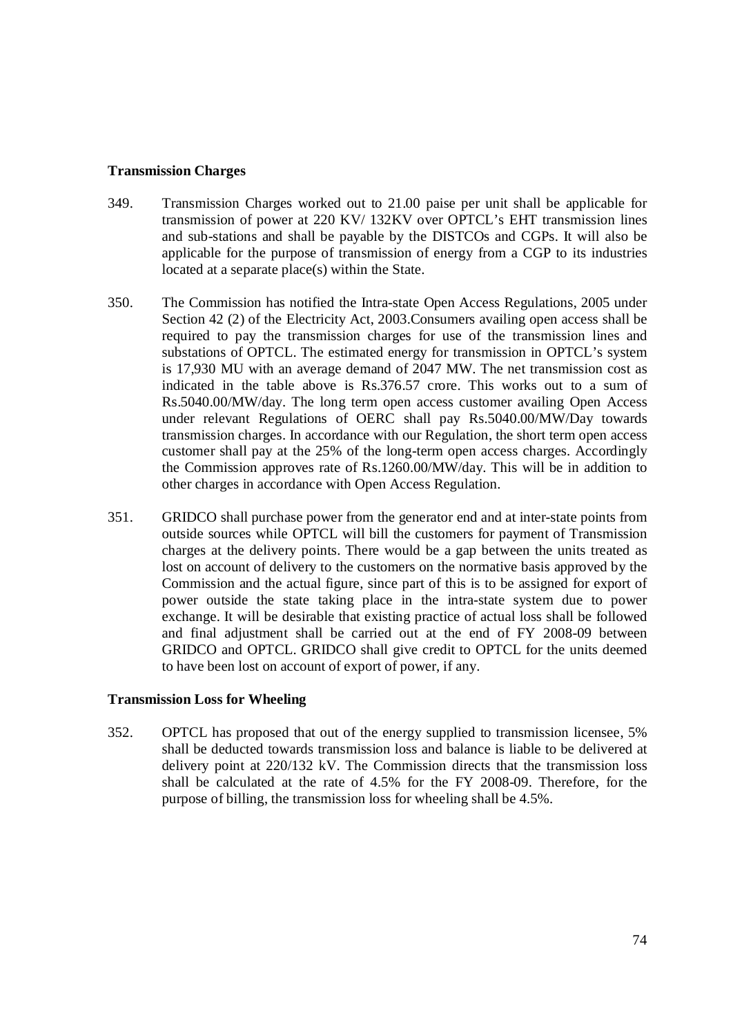**Transmission Charges**

349. Transmission Charges worked out to 21.00 paise per unit shall be applicable for transmission of power at 220 KV/ 132KV over OPTCL's EHT transmission lines and sub-stations and shall be payable by the DISTCOs and CGPs. It will also be applicable for the purpose of transmission of energy from a CGP to its industries located at a separate place(s) within the State.

350. The Commission has notified the Intra-state Open Access Regulations, 2005 under Section 42 (2) of the Electricity Act, 2003.Consumers availing open access shall be required to pay the transmission charges for use of the transmission lines and substations of OPTCL. The estimated energy for transmission in OPTCL's system is 17,930 MU with an average demand of 2047 MW. The net transmission cost as indicated in the table above is Rs.376.57 crore. This works out to a sum of Rs.5040.00/MW/day. The long term open access customer availing Open Access under relevant Regulations of OERC shall pay Rs.5040.00/MW/Day towards transmission charges. In accordance with our Regulation, the short term open access customer shall pay at the 25% of the long-term open access charges. Accordingly the Commission approves rate of Rs.1260.00/MW/day. This will be in addition to other charges in accordance with Open Access Regulation.

351. GRIDCO shall purchase power from the generator end and at inter-state points from outside sources while OPTCL will bill the customers for payment of Transmission charges at the delivery points. There would be a gap between the units treated as lost on account of delivery to the customers on the normative basis approved by the Commission and the actual figure, since part of this is to be assigned for export of power outside the state taking place in the intra-state system due to power exchange. It will be desirable that existing practice of actual loss shall be followed and final adjustment shall be carried out at the end of FY 2008-09 between GRIDCO and OPTCL. GRIDCO shall give credit to OPTCL for the units deemed to have been lost on account of export of power, if any.

**Transmission Loss for Wheeling**

352. OPTCL has proposed that out of the energy supplied to transmission licensee, 5% shall be deducted towards transmission loss and balance is liable to be delivered at delivery point at 220/132 kV. The Commission directs that the transmission loss shall be calculated at the rate of 4.5% for the FY 2008-09. Therefore, for the purpose of billing, the transmission loss for wheeling shall be 4.5%.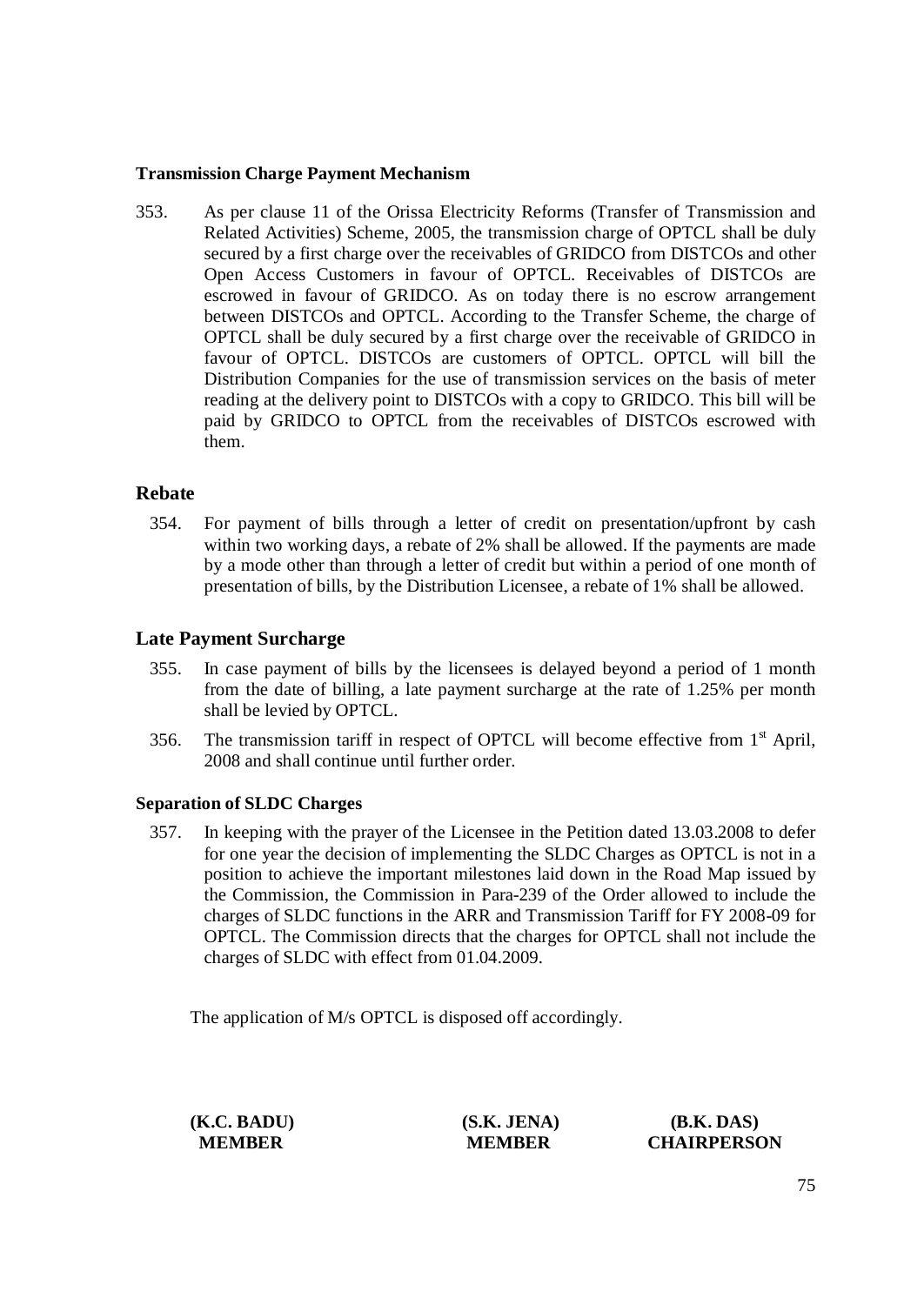#### Transmission Charge Payment Mechanism

353. As per clause 11 of the Orissa Electricity Reforms (Transfer of Transmission and Related Activities) Scheme, 2005, the transmission charge of OPTCL shall be duly secured by a first charge over the receivables of GRIDCO from DISTCOs and other Open Access Customers in favour of OPTCL. Receivables of DISTCOs are escrowed in favour of GRIDCO. As on today there is no escrow arrangement between DISTCOs and OPTCL. According to the Transfer Scheme, the charge of OPTCL shall be duly secured by a first charge over the receivable of GRIDCO in favour of OPTCL. DISTCOs are customers of OPTCL. OPTCL will bill the Distribution Companies for the use of transmission services on the basis of meter reading at the delivery point to DISTCOs with a copy to GRIDCO. This bill will be paid by GRIDCO to OPTCL from the receivables of DISTCOs escrowed with them.

### Rebate

354. For payment of bills through a letter of credit on presentation/upfront by cash within two working days, a rebate of 2% shall be allowed. If the payments are made by a mode other than through a letter of credit but within a period of one month of presentation of bills, by the Distribution Licensee, a rebate of 1% shall be allowed.

### Late Payment Surcharge

355. In case payment of bills by the licensees is delayed beyond a period of 1 month from the date of billing, a late payment surcharge at the rate of 1.25% per month shall be levied by OPTCL.

356. The transmission tariff in respect of OPTCL will become effective from 1st April, 2008 and shall continue until further order.

#### Separation of SLDC Charges

357. In keeping with the prayer of the Licensee in the Petition dated 13.03.2008 to defer for one year the decision of implementing the SLDC Charges as OPTCL is not in a position to achieve the important milestones laid down in the Road Map issued by the Commission, the Commission in Para-239 of the Order allowed to include the charges of SLDC functions in the ARR and Transmission Tariff for FY 2008-09 for OPTCL. The Commission directs that the charges for OPTCL shall not include the charges of SLDC with effect from 01.04.2009.

The application of M/s OPTCL is disposed off accordingly.

**(K.C. BADU)**
**MEMBER**

**(S.K. JENA)**
**MEMBER**

**(B.K. DAS)**
**CHAIRPERSON**